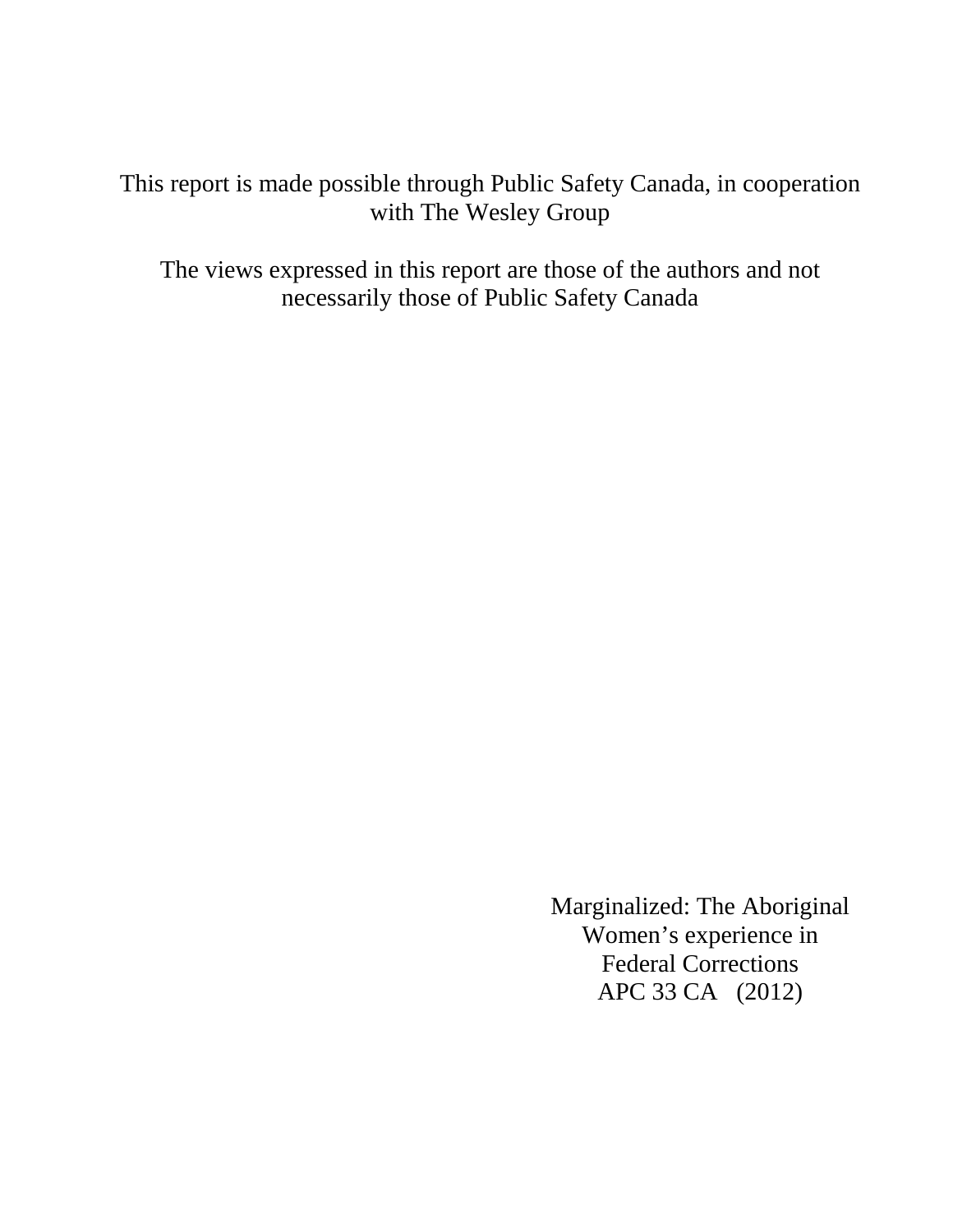This report is made possible through Public Safety Canada, in cooperation with The Wesley Group

The views expressed in this report are those of the authors and not necessarily those of Public Safety Canada

Marginalized: The Aboriginal Women's experience in Federal Corrections
APC 33 CA (2012)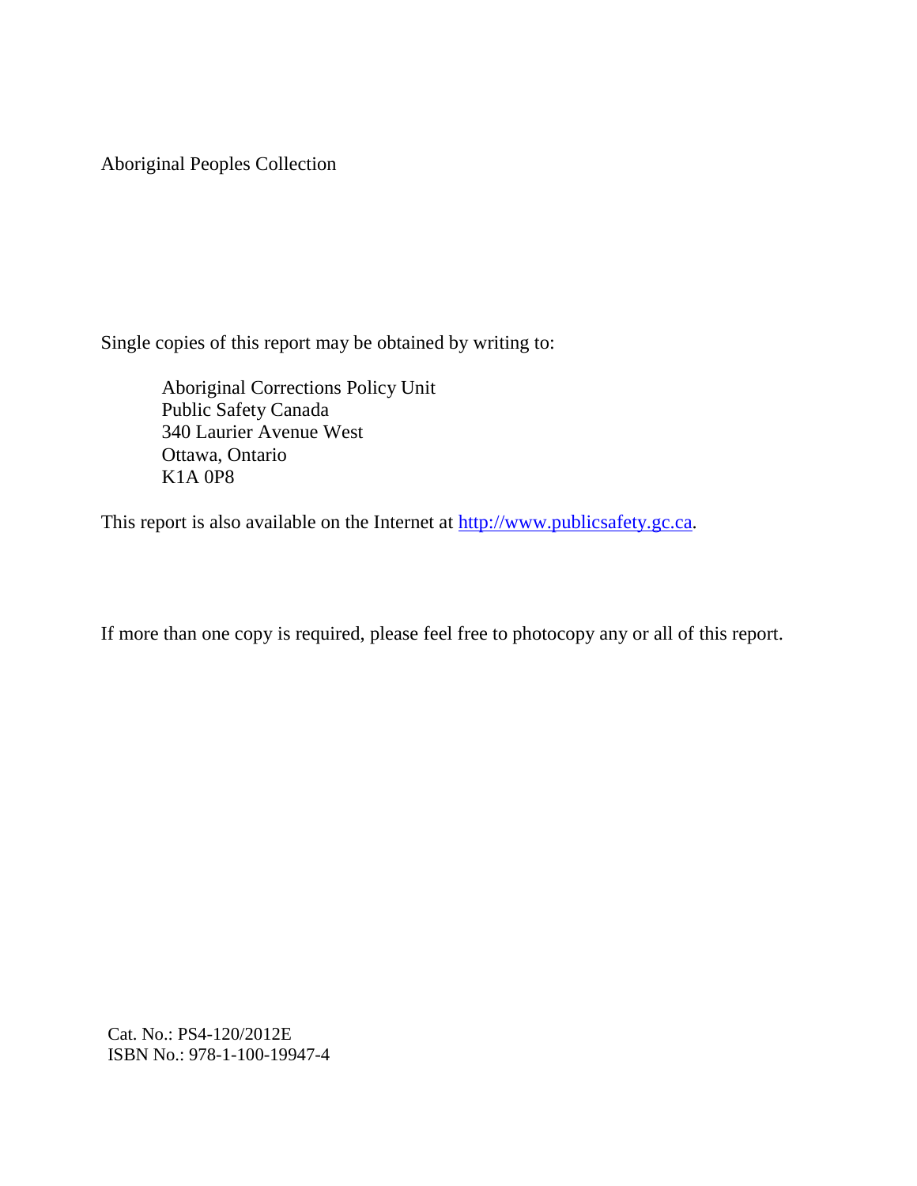Aboriginal Peoples Collection

Single copies of this report may be obtained by writing to:

Aboriginal Corrections Policy Unit
Public Safety Canada
340 Laurier Avenue West
Ottawa, Ontario
K1A 0P8

This report is also available on the Internet at http://www.publicsafety.gc.ca.

If more than one copy is required, please feel free to photocopy any or all of this report.

Cat. No.: PS4-120/2012E
ISBN No.: 978-1-100-19947-4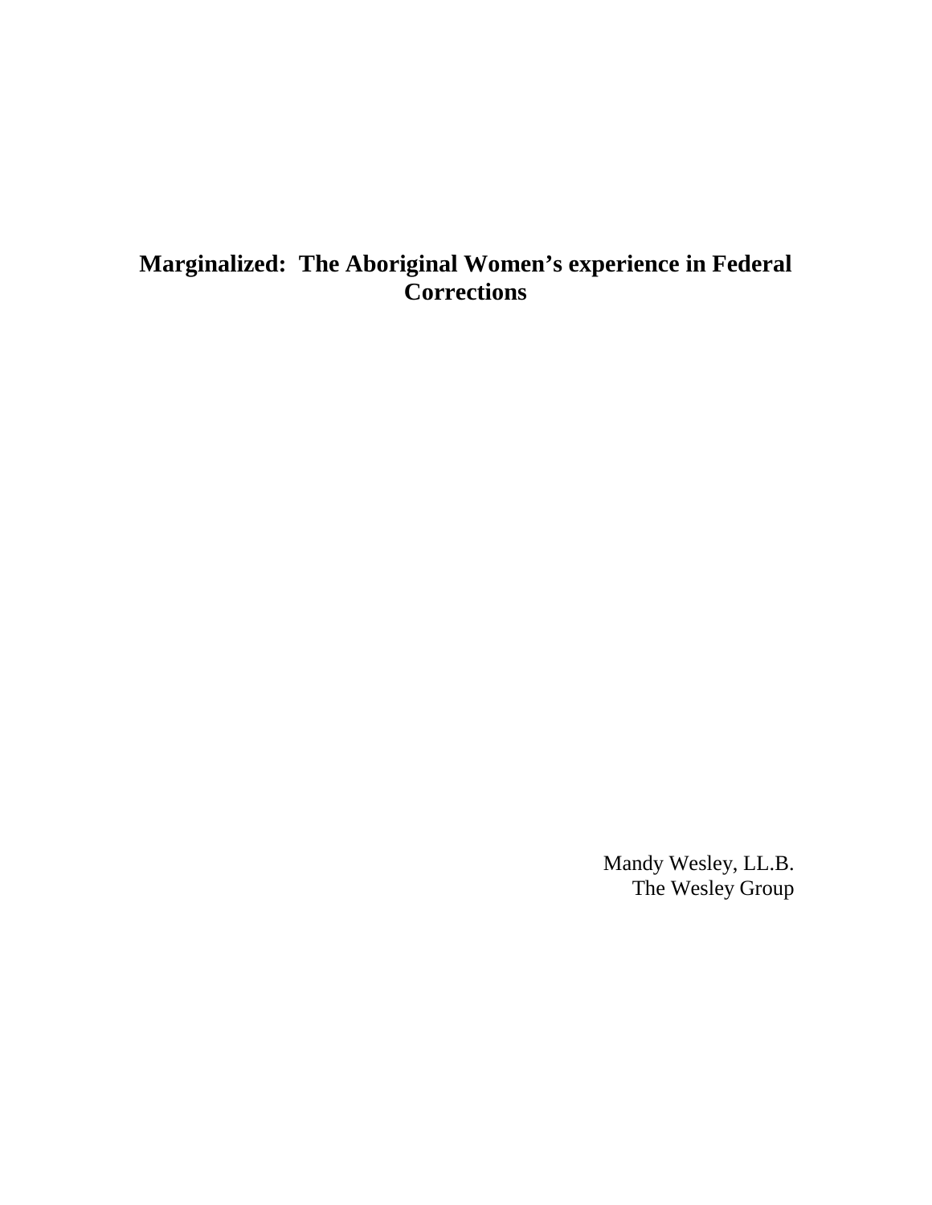# Marginalized: The Aboriginal Women's experience in Federal Corrections

Mandy Wesley, LL.B.
The Wesley Group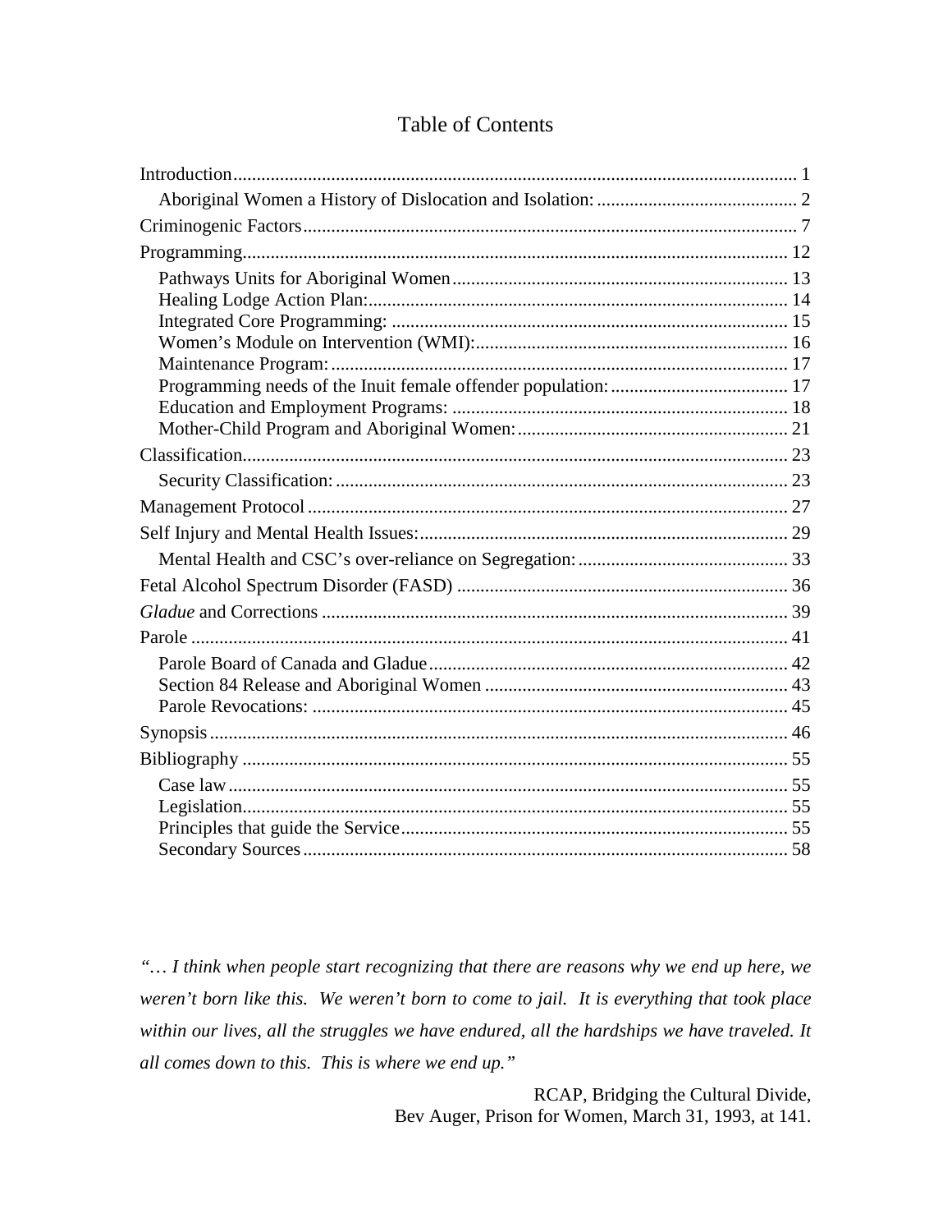# Table of Contents

- Introduction ... 1
  - Aboriginal Women a History of Dislocation and Isolation: ... 2
- Criminogenic Factors ... 7
- Programming ... 12
  - Pathways Units for Aboriginal Women ... 13
  - Healing Lodge Action Plan: ... 14
  - Integrated Core Programming: ... 15
  - Women's Module on Intervention (WMI): ... 16
  - Maintenance Program: ... 17
  - Programming needs of the Inuit female offender population: ... 17
  - Education and Employment Programs: ... 18
  - Mother-Child Program and Aboriginal Women: ... 21
- Classification ... 23
  - Security Classification: ... 23
- Management Protocol ... 27
- Self Injury and Mental Health Issues: ... 29
  - Mental Health and CSC's over-reliance on Segregation: ... 33
- Fetal Alcohol Spectrum Disorder (FASD) ... 36
- *Gladue* and Corrections ... 39
- Parole ... 41
  - Parole Board of Canada and Gladue ... 42
  - Section 84 Release and Aboriginal Women ... 43
  - Parole Revocations: ... 45
- Synopsis ... 46
- Bibliography ... 55
  - Case law ... 55
  - Legislation ... 55
  - Principles that guide the Service ... 55
  - Secondary Sources ... 58

*"… I think when people start recognizing that there are reasons why we end up here, we weren't born like this. We weren't born to come to jail. It is everything that took place within our lives, all the struggles we have endured, all the hardships we have traveled. It all comes down to this. This is where we end up."*

RCAP, Bridging the Cultural Divide,
Bev Auger, Prison for Women, March 31, 1993, at 141.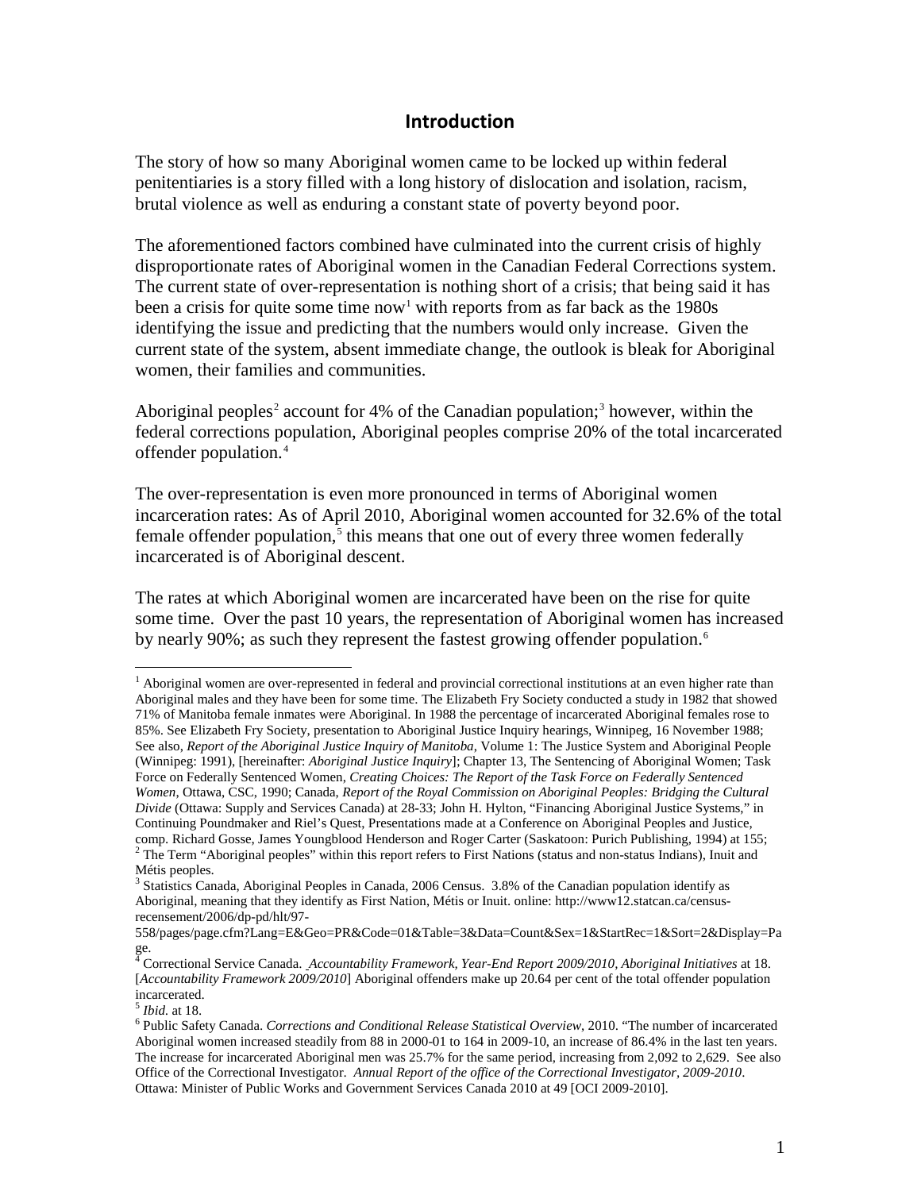## Introduction

The story of how so many Aboriginal women came to be locked up within federal penitentiaries is a story filled with a long history of dislocation and isolation, racism, brutal violence as well as enduring a constant state of poverty beyond poor.

The aforementioned factors combined have culminated into the current crisis of highly disproportionate rates of Aboriginal women in the Canadian Federal Corrections system. The current state of over-representation is nothing short of a crisis; that being said it has been a crisis for quite some time now[1] with reports from as far back as the 1980s identifying the issue and predicting that the numbers would only increase. Given the current state of the system, absent immediate change, the outlook is bleak for Aboriginal women, their families and communities.

Aboriginal peoples[2] account for 4% of the Canadian population;[3] however, within the federal corrections population, Aboriginal peoples comprise 20% of the total incarcerated offender population.[4]

The over-representation is even more pronounced in terms of Aboriginal women incarceration rates: As of April 2010, Aboriginal women accounted for 32.6% of the total female offender population,[5] this means that one out of every three women federally incarcerated is of Aboriginal descent.

The rates at which Aboriginal women are incarcerated have been on the rise for quite some time. Over the past 10 years, the representation of Aboriginal women has increased by nearly 90%; as such they represent the fastest growing offender population.[6]

---

[1] Aboriginal women are over-represented in federal and provincial correctional institutions at an even higher rate than Aboriginal males and they have been for some time. The Elizabeth Fry Society conducted a study in 1982 that showed 71% of Manitoba female inmates were Aboriginal. In 1988 the percentage of incarcerated Aboriginal females rose to 85%. See Elizabeth Fry Society, presentation to Aboriginal Justice Inquiry hearings, Winnipeg, 16 November 1988; See also, *Report of the Aboriginal Justice Inquiry of Manitoba*, Volume 1: The Justice System and Aboriginal People (Winnipeg: 1991), [hereinafter: *Aboriginal Justice Inquiry*]; Chapter 13, The Sentencing of Aboriginal Women; Task Force on Federally Sentenced Women, *Creating Choices: The Report of the Task Force on Federally Sentenced Women*, Ottawa, CSC, 1990; Canada, *Report of the Royal Commission on Aboriginal Peoples: Bridging the Cultural Divide* (Ottawa: Supply and Services Canada) at 28-33; John H. Hylton, "Financing Aboriginal Justice Systems," in Continuing Poundmaker and Riel's Quest, Presentations made at a Conference on Aboriginal Peoples and Justice, comp. Richard Gosse, James Youngblood Henderson and Roger Carter (Saskatoon: Purich Publishing, 1994) at 155;

[2] The Term "Aboriginal peoples" within this report refers to First Nations (status and non-status Indians), Inuit and Métis peoples.

[3] Statistics Canada, Aboriginal Peoples in Canada, 2006 Census. 3.8% of the Canadian population identify as Aboriginal, meaning that they identify as First Nation, Métis or Inuit. online: http://www12.statcan.ca/census-recensement/2006/dp-pd/hlt/97-558/pages/page.cfm?Lang=E&Geo=PR&Code=01&Table=3&Data=Count&Sex=1&StartRec=1&Sort=2&Display=Page.

[4] Correctional Service Canada. *Accountability Framework, Year-End Report 2009/2010, Aboriginal Initiatives* at 18. [*Accountability Framework 2009/2010*] Aboriginal offenders make up 20.64 per cent of the total offender population incarcerated.

[5] *Ibid.* at 18.

[6] Public Safety Canada. *Corrections and Conditional Release Statistical Overview*, 2010. "The number of incarcerated Aboriginal women increased steadily from 88 in 2000-01 to 164 in 2009-10, an increase of 86.4% in the last ten years. The increase for incarcerated Aboriginal men was 25.7% for the same period, increasing from 2,092 to 2,629. See also Office of the Correctional Investigator. *Annual Report of the office of the Correctional Investigator, 2009-2010*. Ottawa: Minister of Public Works and Government Services Canada 2010 at 49 [OCI 2009-2010].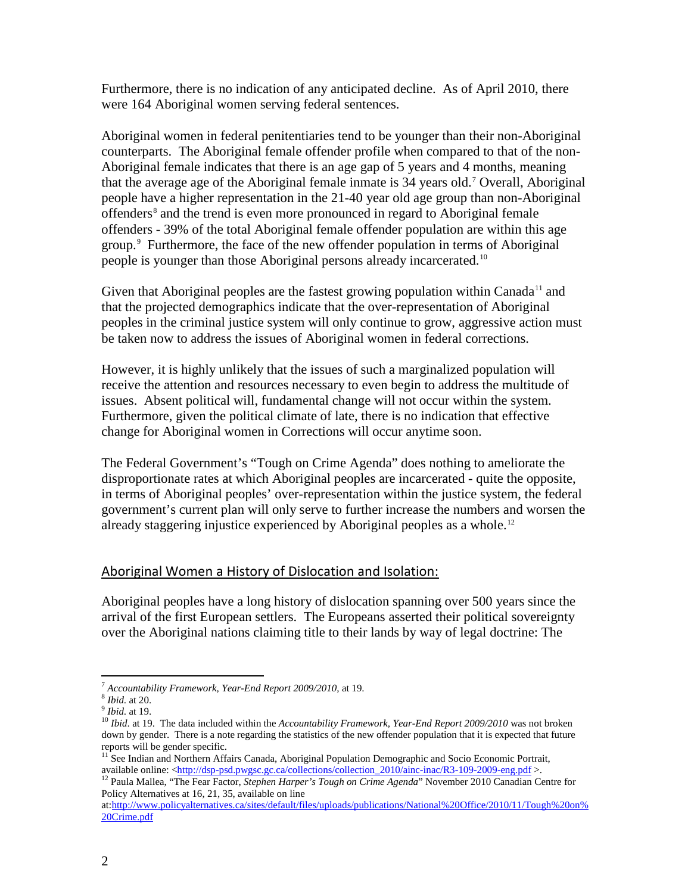Furthermore, there is no indication of any anticipated decline. As of April 2010, there were 164 Aboriginal women serving federal sentences.

Aboriginal women in federal penitentiaries tend to be younger than their non-Aboriginal counterparts. The Aboriginal female offender profile when compared to that of the non-Aboriginal female indicates that there is an age gap of 5 years and 4 months, meaning that the average age of the Aboriginal female inmate is 34 years old.[7] Overall, Aboriginal people have a higher representation in the 21-40 year old age group than non-Aboriginal offenders[8] and the trend is even more pronounced in regard to Aboriginal female offenders - 39% of the total Aboriginal female offender population are within this age group.[9] Furthermore, the face of the new offender population in terms of Aboriginal people is younger than those Aboriginal persons already incarcerated.[10]

Given that Aboriginal peoples are the fastest growing population within Canada[11] and that the projected demographics indicate that the over-representation of Aboriginal peoples in the criminal justice system will only continue to grow, aggressive action must be taken now to address the issues of Aboriginal women in federal corrections.

However, it is highly unlikely that the issues of such a marginalized population will receive the attention and resources necessary to even begin to address the multitude of issues. Absent political will, fundamental change will not occur within the system. Furthermore, given the political climate of late, there is no indication that effective change for Aboriginal women in Corrections will occur anytime soon.

The Federal Government's "Tough on Crime Agenda" does nothing to ameliorate the disproportionate rates at which Aboriginal peoples are incarcerated - quite the opposite, in terms of Aboriginal peoples' over-representation within the justice system, the federal government's current plan will only serve to further increase the numbers and worsen the already staggering injustice experienced by Aboriginal peoples as a whole.[12]

## Aboriginal Women a History of Dislocation and Isolation:

Aboriginal peoples have a long history of dislocation spanning over 500 years since the arrival of the first European settlers. The Europeans asserted their political sovereignty over the Aboriginal nations claiming title to their lands by way of legal doctrine: The

---

[7] *Accountability Framework, Year-End Report 2009/2010*, at 19.

[8] *Ibid.* at 20.

[9] *Ibid.* at 19.

[10] *Ibid.* at 19. The data included within the *Accountability Framework, Year-End Report 2009/2010* was not broken down by gender. There is a note regarding the statistics of the new offender population that it is expected that future reports will be gender specific.

[11] See Indian and Northern Affairs Canada, Aboriginal Population Demographic and Socio Economic Portrait, available online: <http://dsp-psd.pwgsc.gc.ca/collections/collection_2010/ainc-inac/R3-109-2009-eng.pdf >.

[12] Paula Mallea, "The Fear Factor, *Stephen Harper's Tough on Crime Agenda*" November 2010 Canadian Centre for Policy Alternatives at 16, 21, 35, available on line at:http://www.policyalternatives.ca/sites/default/files/uploads/publications/National%20Office/2010/11/Tough%20on%20Crime.pdf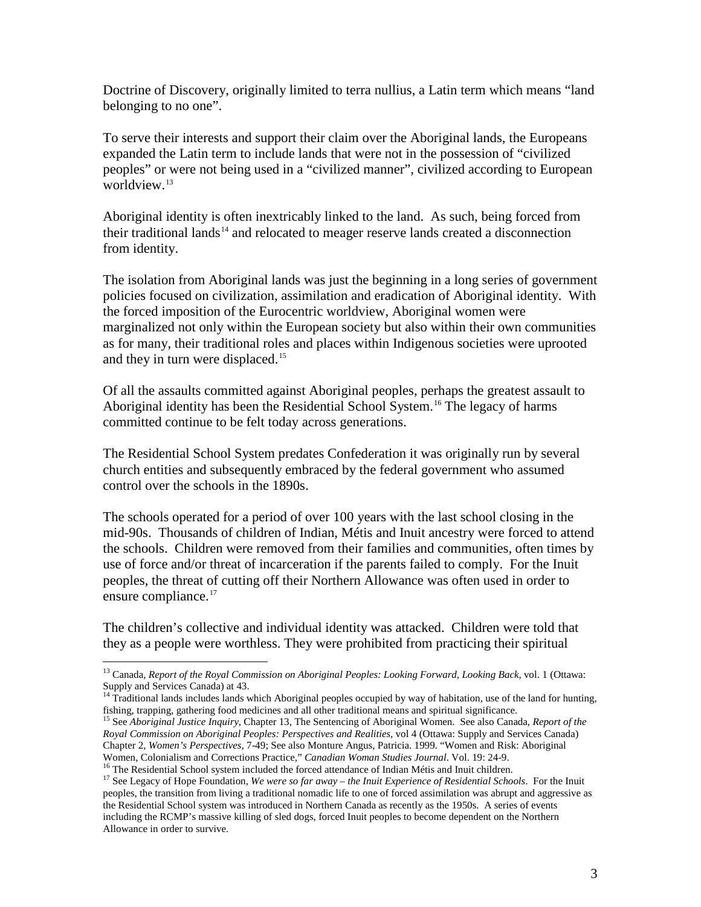Doctrine of Discovery, originally limited to terra nullius, a Latin term which means "land belonging to no one".

To serve their interests and support their claim over the Aboriginal lands, the Europeans expanded the Latin term to include lands that were not in the possession of "civilized peoples" or were not being used in a "civilized manner", civilized according to European worldview.[13]

Aboriginal identity is often inextricably linked to the land. As such, being forced from their traditional lands[14] and relocated to meager reserve lands created a disconnection from identity.

The isolation from Aboriginal lands was just the beginning in a long series of government policies focused on civilization, assimilation and eradication of Aboriginal identity. With the forced imposition of the Eurocentric worldview, Aboriginal women were marginalized not only within the European society but also within their own communities as for many, their traditional roles and places within Indigenous societies were uprooted and they in turn were displaced.[15]

Of all the assaults committed against Aboriginal peoples, perhaps the greatest assault to Aboriginal identity has been the Residential School System.[16] The legacy of harms committed continue to be felt today across generations.

The Residential School System predates Confederation it was originally run by several church entities and subsequently embraced by the federal government who assumed control over the schools in the 1890s.

The schools operated for a period of over 100 years with the last school closing in the mid-90s. Thousands of children of Indian, Métis and Inuit ancestry were forced to attend the schools. Children were removed from their families and communities, often times by use of force and/or threat of incarceration if the parents failed to comply. For the Inuit peoples, the threat of cutting off their Northern Allowance was often used in order to ensure compliance.[17]

The children's collective and individual identity was attacked. Children were told that they as a people were worthless. They were prohibited from practicing their spiritual

---

[13] Canada, *Report of the Royal Commission on Aboriginal Peoples: Looking Forward, Looking Back*, vol. 1 (Ottawa: Supply and Services Canada) at 43.

[14] Traditional lands includes lands which Aboriginal peoples occupied by way of habitation, use of the land for hunting, fishing, trapping, gathering food medicines and all other traditional means and spiritual significance.

[15] See *Aboriginal Justice Inquiry*, Chapter 13, The Sentencing of Aboriginal Women. See also Canada, *Report of the Royal Commission on Aboriginal Peoples: Perspectives and Realities*, vol 4 (Ottawa: Supply and Services Canada) Chapter 2, *Women's Perspectives*, 7-49; See also Monture Angus, Patricia. 1999. "Women and Risk: Aboriginal Women, Colonialism and Corrections Practice," *Canadian Woman Studies Journal*. Vol. 19: 24-9.

[16] The Residential School system included the forced attendance of Indian Métis and Inuit children.

[17] See Legacy of Hope Foundation, *We were so far away – the Inuit Experience of Residential Schools*. For the Inuit peoples, the transition from living a traditional nomadic life to one of forced assimilation was abrupt and aggressive as the Residential School system was introduced in Northern Canada as recently as the 1950s. A series of events including the RCMP's massive killing of sled dogs, forced Inuit peoples to become dependent on the Northern Allowance in order to survive.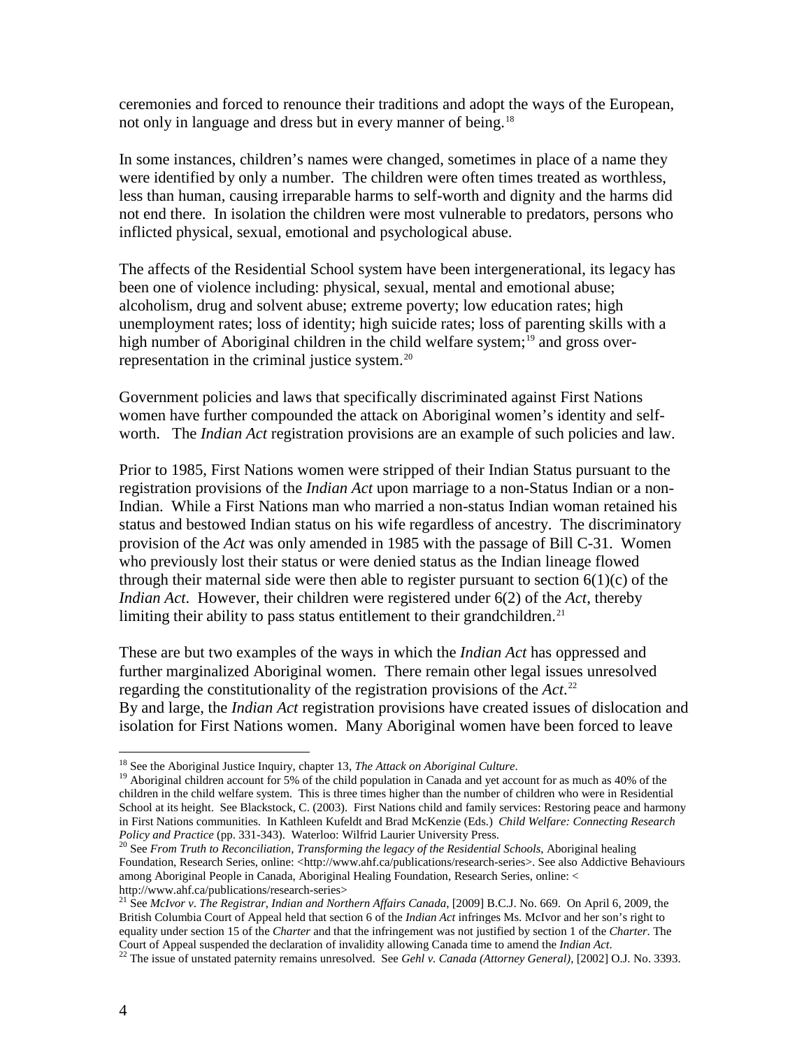ceremonies and forced to renounce their traditions and adopt the ways of the European, not only in language and dress but in every manner of being.[18]

In some instances, children's names were changed, sometimes in place of a name they were identified by only a number. The children were often times treated as worthless, less than human, causing irreparable harms to self-worth and dignity and the harms did not end there. In isolation the children were most vulnerable to predators, persons who inflicted physical, sexual, emotional and psychological abuse.

The affects of the Residential School system have been intergenerational, its legacy has been one of violence including: physical, sexual, mental and emotional abuse; alcoholism, drug and solvent abuse; extreme poverty; low education rates; high unemployment rates; loss of identity; high suicide rates; loss of parenting skills with a high number of Aboriginal children in the child welfare system;[19] and gross over-representation in the criminal justice system.[20]

Government policies and laws that specifically discriminated against First Nations women have further compounded the attack on Aboriginal women's identity and self-worth. The *Indian Act* registration provisions are an example of such policies and law.

Prior to 1985, First Nations women were stripped of their Indian Status pursuant to the registration provisions of the *Indian Act* upon marriage to a non-Status Indian or a non-Indian. While a First Nations man who married a non-status Indian woman retained his status and bestowed Indian status on his wife regardless of ancestry. The discriminatory provision of the *Act* was only amended in 1985 with the passage of Bill C-31. Women who previously lost their status or were denied status as the Indian lineage flowed through their maternal side were then able to register pursuant to section 6(1)(c) of the *Indian Act*. However, their children were registered under 6(2) of the *Act*, thereby limiting their ability to pass status entitlement to their grandchildren.[21]

These are but two examples of the ways in which the *Indian Act* has oppressed and further marginalized Aboriginal women. There remain other legal issues unresolved regarding the constitutionality of the registration provisions of the *Act*.[22]
By and large, the *Indian Act* registration provisions have created issues of dislocation and isolation for First Nations women. Many Aboriginal women have been forced to leave

---

[18] See the Aboriginal Justice Inquiry, chapter 13, *The Attack on Aboriginal Culture*.

[19] Aboriginal children account for 5% of the child population in Canada and yet account for as much as 40% of the children in the child welfare system. This is three times higher than the number of children who were in Residential School at its height. See Blackstock, C. (2003). First Nations child and family services: Restoring peace and harmony in First Nations communities. In Kathleen Kufeldt and Brad McKenzie (Eds.) *Child Welfare: Connecting Research Policy and Practice* (pp. 331-343). Waterloo: Wilfrid Laurier University Press.

[20] See *From Truth to Reconciliation, Transforming the legacy of the Residential Schools*, Aboriginal healing Foundation, Research Series, online: <http://www.ahf.ca/publications/research-series>. See also Addictive Behaviours among Aboriginal People in Canada, Aboriginal Healing Foundation, Research Series, online: < http://www.ahf.ca/publications/research-series>

[21] See *McIvor v. The Registrar, Indian and Northern Affairs Canada*, [2009] B.C.J. No. 669. On April 6, 2009, the British Columbia Court of Appeal held that section 6 of the *Indian Act* infringes Ms. McIvor and her son's right to equality under section 15 of the *Charter* and that the infringement was not justified by section 1 of the *Charter*. The Court of Appeal suspended the declaration of invalidity allowing Canada time to amend the *Indian Act*.

[22] The issue of unstated paternity remains unresolved. See *Gehl v. Canada (Attorney General)*, [2002] O.J. No. 3393.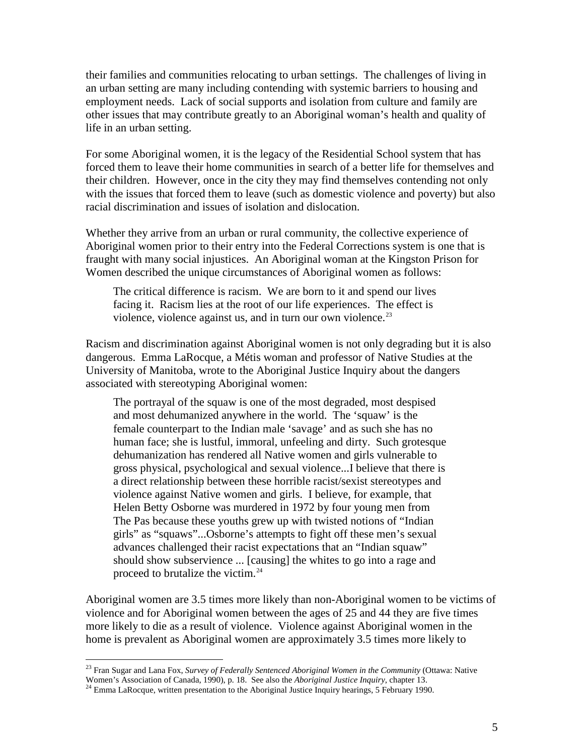their families and communities relocating to urban settings. The challenges of living in an urban setting are many including contending with systemic barriers to housing and employment needs. Lack of social supports and isolation from culture and family are other issues that may contribute greatly to an Aboriginal woman's health and quality of life in an urban setting.

For some Aboriginal women, it is the legacy of the Residential School system that has forced them to leave their home communities in search of a better life for themselves and their children. However, once in the city they may find themselves contending not only with the issues that forced them to leave (such as domestic violence and poverty) but also racial discrimination and issues of isolation and dislocation.

Whether they arrive from an urban or rural community, the collective experience of Aboriginal women prior to their entry into the Federal Corrections system is one that is fraught with many social injustices. An Aboriginal woman at the Kingston Prison for Women described the unique circumstances of Aboriginal women as follows:

> The critical difference is racism. We are born to it and spend our lives facing it. Racism lies at the root of our life experiences. The effect is violence, violence against us, and in turn our own violence.[23]

Racism and discrimination against Aboriginal women is not only degrading but it is also dangerous. Emma LaRocque, a Métis woman and professor of Native Studies at the University of Manitoba, wrote to the Aboriginal Justice Inquiry about the dangers associated with stereotyping Aboriginal women:

> The portrayal of the squaw is one of the most degraded, most despised and most dehumanized anywhere in the world. The 'squaw' is the female counterpart to the Indian male 'savage' and as such she has no human face; she is lustful, immoral, unfeeling and dirty. Such grotesque dehumanization has rendered all Native women and girls vulnerable to gross physical, psychological and sexual violence...I believe that there is a direct relationship between these horrible racist/sexist stereotypes and violence against Native women and girls. I believe, for example, that Helen Betty Osborne was murdered in 1972 by four young men from The Pas because these youths grew up with twisted notions of "Indian girls" as "squaws"...Osborne's attempts to fight off these men's sexual advances challenged their racist expectations that an "Indian squaw" should show subservience ... [causing] the whites to go into a rage and proceed to brutalize the victim.[24]

Aboriginal women are 3.5 times more likely than non-Aboriginal women to be victims of violence and for Aboriginal women between the ages of 25 and 44 they are five times more likely to die as a result of violence. Violence against Aboriginal women in the home is prevalent as Aboriginal women are approximately 3.5 times more likely to

---

[23] Fran Sugar and Lana Fox, *Survey of Federally Sentenced Aboriginal Women in the Community* (Ottawa: Native Women's Association of Canada, 1990), p. 18. See also the *Aboriginal Justice Inquiry*, chapter 13.

[24] Emma LaRocque, written presentation to the Aboriginal Justice Inquiry hearings, 5 February 1990.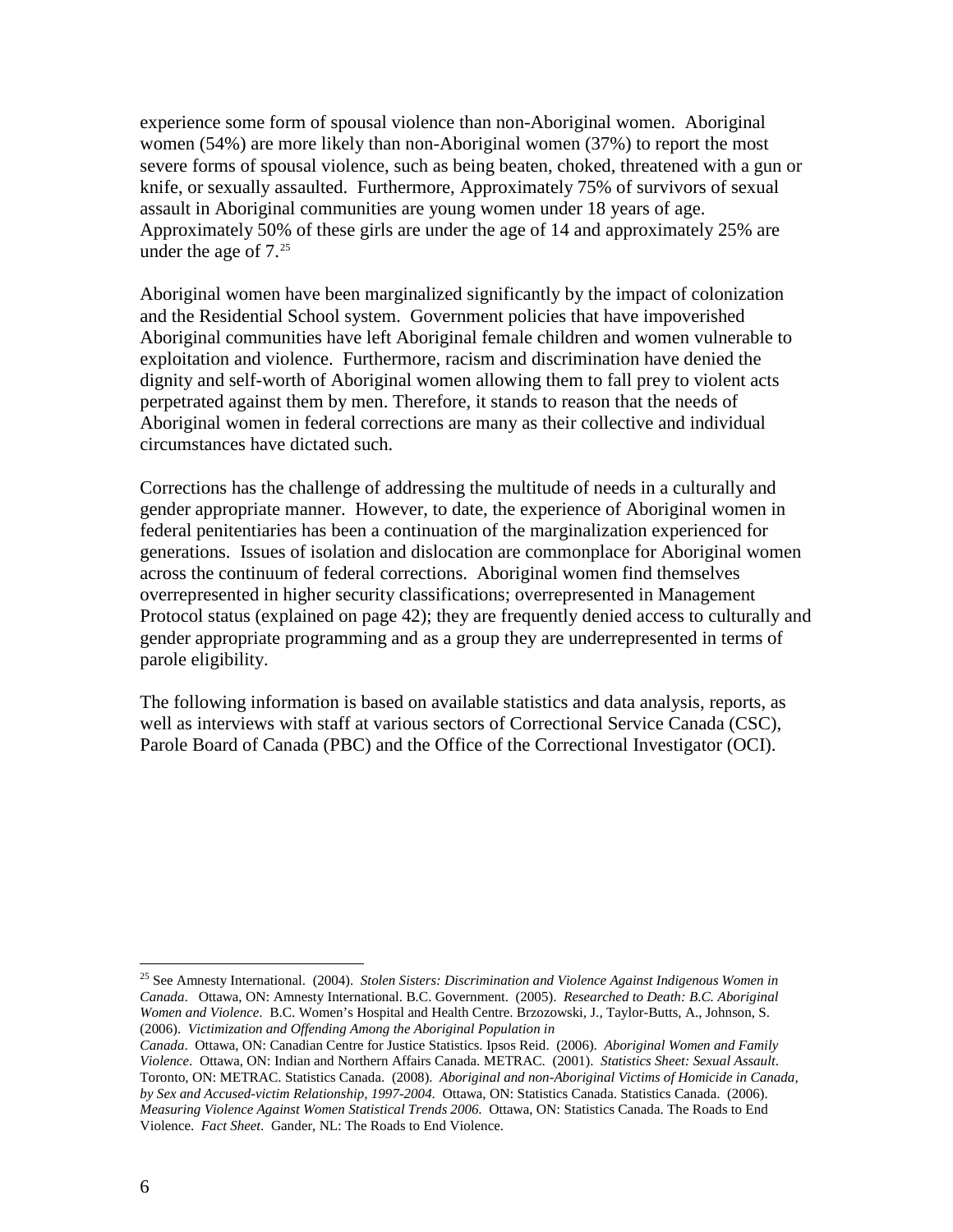experience some form of spousal violence than non-Aboriginal women. Aboriginal women (54%) are more likely than non-Aboriginal women (37%) to report the most severe forms of spousal violence, such as being beaten, choked, threatened with a gun or knife, or sexually assaulted. Furthermore, Approximately 75% of survivors of sexual assault in Aboriginal communities are young women under 18 years of age. Approximately 50% of these girls are under the age of 14 and approximately 25% are under the age of 7.[25]

Aboriginal women have been marginalized significantly by the impact of colonization and the Residential School system. Government policies that have impoverished Aboriginal communities have left Aboriginal female children and women vulnerable to exploitation and violence. Furthermore, racism and discrimination have denied the dignity and self-worth of Aboriginal women allowing them to fall prey to violent acts perpetrated against them by men. Therefore, it stands to reason that the needs of Aboriginal women in federal corrections are many as their collective and individual circumstances have dictated such.

Corrections has the challenge of addressing the multitude of needs in a culturally and gender appropriate manner. However, to date, the experience of Aboriginal women in federal penitentiaries has been a continuation of the marginalization experienced for generations. Issues of isolation and dislocation are commonplace for Aboriginal women across the continuum of federal corrections. Aboriginal women find themselves overrepresented in higher security classifications; overrepresented in Management Protocol status (explained on page 42); they are frequently denied access to culturally and gender appropriate programming and as a group they are underrepresented in terms of parole eligibility.

The following information is based on available statistics and data analysis, reports, as well as interviews with staff at various sectors of Correctional Service Canada (CSC), Parole Board of Canada (PBC) and the Office of the Correctional Investigator (OCI).

---

[25] See Amnesty International. (2004). *Stolen Sisters: Discrimination and Violence Against Indigenous Women in Canada*. Ottawa, ON: Amnesty International. B.C. Government. (2005). *Researched to Death: B.C. Aboriginal Women and Violence*. B.C. Women's Hospital and Health Centre. Brzozowski, J., Taylor-Butts, A., Johnson, S. (2006). *Victimization and Offending Among the Aboriginal Population in Canada*. Ottawa, ON: Canadian Centre for Justice Statistics. Ipsos Reid. (2006). *Aboriginal Women and Family Violence*. Ottawa, ON: Indian and Northern Affairs Canada. METRAC. (2001). *Statistics Sheet: Sexual Assault*. Toronto, ON: METRAC. Statistics Canada. (2008). *Aboriginal and non-Aboriginal Victims of Homicide in Canada, by Sex and Accused-victim Relationship, 1997-2004*. Ottawa, ON: Statistics Canada. Statistics Canada. (2006). *Measuring Violence Against Women Statistical Trends 2006*. Ottawa, ON: Statistics Canada. The Roads to End Violence. *Fact Sheet*. Gander, NL: The Roads to End Violence.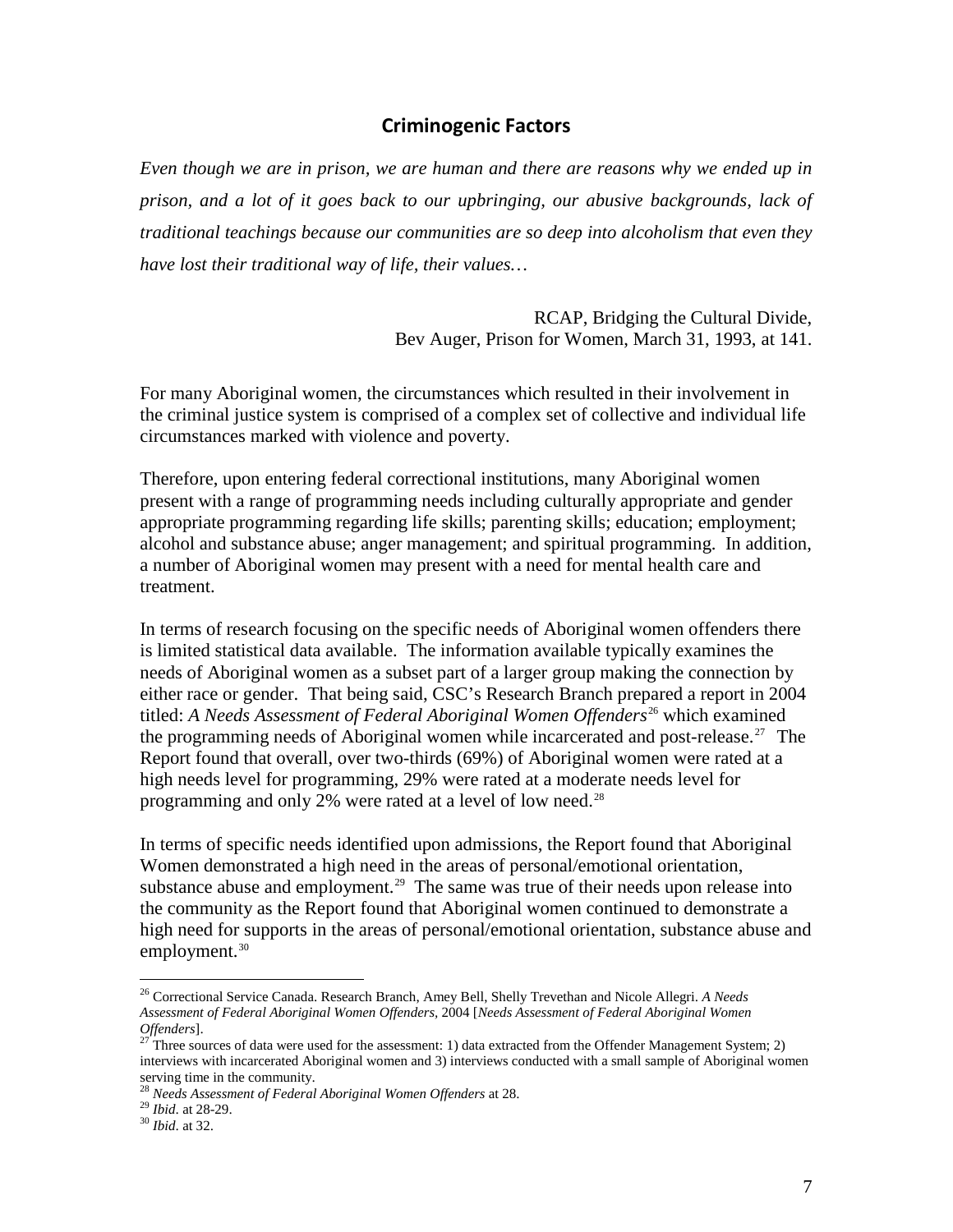## Criminogenic Factors

*Even though we are in prison, we are human and there are reasons why we ended up in prison, and a lot of it goes back to our upbringing, our abusive backgrounds, lack of traditional teachings because our communities are so deep into alcoholism that even they have lost their traditional way of life, their values…*

RCAP, Bridging the Cultural Divide,
Bev Auger, Prison for Women, March 31, 1993, at 141.

For many Aboriginal women, the circumstances which resulted in their involvement in the criminal justice system is comprised of a complex set of collective and individual life circumstances marked with violence and poverty.

Therefore, upon entering federal correctional institutions, many Aboriginal women present with a range of programming needs including culturally appropriate and gender appropriate programming regarding life skills; parenting skills; education; employment; alcohol and substance abuse; anger management; and spiritual programming. In addition, a number of Aboriginal women may present with a need for mental health care and treatment.

In terms of research focusing on the specific needs of Aboriginal women offenders there is limited statistical data available. The information available typically examines the needs of Aboriginal women as a subset part of a larger group making the connection by either race or gender. That being said, CSC's Research Branch prepared a report in 2004 titled: *A Needs Assessment of Federal Aboriginal Women Offenders*[26] which examined the programming needs of Aboriginal women while incarcerated and post-release.[27] The Report found that overall, over two-thirds (69%) of Aboriginal women were rated at a high needs level for programming, 29% were rated at a moderate needs level for programming and only 2% were rated at a level of low need.[28]

In terms of specific needs identified upon admissions, the Report found that Aboriginal Women demonstrated a high need in the areas of personal/emotional orientation, substance abuse and employment.[29] The same was true of their needs upon release into the community as the Report found that Aboriginal women continued to demonstrate a high need for supports in the areas of personal/emotional orientation, substance abuse and employment.[30]

---

[26] Correctional Service Canada. Research Branch, Amey Bell, Shelly Trevethan and Nicole Allegri. *A Needs Assessment of Federal Aboriginal Women Offenders*, 2004 [*Needs Assessment of Federal Aboriginal Women Offenders*].

[27] Three sources of data were used for the assessment: 1) data extracted from the Offender Management System; 2) interviews with incarcerated Aboriginal women and 3) interviews conducted with a small sample of Aboriginal women serving time in the community.

[28] *Needs Assessment of Federal Aboriginal Women Offenders* at 28.

[29] *Ibid.* at 28-29.

[30] *Ibid*. at 32.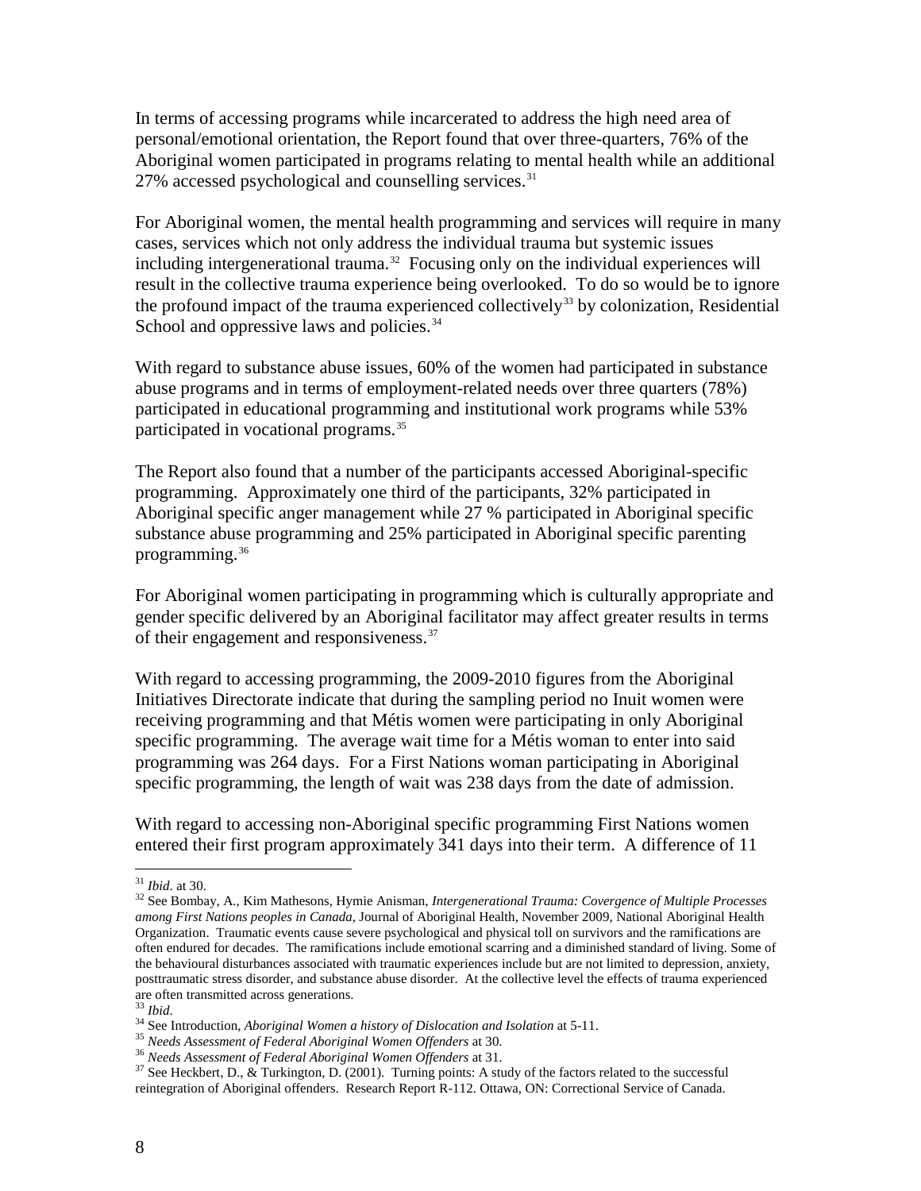In terms of accessing programs while incarcerated to address the high need area of personal/emotional orientation, the Report found that over three-quarters, 76% of the Aboriginal women participated in programs relating to mental health while an additional 27% accessed psychological and counselling services.[31]

For Aboriginal women, the mental health programming and services will require in many cases, services which not only address the individual trauma but systemic issues including intergenerational trauma.[32] Focusing only on the individual experiences will result in the collective trauma experience being overlooked. To do so would be to ignore the profound impact of the trauma experienced collectively[33] by colonization, Residential School and oppressive laws and policies.[34]

With regard to substance abuse issues, 60% of the women had participated in substance abuse programs and in terms of employment-related needs over three quarters (78%) participated in educational programming and institutional work programs while 53% participated in vocational programs.[35]

The Report also found that a number of the participants accessed Aboriginal-specific programming. Approximately one third of the participants, 32% participated in Aboriginal specific anger management while 27 % participated in Aboriginal specific substance abuse programming and 25% participated in Aboriginal specific parenting programming.[36]

For Aboriginal women participating in programming which is culturally appropriate and gender specific delivered by an Aboriginal facilitator may affect greater results in terms of their engagement and responsiveness.[37]

With regard to accessing programming, the 2009-2010 figures from the Aboriginal Initiatives Directorate indicate that during the sampling period no Inuit women were receiving programming and that Métis women were participating in only Aboriginal specific programming. The average wait time for a Métis woman to enter into said programming was 264 days. For a First Nations woman participating in Aboriginal specific programming, the length of wait was 238 days from the date of admission.

With regard to accessing non-Aboriginal specific programming First Nations women entered their first program approximately 341 days into their term. A difference of 11

---

[31] *Ibid*. at 30.

[32] See Bombay, A., Kim Mathesons, Hymie Anisman, *Intergenerational Trauma: Covergence of Multiple Processes among First Nations peoples in Canada*, Journal of Aboriginal Health, November 2009, National Aboriginal Health Organization. Traumatic events cause severe psychological and physical toll on survivors and the ramifications are often endured for decades. The ramifications include emotional scarring and a diminished standard of living. Some of the behavioural disturbances associated with traumatic experiences include but are not limited to depression, anxiety, posttraumatic stress disorder, and substance abuse disorder. At the collective level the effects of trauma experienced are often transmitted across generations.

[33] *Ibid*.

[34] See Introduction, *Aboriginal Women a history of Dislocation and Isolation* at 5-11.

[35] *Needs Assessment of Federal Aboriginal Women Offenders* at 30.

[36] *Needs Assessment of Federal Aboriginal Women Offenders* at 31.

[37] See Heckbert, D., & Turkington, D. (2001). Turning points: A study of the factors related to the successful reintegration of Aboriginal offenders. Research Report R-112. Ottawa, ON: Correctional Service of Canada.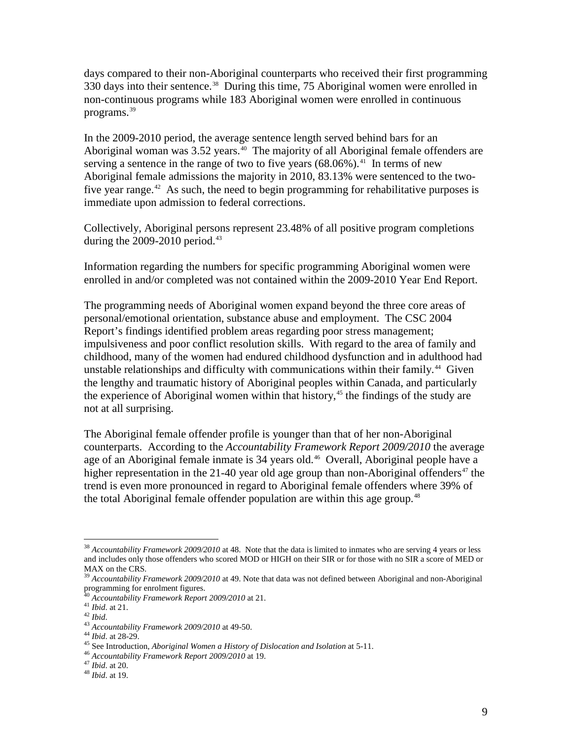days compared to their non-Aboriginal counterparts who received their first programming 330 days into their sentence.[38] During this time, 75 Aboriginal women were enrolled in non-continuous programs while 183 Aboriginal women were enrolled in continuous programs.[39]

In the 2009-2010 period, the average sentence length served behind bars for an Aboriginal woman was 3.52 years.[40] The majority of all Aboriginal female offenders are serving a sentence in the range of two to five years (68.06%).[41] In terms of new Aboriginal female admissions the majority in 2010, 83.13% were sentenced to the two-five year range.[42] As such, the need to begin programming for rehabilitative purposes is immediate upon admission to federal corrections.

Collectively, Aboriginal persons represent 23.48% of all positive program completions during the 2009-2010 period.[43]

Information regarding the numbers for specific programming Aboriginal women were enrolled in and/or completed was not contained within the 2009-2010 Year End Report.

The programming needs of Aboriginal women expand beyond the three core areas of personal/emotional orientation, substance abuse and employment. The CSC 2004 Report's findings identified problem areas regarding poor stress management; impulsiveness and poor conflict resolution skills. With regard to the area of family and childhood, many of the women had endured childhood dysfunction and in adulthood had unstable relationships and difficulty with communications within their family.[44] Given the lengthy and traumatic history of Aboriginal peoples within Canada, and particularly the experience of Aboriginal women within that history,[45] the findings of the study are not at all surprising.

The Aboriginal female offender profile is younger than that of her non-Aboriginal counterparts. According to the *Accountability Framework Report 2009/2010* the average age of an Aboriginal female inmate is 34 years old.[46] Overall, Aboriginal people have a higher representation in the 21-40 year old age group than non-Aboriginal offenders[47] the trend is even more pronounced in regard to Aboriginal female offenders where 39% of the total Aboriginal female offender population are within this age group.[48]

---

[38] *Accountability Framework 2009/2010* at 48. Note that the data is limited to inmates who are serving 4 years or less and includes only those offenders who scored MOD or HIGH on their SIR or for those with no SIR a score of MED or MAX on the CRS.

[39] *Accountability Framework 2009/2010* at 49. Note that data was not defined between Aboriginal and non-Aboriginal programming for enrolment figures.

[40] *Accountability Framework Report 2009/2010* at 21.

[41] *Ibid*. at 21.

[42] *Ibid*.

[43] *Accountability Framework 2009/2010* at 49-50.

[44] *Ibid*. at 28-29.

[45] See Introduction, *Aboriginal Women a History of Dislocation and Isolation* at 5-11.

[46] *Accountability Framework Report 2009/2010* at 19.

[47] *Ibid*. at 20.

[48] *Ibid*. at 19.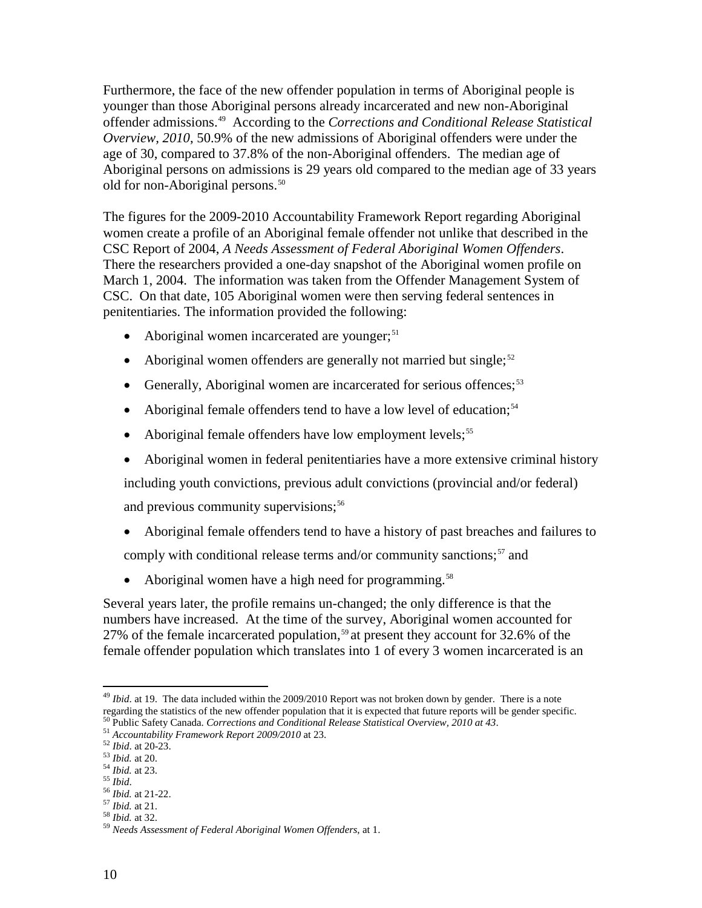Furthermore, the face of the new offender population in terms of Aboriginal people is younger than those Aboriginal persons already incarcerated and new non-Aboriginal offender admissions.[49] According to the *Corrections and Conditional Release Statistical Overview, 2010*, 50.9% of the new admissions of Aboriginal offenders were under the age of 30, compared to 37.8% of the non-Aboriginal offenders. The median age of Aboriginal persons on admissions is 29 years old compared to the median age of 33 years old for non-Aboriginal persons.[50]

The figures for the 2009-2010 Accountability Framework Report regarding Aboriginal women create a profile of an Aboriginal female offender not unlike that described in the CSC Report of 2004, *A Needs Assessment of Federal Aboriginal Women Offenders*. There the researchers provided a one-day snapshot of the Aboriginal women profile on March 1, 2004. The information was taken from the Offender Management System of CSC. On that date, 105 Aboriginal women were then serving federal sentences in penitentiaries. The information provided the following:

- Aboriginal women incarcerated are younger;[51]
- Aboriginal women offenders are generally not married but single;[52]
- Generally, Aboriginal women are incarcerated for serious offences;[53]
- Aboriginal female offenders tend to have a low level of education;[54]
- Aboriginal female offenders have low employment levels;[55]
- Aboriginal women in federal penitentiaries have a more extensive criminal history including youth convictions, previous adult convictions (provincial and/or federal) and previous community supervisions;[56]
- Aboriginal female offenders tend to have a history of past breaches and failures to comply with conditional release terms and/or community sanctions;[57] and
- Aboriginal women have a high need for programming.[58]

Several years later, the profile remains un-changed; the only difference is that the numbers have increased. At the time of the survey, Aboriginal women accounted for 27% of the female incarcerated population,[59] at present they account for 32.6% of the female offender population which translates into 1 of every 3 women incarcerated is an

---

[49] *Ibid*. at 19. The data included within the 2009/2010 Report was not broken down by gender. There is a note regarding the statistics of the new offender population that it is expected that future reports will be gender specific.
[50] Public Safety Canada. *Corrections and Conditional Release Statistical Overview, 2010 at 43*.
[51] *Accountability Framework Report 2009/2010* at 23.
[52] *Ibid*. at 20-23.
[53] *Ibid.* at 20.
[54] *Ibid.* at 23.
[55] *Ibid*.
[56] *Ibid.* at 21-22.
[57] *Ibid.* at 21.
[58] *Ibid.* at 32.
[59] *Needs Assessment of Federal Aboriginal Women Offenders*, at 1.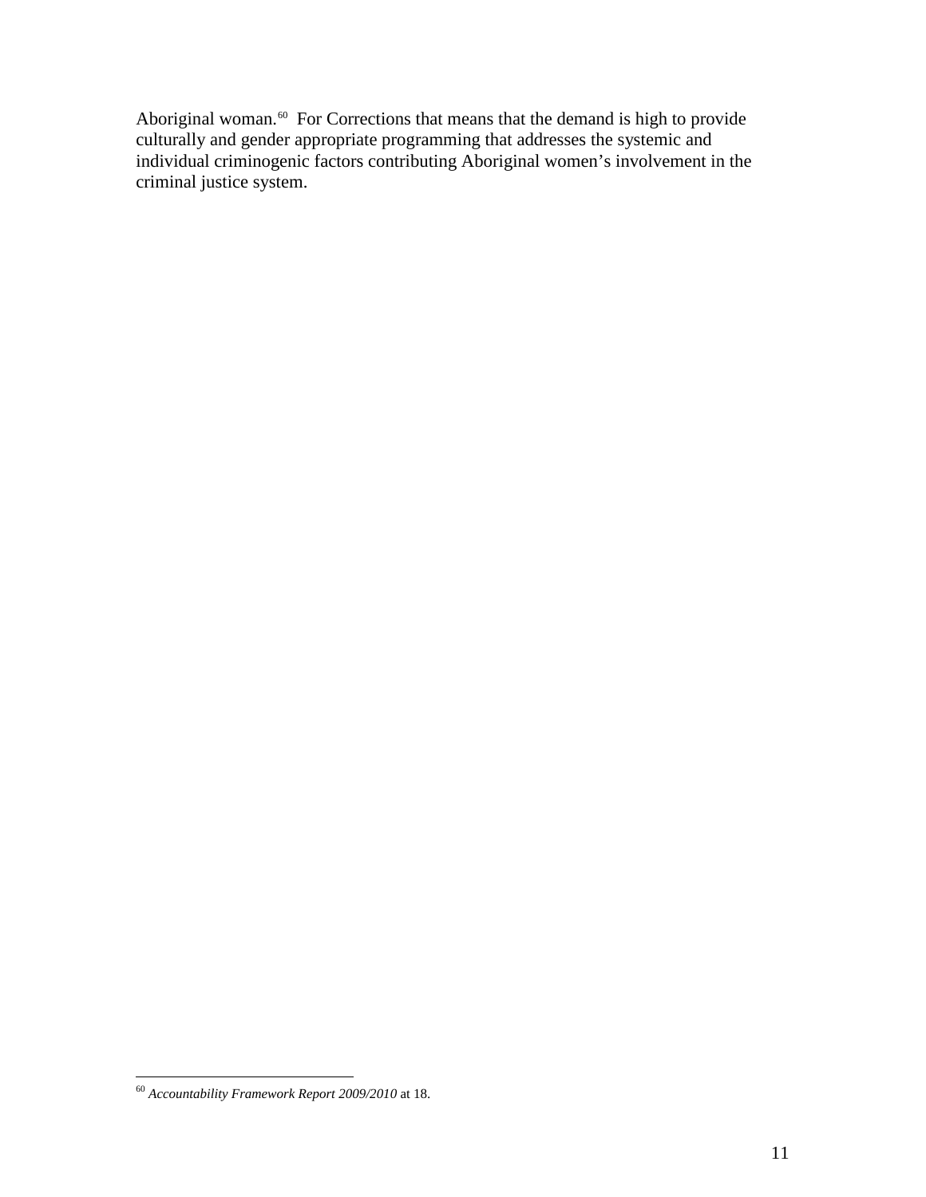Aboriginal woman.[60] For Corrections that means that the demand is high to provide culturally and gender appropriate programming that addresses the systemic and individual criminogenic factors contributing Aboriginal women's involvement in the criminal justice system.

---

[60] *Accountability Framework Report 2009/2010* at 18.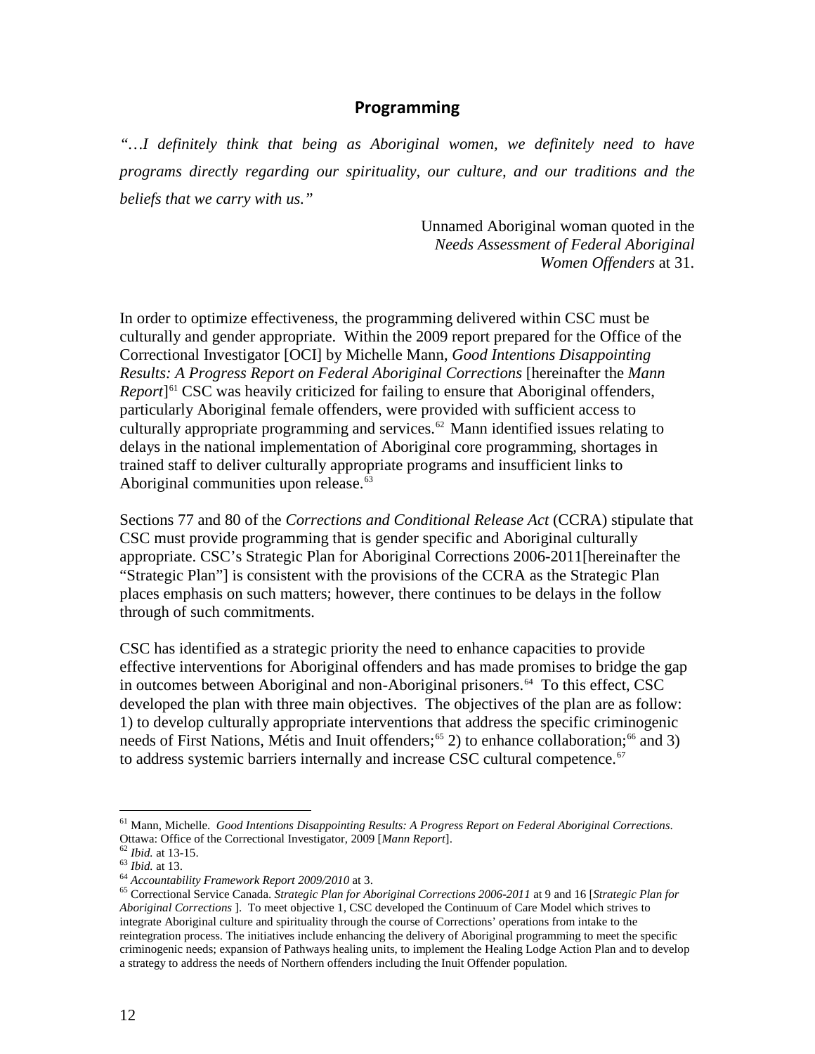## Programming

*"…I definitely think that being as Aboriginal women, we definitely need to have programs directly regarding our spirituality, our culture, and our traditions and the beliefs that we carry with us."*

Unnamed Aboriginal woman quoted in the *Needs Assessment of Federal Aboriginal Women Offenders* at 31.

In order to optimize effectiveness, the programming delivered within CSC must be culturally and gender appropriate. Within the 2009 report prepared for the Office of the Correctional Investigator [OCI] by Michelle Mann, *Good Intentions Disappointing Results: A Progress Report on Federal Aboriginal Corrections* [hereinafter the *Mann Report*][61] CSC was heavily criticized for failing to ensure that Aboriginal offenders, particularly Aboriginal female offenders, were provided with sufficient access to culturally appropriate programming and services.[62] Mann identified issues relating to delays in the national implementation of Aboriginal core programming, shortages in trained staff to deliver culturally appropriate programs and insufficient links to Aboriginal communities upon release.[63]

Sections 77 and 80 of the *Corrections and Conditional Release Act* (CCRA) stipulate that CSC must provide programming that is gender specific and Aboriginal culturally appropriate. CSC's Strategic Plan for Aboriginal Corrections 2006-2011[hereinafter the "Strategic Plan"] is consistent with the provisions of the CCRA as the Strategic Plan places emphasis on such matters; however, there continues to be delays in the follow through of such commitments.

CSC has identified as a strategic priority the need to enhance capacities to provide effective interventions for Aboriginal offenders and has made promises to bridge the gap in outcomes between Aboriginal and non-Aboriginal prisoners.[64] To this effect, CSC developed the plan with three main objectives. The objectives of the plan are as follow: 1) to develop culturally appropriate interventions that address the specific criminogenic needs of First Nations, Métis and Inuit offenders;[65] 2) to enhance collaboration;[66] and 3) to address systemic barriers internally and increase CSC cultural competence.[67]

---

[61] Mann, Michelle. *Good Intentions Disappointing Results: A Progress Report on Federal Aboriginal Corrections*. Ottawa: Office of the Correctional Investigator, 2009 [*Mann Report*].

[62] *Ibid.* at 13-15.

[63] *Ibid.* at 13.

[64] *Accountability Framework Report 2009/2010* at 3.

[65] Correctional Service Canada. *Strategic Plan for Aboriginal Corrections 2006-2011* at 9 and 16 [*Strategic Plan for Aboriginal Corrections* ]. To meet objective 1, CSC developed the Continuum of Care Model which strives to integrate Aboriginal culture and spirituality through the course of Corrections' operations from intake to the reintegration process. The initiatives include enhancing the delivery of Aboriginal programming to meet the specific criminogenic needs; expansion of Pathways healing units, to implement the Healing Lodge Action Plan and to develop a strategy to address the needs of Northern offenders including the Inuit Offender population.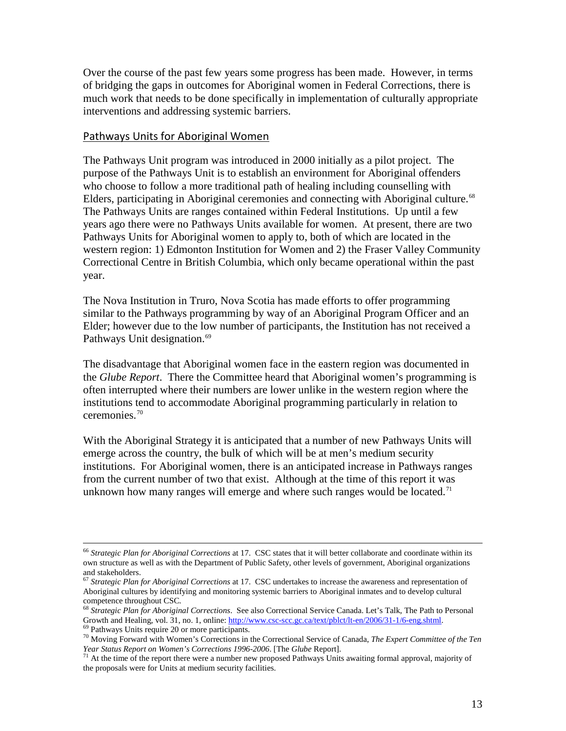Over the course of the past few years some progress has been made. However, in terms of bridging the gaps in outcomes for Aboriginal women in Federal Corrections, there is much work that needs to be done specifically in implementation of culturally appropriate interventions and addressing systemic barriers.

## Pathways Units for Aboriginal Women

The Pathways Unit program was introduced in 2000 initially as a pilot project. The purpose of the Pathways Unit is to establish an environment for Aboriginal offenders who choose to follow a more traditional path of healing including counselling with Elders, participating in Aboriginal ceremonies and connecting with Aboriginal culture.[68] The Pathways Units are ranges contained within Federal Institutions. Up until a few years ago there were no Pathways Units available for women. At present, there are two Pathways Units for Aboriginal women to apply to, both of which are located in the western region: 1) Edmonton Institution for Women and 2) the Fraser Valley Community Correctional Centre in British Columbia, which only became operational within the past year.

The Nova Institution in Truro, Nova Scotia has made efforts to offer programming similar to the Pathways programming by way of an Aboriginal Program Officer and an Elder; however due to the low number of participants, the Institution has not received a Pathways Unit designation.[69]

The disadvantage that Aboriginal women face in the eastern region was documented in the *Glube Report*. There the Committee heard that Aboriginal women's programming is often interrupted where their numbers are lower unlike in the western region where the institutions tend to accommodate Aboriginal programming particularly in relation to ceremonies.[70]

With the Aboriginal Strategy it is anticipated that a number of new Pathways Units will emerge across the country, the bulk of which will be at men's medium security institutions. For Aboriginal women, there is an anticipated increase in Pathways ranges from the current number of two that exist. Although at the time of this report it was unknown how many ranges will emerge and where such ranges would be located.[71]

---

[66] *Strategic Plan for Aboriginal Corrections* at 17. CSC states that it will better collaborate and coordinate within its own structure as well as with the Department of Public Safety, other levels of government, Aboriginal organizations and stakeholders.

[67] *Strategic Plan for Aboriginal Corrections* at 17. CSC undertakes to increase the awareness and representation of Aboriginal cultures by identifying and monitoring systemic barriers to Aboriginal inmates and to develop cultural competence throughout CSC.

[68] *Strategic Plan for Aboriginal Corrections*. See also Correctional Service Canada. Let's Talk, The Path to Personal Growth and Healing, vol. 31, no. 1, online: http://www.csc-scc.gc.ca/text/pblct/lt-en/2006/31-1/6-eng.shtml.

[69] Pathways Units require 20 or more participants.

[70] Moving Forward with Women's Corrections in the Correctional Service of Canada, *The Expert Committee of the Ten Year Status Report on Women's Corrections 1996-2006*. [The *Glube* Report].

[71] At the time of the report there were a number new proposed Pathways Units awaiting formal approval, majority of the proposals were for Units at medium security facilities.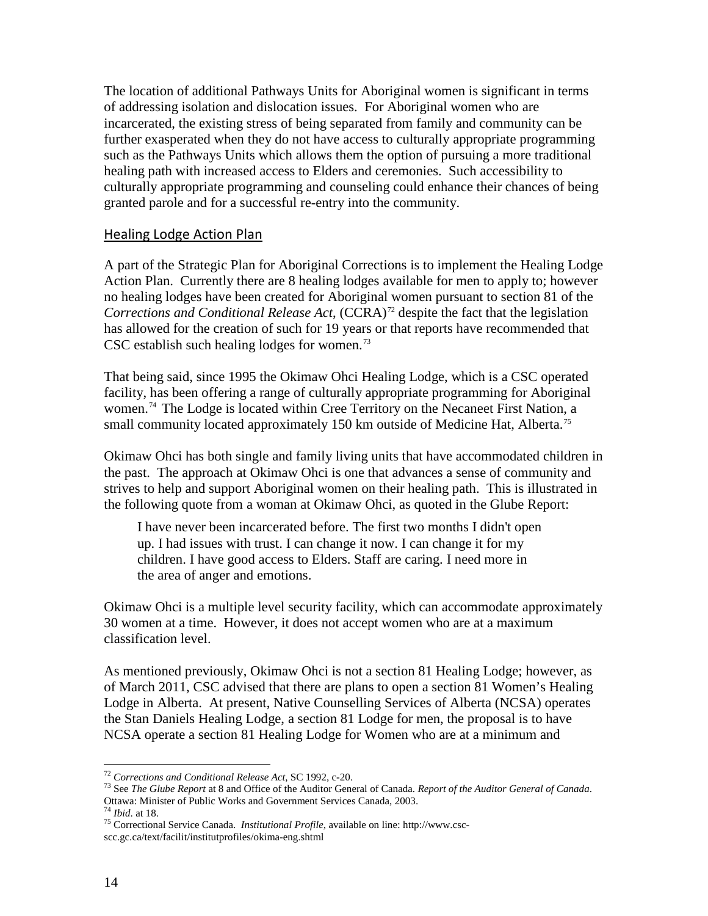The location of additional Pathways Units for Aboriginal women is significant in terms of addressing isolation and dislocation issues. For Aboriginal women who are incarcerated, the existing stress of being separated from family and community can be further exasperated when they do not have access to culturally appropriate programming such as the Pathways Units which allows them the option of pursuing a more traditional healing path with increased access to Elders and ceremonies. Such accessibility to culturally appropriate programming and counseling could enhance their chances of being granted parole and for a successful re-entry into the community.

## Healing Lodge Action Plan

A part of the Strategic Plan for Aboriginal Corrections is to implement the Healing Lodge Action Plan. Currently there are 8 healing lodges available for men to apply to; however no healing lodges have been created for Aboriginal women pursuant to section 81 of the *Corrections and Conditional Release Act*, (CCRA)[72] despite the fact that the legislation has allowed for the creation of such for 19 years or that reports have recommended that CSC establish such healing lodges for women.[73]

That being said, since 1995 the Okimaw Ohci Healing Lodge, which is a CSC operated facility, has been offering a range of culturally appropriate programming for Aboriginal women.[74] The Lodge is located within Cree Territory on the Necaneet First Nation, a small community located approximately 150 km outside of Medicine Hat, Alberta.[75]

Okimaw Ohci has both single and family living units that have accommodated children in the past. The approach at Okimaw Ohci is one that advances a sense of community and strives to help and support Aboriginal women on their healing path. This is illustrated in the following quote from a woman at Okimaw Ohci, as quoted in the Glube Report:

> I have never been incarcerated before. The first two months I didn't open up. I had issues with trust. I can change it now. I can change it for my children. I have good access to Elders. Staff are caring. I need more in the area of anger and emotions.

Okimaw Ohci is a multiple level security facility, which can accommodate approximately 30 women at a time. However, it does not accept women who are at a maximum classification level.

As mentioned previously, Okimaw Ohci is not a section 81 Healing Lodge; however, as of March 2011, CSC advised that there are plans to open a section 81 Women's Healing Lodge in Alberta. At present, Native Counselling Services of Alberta (NCSA) operates the Stan Daniels Healing Lodge, a section 81 Lodge for men, the proposal is to have NCSA operate a section 81 Healing Lodge for Women who are at a minimum and

---

[72] *Corrections and Conditional Release Act*, SC 1992, c-20.

[73] See *The Glube Report* at 8 and Office of the Auditor General of Canada. *Report of the Auditor General of Canada*. Ottawa: Minister of Public Works and Government Services Canada, 2003.

[74] *Ibid*. at 18.

[75] Correctional Service Canada. *Institutional Profile*, available on line: http://www.csc-scc.gc.ca/text/facilit/institutprofiles/okima-eng.shtml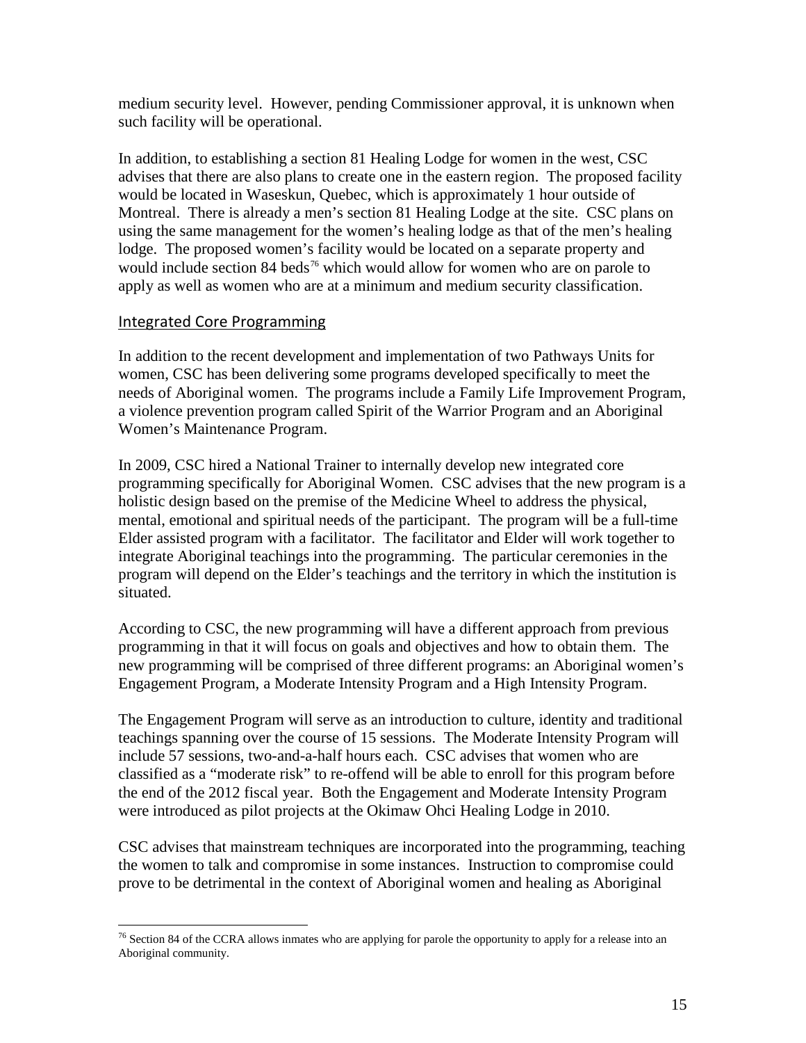medium security level. However, pending Commissioner approval, it is unknown when such facility will be operational.

In addition, to establishing a section 81 Healing Lodge for women in the west, CSC advises that there are also plans to create one in the eastern region. The proposed facility would be located in Waseskun, Quebec, which is approximately 1 hour outside of Montreal. There is already a men's section 81 Healing Lodge at the site. CSC plans on using the same management for the women's healing lodge as that of the men's healing lodge. The proposed women's facility would be located on a separate property and would include section 84 beds[76] which would allow for women who are on parole to apply as well as women who are at a minimum and medium security classification.

## Integrated Core Programming

In addition to the recent development and implementation of two Pathways Units for women, CSC has been delivering some programs developed specifically to meet the needs of Aboriginal women. The programs include a Family Life Improvement Program, a violence prevention program called Spirit of the Warrior Program and an Aboriginal Women's Maintenance Program.

In 2009, CSC hired a National Trainer to internally develop new integrated core programming specifically for Aboriginal Women. CSC advises that the new program is a holistic design based on the premise of the Medicine Wheel to address the physical, mental, emotional and spiritual needs of the participant. The program will be a full-time Elder assisted program with a facilitator. The facilitator and Elder will work together to integrate Aboriginal teachings into the programming. The particular ceremonies in the program will depend on the Elder's teachings and the territory in which the institution is situated.

According to CSC, the new programming will have a different approach from previous programming in that it will focus on goals and objectives and how to obtain them. The new programming will be comprised of three different programs: an Aboriginal women's Engagement Program, a Moderate Intensity Program and a High Intensity Program.

The Engagement Program will serve as an introduction to culture, identity and traditional teachings spanning over the course of 15 sessions. The Moderate Intensity Program will include 57 sessions, two-and-a-half hours each. CSC advises that women who are classified as a "moderate risk" to re-offend will be able to enroll for this program before the end of the 2012 fiscal year. Both the Engagement and Moderate Intensity Program were introduced as pilot projects at the Okimaw Ohci Healing Lodge in 2010.

CSC advises that mainstream techniques are incorporated into the programming, teaching the women to talk and compromise in some instances. Instruction to compromise could prove to be detrimental in the context of Aboriginal women and healing as Aboriginal

[76] Section 84 of the CCRA allows inmates who are applying for parole the opportunity to apply for a release into an Aboriginal community.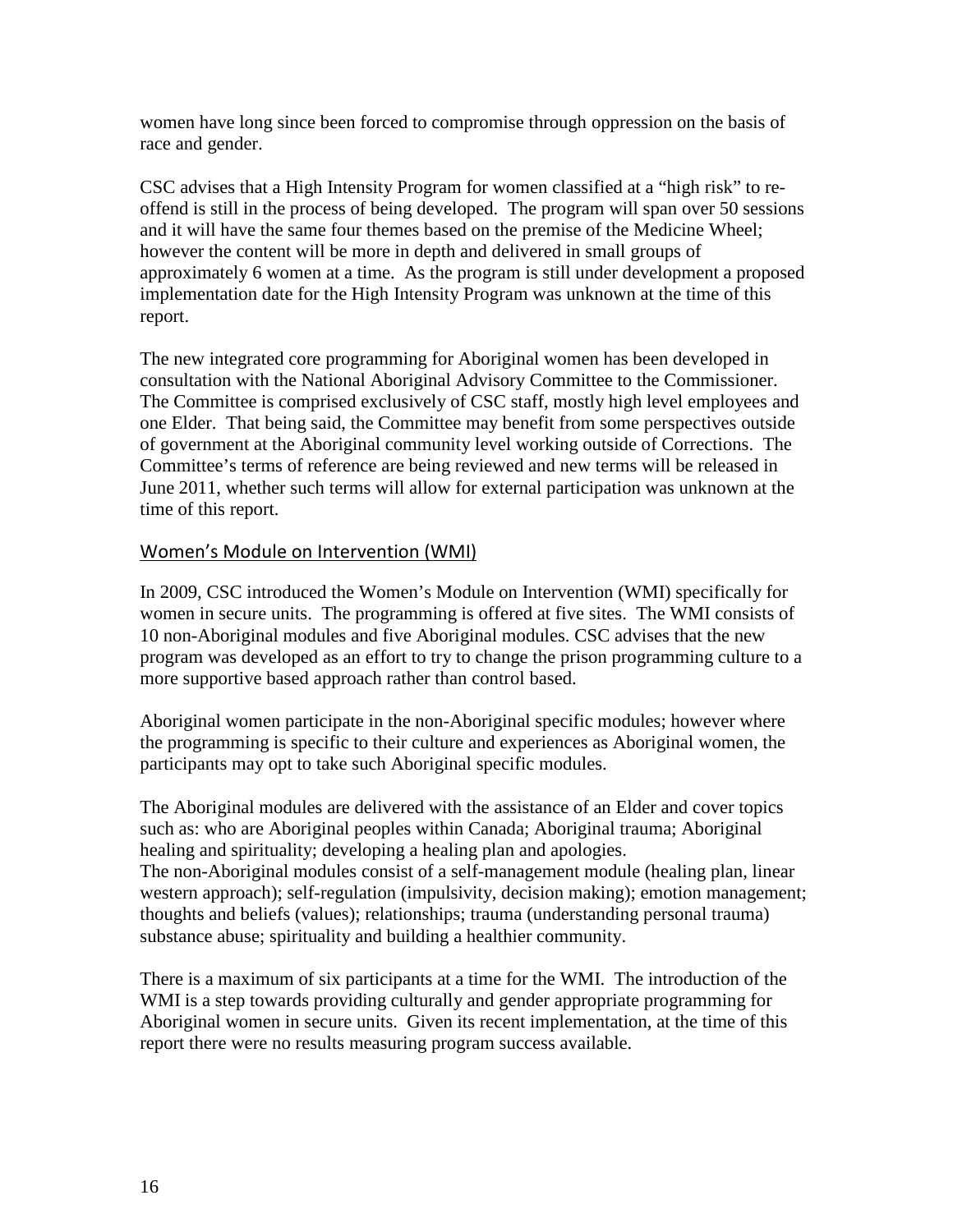women have long since been forced to compromise through oppression on the basis of race and gender.

CSC advises that a High Intensity Program for women classified at a "high risk" to re-offend is still in the process of being developed. The program will span over 50 sessions and it will have the same four themes based on the premise of the Medicine Wheel; however the content will be more in depth and delivered in small groups of approximately 6 women at a time. As the program is still under development a proposed implementation date for the High Intensity Program was unknown at the time of this report.

The new integrated core programming for Aboriginal women has been developed in consultation with the National Aboriginal Advisory Committee to the Commissioner. The Committee is comprised exclusively of CSC staff, mostly high level employees and one Elder. That being said, the Committee may benefit from some perspectives outside of government at the Aboriginal community level working outside of Corrections. The Committee's terms of reference are being reviewed and new terms will be released in June 2011, whether such terms will allow for external participation was unknown at the time of this report.

## Women's Module on Intervention (WMI)

In 2009, CSC introduced the Women's Module on Intervention (WMI) specifically for women in secure units. The programming is offered at five sites. The WMI consists of 10 non-Aboriginal modules and five Aboriginal modules. CSC advises that the new program was developed as an effort to try to change the prison programming culture to a more supportive based approach rather than control based.

Aboriginal women participate in the non-Aboriginal specific modules; however where the programming is specific to their culture and experiences as Aboriginal women, the participants may opt to take such Aboriginal specific modules.

The Aboriginal modules are delivered with the assistance of an Elder and cover topics such as: who are Aboriginal peoples within Canada; Aboriginal trauma; Aboriginal healing and spirituality; developing a healing plan and apologies.
The non-Aboriginal modules consist of a self-management module (healing plan, linear western approach); self-regulation (impulsivity, decision making); emotion management; thoughts and beliefs (values); relationships; trauma (understanding personal trauma) substance abuse; spirituality and building a healthier community.

There is a maximum of six participants at a time for the WMI. The introduction of the WMI is a step towards providing culturally and gender appropriate programming for Aboriginal women in secure units. Given its recent implementation, at the time of this report there were no results measuring program success available.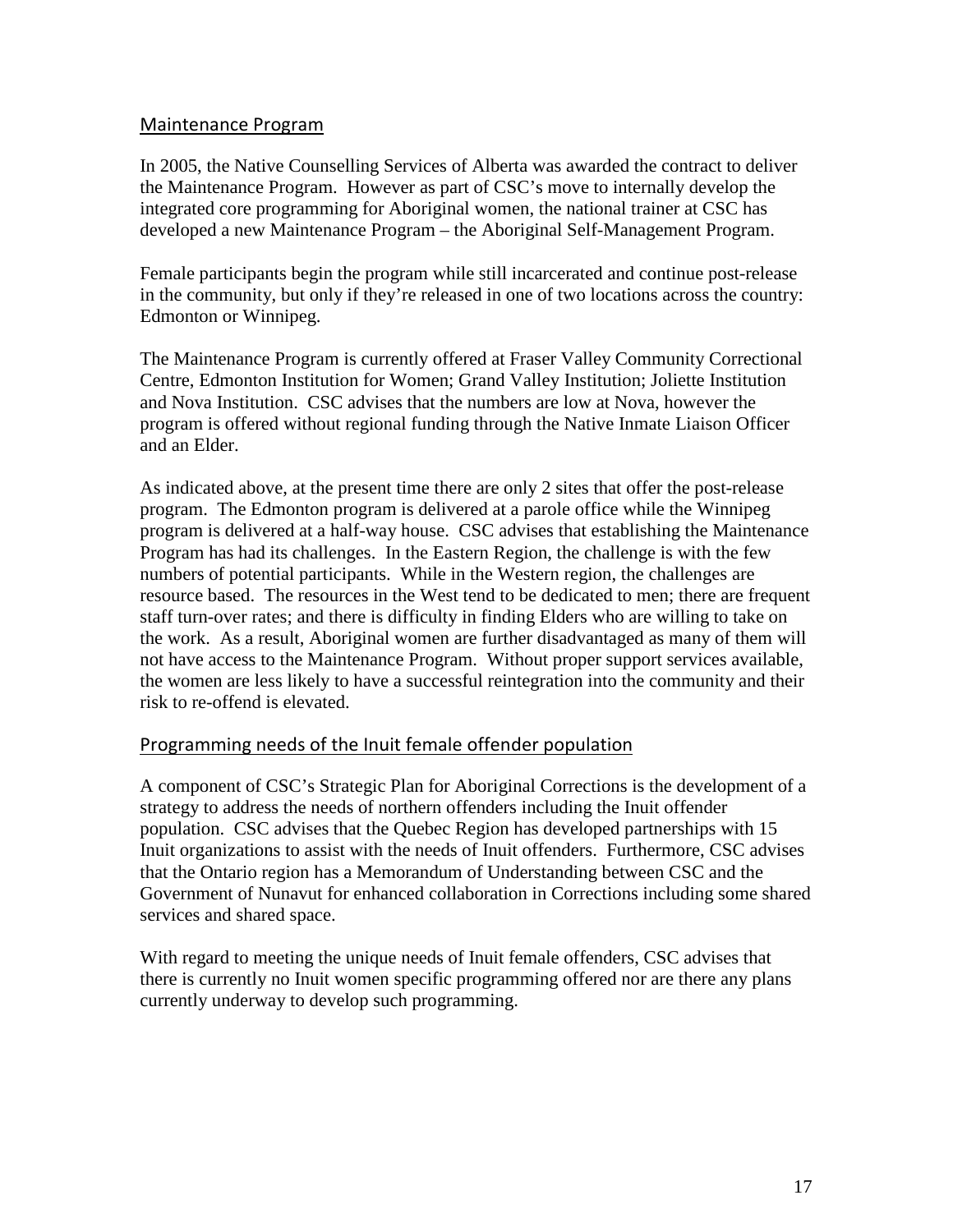## Maintenance Program

In 2005, the Native Counselling Services of Alberta was awarded the contract to deliver the Maintenance Program. However as part of CSC's move to internally develop the integrated core programming for Aboriginal women, the national trainer at CSC has developed a new Maintenance Program – the Aboriginal Self-Management Program.

Female participants begin the program while still incarcerated and continue post-release in the community, but only if they're released in one of two locations across the country: Edmonton or Winnipeg.

The Maintenance Program is currently offered at Fraser Valley Community Correctional Centre, Edmonton Institution for Women; Grand Valley Institution; Joliette Institution and Nova Institution. CSC advises that the numbers are low at Nova, however the program is offered without regional funding through the Native Inmate Liaison Officer and an Elder.

As indicated above, at the present time there are only 2 sites that offer the post-release program. The Edmonton program is delivered at a parole office while the Winnipeg program is delivered at a half-way house. CSC advises that establishing the Maintenance Program has had its challenges. In the Eastern Region, the challenge is with the few numbers of potential participants. While in the Western region, the challenges are resource based. The resources in the West tend to be dedicated to men; there are frequent staff turn-over rates; and there is difficulty in finding Elders who are willing to take on the work. As a result, Aboriginal women are further disadvantaged as many of them will not have access to the Maintenance Program. Without proper support services available, the women are less likely to have a successful reintegration into the community and their risk to re-offend is elevated.

## Programming needs of the Inuit female offender population

A component of CSC's Strategic Plan for Aboriginal Corrections is the development of a strategy to address the needs of northern offenders including the Inuit offender population. CSC advises that the Quebec Region has developed partnerships with 15 Inuit organizations to assist with the needs of Inuit offenders. Furthermore, CSC advises that the Ontario region has a Memorandum of Understanding between CSC and the Government of Nunavut for enhanced collaboration in Corrections including some shared services and shared space.

With regard to meeting the unique needs of Inuit female offenders, CSC advises that there is currently no Inuit women specific programming offered nor are there any plans currently underway to develop such programming.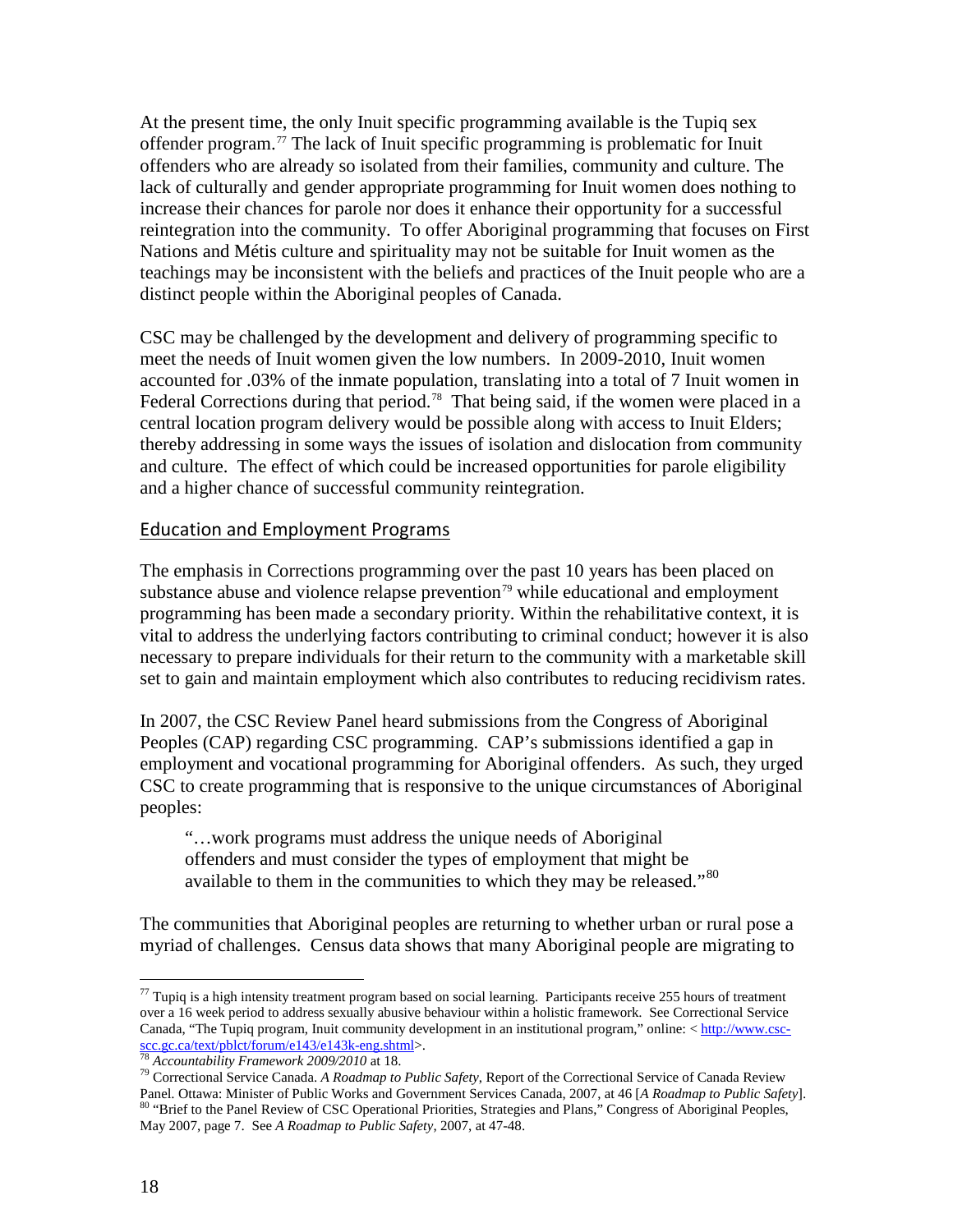At the present time, the only Inuit specific programming available is the Tupiq sex offender program.[77] The lack of Inuit specific programming is problematic for Inuit offenders who are already so isolated from their families, community and culture. The lack of culturally and gender appropriate programming for Inuit women does nothing to increase their chances for parole nor does it enhance their opportunity for a successful reintegration into the community. To offer Aboriginal programming that focuses on First Nations and Métis culture and spirituality may not be suitable for Inuit women as the teachings may be inconsistent with the beliefs and practices of the Inuit people who are a distinct people within the Aboriginal peoples of Canada.

CSC may be challenged by the development and delivery of programming specific to meet the needs of Inuit women given the low numbers. In 2009-2010, Inuit women accounted for .03% of the inmate population, translating into a total of 7 Inuit women in Federal Corrections during that period.[78] That being said, if the women were placed in a central location program delivery would be possible along with access to Inuit Elders; thereby addressing in some ways the issues of isolation and dislocation from community and culture. The effect of which could be increased opportunities for parole eligibility and a higher chance of successful community reintegration.

## Education and Employment Programs

The emphasis in Corrections programming over the past 10 years has been placed on substance abuse and violence relapse prevention[79] while educational and employment programming has been made a secondary priority. Within the rehabilitative context, it is vital to address the underlying factors contributing to criminal conduct; however it is also necessary to prepare individuals for their return to the community with a marketable skill set to gain and maintain employment which also contributes to reducing recidivism rates.

In 2007, the CSC Review Panel heard submissions from the Congress of Aboriginal Peoples (CAP) regarding CSC programming. CAP's submissions identified a gap in employment and vocational programming for Aboriginal offenders. As such, they urged CSC to create programming that is responsive to the unique circumstances of Aboriginal peoples:

> "…work programs must address the unique needs of Aboriginal offenders and must consider the types of employment that might be available to them in the communities to which they may be released."[80]

The communities that Aboriginal peoples are returning to whether urban or rural pose a myriad of challenges. Census data shows that many Aboriginal people are migrating to

---

[77] Tupiq is a high intensity treatment program based on social learning. Participants receive 255 hours of treatment over a 16 week period to address sexually abusive behaviour within a holistic framework. See Correctional Service Canada, "The Tupiq program, Inuit community development in an institutional program," online: < http://www.csc-scc.gc.ca/text/pblct/forum/e143/e143k-eng.shtml>.

[78] *Accountability Framework 2009/2010* at 18.

[79] Correctional Service Canada. *A Roadmap to Public Safety*, Report of the Correctional Service of Canada Review Panel. Ottawa: Minister of Public Works and Government Services Canada, 2007, at 46 [*A Roadmap to Public Safety*].

[80] "Brief to the Panel Review of CSC Operational Priorities, Strategies and Plans," Congress of Aboriginal Peoples, May 2007, page 7. See *A Roadmap to Public Safety*, 2007, at 47-48.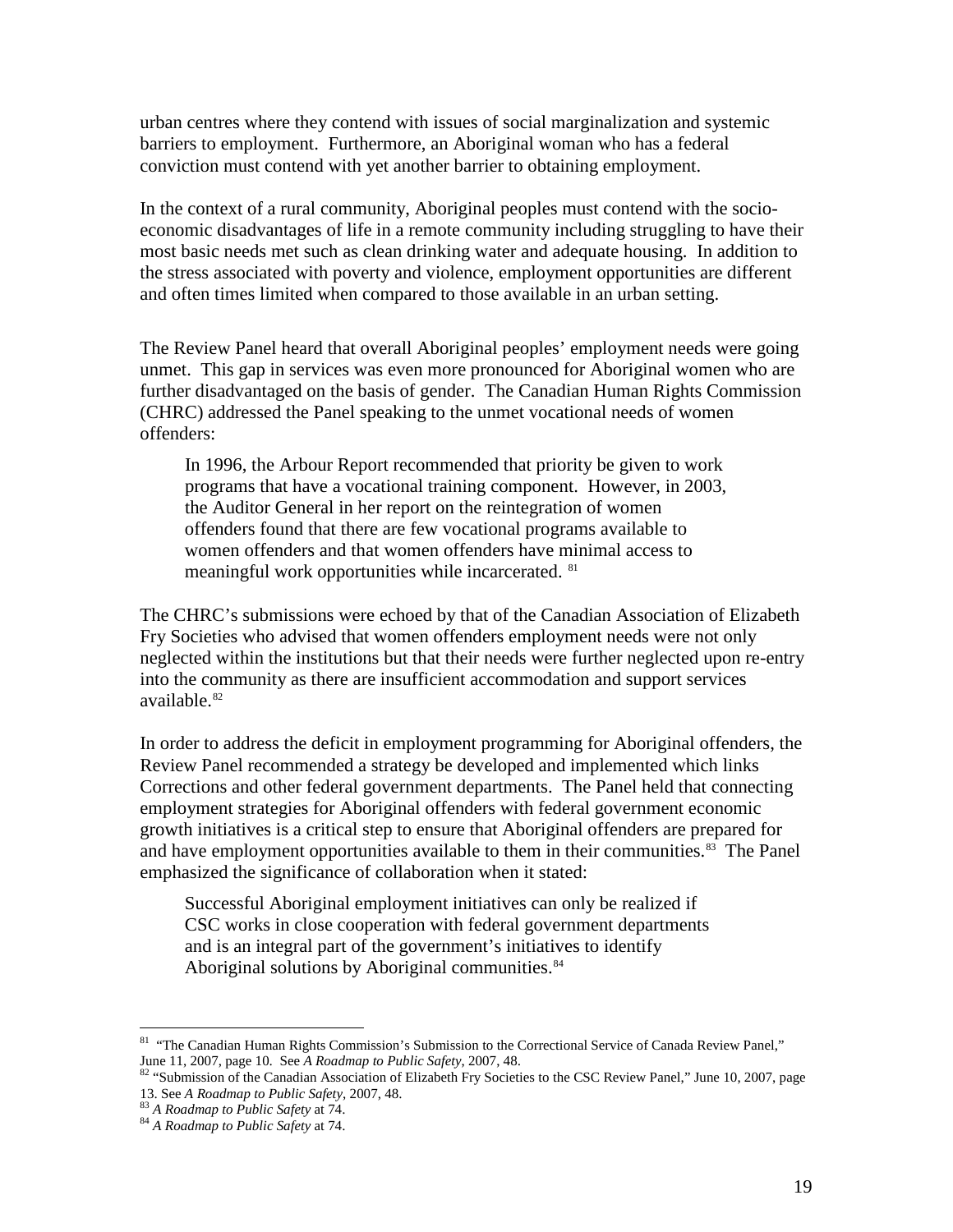urban centres where they contend with issues of social marginalization and systemic barriers to employment. Furthermore, an Aboriginal woman who has a federal conviction must contend with yet another barrier to obtaining employment.

In the context of a rural community, Aboriginal peoples must contend with the socio-economic disadvantages of life in a remote community including struggling to have their most basic needs met such as clean drinking water and adequate housing. In addition to the stress associated with poverty and violence, employment opportunities are different and often times limited when compared to those available in an urban setting.

The Review Panel heard that overall Aboriginal peoples' employment needs were going unmet. This gap in services was even more pronounced for Aboriginal women who are further disadvantaged on the basis of gender. The Canadian Human Rights Commission (CHRC) addressed the Panel speaking to the unmet vocational needs of women offenders:

> In 1996, the Arbour Report recommended that priority be given to work programs that have a vocational training component. However, in 2003, the Auditor General in her report on the reintegration of women offenders found that there are few vocational programs available to women offenders and that women offenders have minimal access to meaningful work opportunities while incarcerated. [81]

The CHRC's submissions were echoed by that of the Canadian Association of Elizabeth Fry Societies who advised that women offenders employment needs were not only neglected within the institutions but that their needs were further neglected upon re-entry into the community as there are insufficient accommodation and support services available.[82]

In order to address the deficit in employment programming for Aboriginal offenders, the Review Panel recommended a strategy be developed and implemented which links Corrections and other federal government departments. The Panel held that connecting employment strategies for Aboriginal offenders with federal government economic growth initiatives is a critical step to ensure that Aboriginal offenders are prepared for and have employment opportunities available to them in their communities.[83] The Panel emphasized the significance of collaboration when it stated:

> Successful Aboriginal employment initiatives can only be realized if CSC works in close cooperation with federal government departments and is an integral part of the government's initiatives to identify Aboriginal solutions by Aboriginal communities.[84]

---

[81] "The Canadian Human Rights Commission's Submission to the Correctional Service of Canada Review Panel," June 11, 2007, page 10. See *A Roadmap to Public Safety*, 2007, 48.

[82] "Submission of the Canadian Association of Elizabeth Fry Societies to the CSC Review Panel," June 10, 2007, page 13. See *A Roadmap to Public Safety*, 2007, 48.

[83] *A Roadmap to Public Safety* at 74.

[84] *A Roadmap to Public Safety* at 74.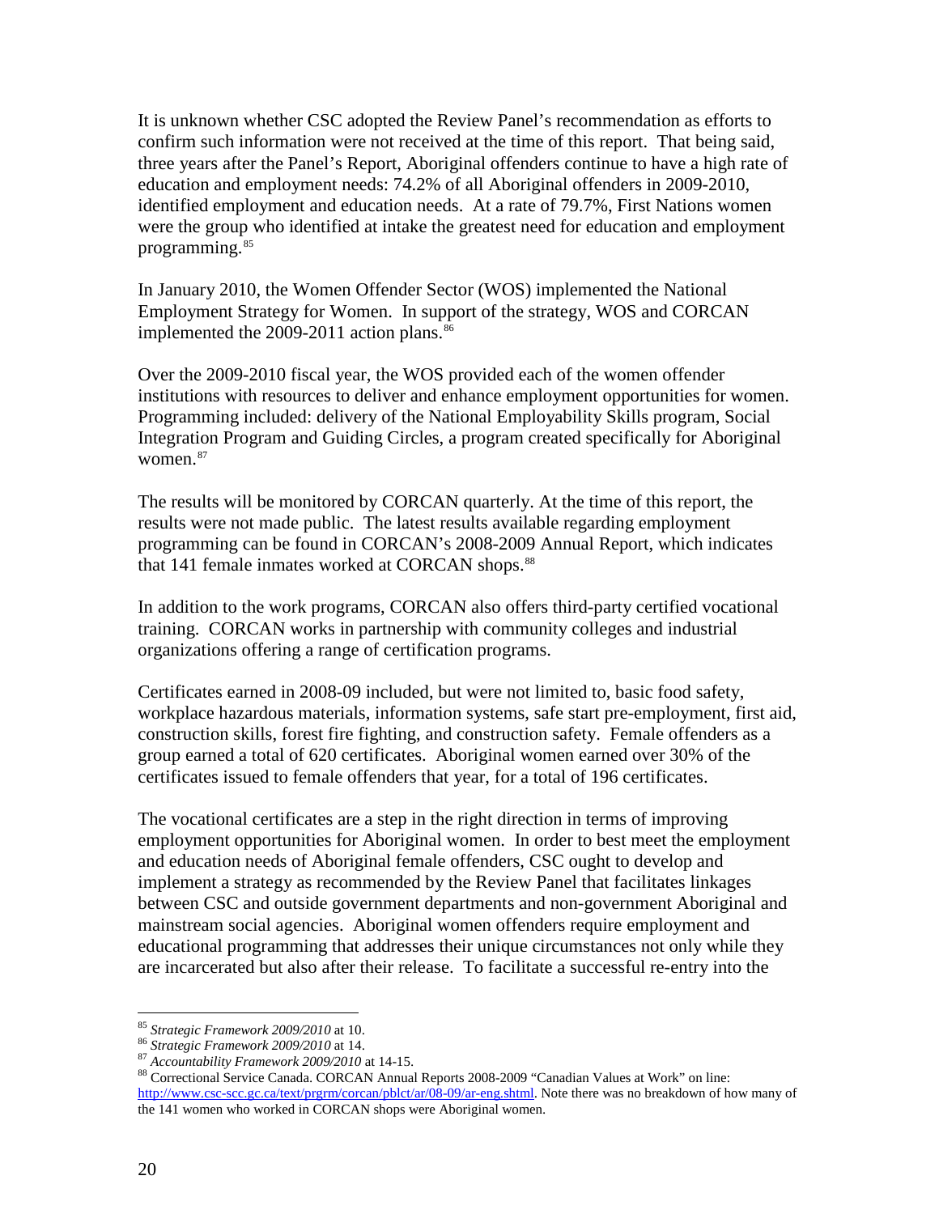It is unknown whether CSC adopted the Review Panel's recommendation as efforts to confirm such information were not received at the time of this report. That being said, three years after the Panel's Report, Aboriginal offenders continue to have a high rate of education and employment needs: 74.2% of all Aboriginal offenders in 2009-2010, identified employment and education needs. At a rate of 79.7%, First Nations women were the group who identified at intake the greatest need for education and employment programming.[85]

In January 2010, the Women Offender Sector (WOS) implemented the National Employment Strategy for Women. In support of the strategy, WOS and CORCAN implemented the 2009-2011 action plans.[86]

Over the 2009-2010 fiscal year, the WOS provided each of the women offender institutions with resources to deliver and enhance employment opportunities for women. Programming included: delivery of the National Employability Skills program, Social Integration Program and Guiding Circles, a program created specifically for Aboriginal women.[87]

The results will be monitored by CORCAN quarterly. At the time of this report, the results were not made public. The latest results available regarding employment programming can be found in CORCAN's 2008-2009 Annual Report, which indicates that 141 female inmates worked at CORCAN shops.[88]

In addition to the work programs, CORCAN also offers third-party certified vocational training. CORCAN works in partnership with community colleges and industrial organizations offering a range of certification programs.

Certificates earned in 2008-09 included, but were not limited to, basic food safety, workplace hazardous materials, information systems, safe start pre-employment, first aid, construction skills, forest fire fighting, and construction safety. Female offenders as a group earned a total of 620 certificates. Aboriginal women earned over 30% of the certificates issued to female offenders that year, for a total of 196 certificates.

The vocational certificates are a step in the right direction in terms of improving employment opportunities for Aboriginal women. In order to best meet the employment and education needs of Aboriginal female offenders, CSC ought to develop and implement a strategy as recommended by the Review Panel that facilitates linkages between CSC and outside government departments and non-government Aboriginal and mainstream social agencies. Aboriginal women offenders require employment and educational programming that addresses their unique circumstances not only while they are incarcerated but also after their release. To facilitate a successful re-entry into the

---

[85] *Strategic Framework 2009/2010* at 10.

[86] *Strategic Framework 2009/2010* at 14.

[87] *Accountability Framework 2009/2010* at 14-15.

[88] Correctional Service Canada. CORCAN Annual Reports 2008-2009 "Canadian Values at Work" on line: http://www.csc-scc.gc.ca/text/prgrm/corcan/pblct/ar/08-09/ar-eng.shtml. Note there was no breakdown of how many of the 141 women who worked in CORCAN shops were Aboriginal women.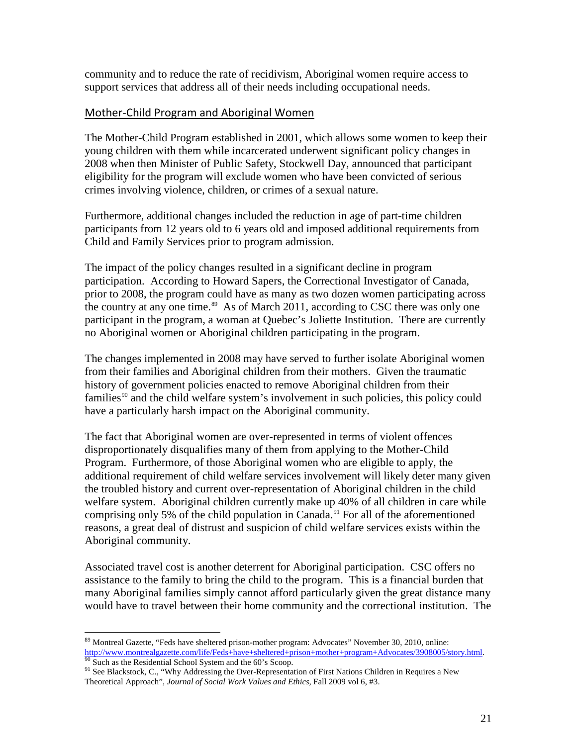community and to reduce the rate of recidivism, Aboriginal women require access to support services that address all of their needs including occupational needs.

## Mother-Child Program and Aboriginal Women

The Mother-Child Program established in 2001, which allows some women to keep their young children with them while incarcerated underwent significant policy changes in 2008 when then Minister of Public Safety, Stockwell Day, announced that participant eligibility for the program will exclude women who have been convicted of serious crimes involving violence, children, or crimes of a sexual nature.

Furthermore, additional changes included the reduction in age of part-time children participants from 12 years old to 6 years old and imposed additional requirements from Child and Family Services prior to program admission.

The impact of the policy changes resulted in a significant decline in program participation. According to Howard Sapers, the Correctional Investigator of Canada, prior to 2008, the program could have as many as two dozen women participating across the country at any one time.[89] As of March 2011, according to CSC there was only one participant in the program, a woman at Quebec's Joliette Institution. There are currently no Aboriginal women or Aboriginal children participating in the program.

The changes implemented in 2008 may have served to further isolate Aboriginal women from their families and Aboriginal children from their mothers. Given the traumatic history of government policies enacted to remove Aboriginal children from their families[90] and the child welfare system's involvement in such policies, this policy could have a particularly harsh impact on the Aboriginal community.

The fact that Aboriginal women are over-represented in terms of violent offences disproportionately disqualifies many of them from applying to the Mother-Child Program. Furthermore, of those Aboriginal women who are eligible to apply, the additional requirement of child welfare services involvement will likely deter many given the troubled history and current over-representation of Aboriginal children in the child welfare system. Aboriginal children currently make up 40% of all children in care while comprising only 5% of the child population in Canada.[91] For all of the aforementioned reasons, a great deal of distrust and suspicion of child welfare services exists within the Aboriginal community.

Associated travel cost is another deterrent for Aboriginal participation. CSC offers no assistance to the family to bring the child to the program. This is a financial burden that many Aboriginal families simply cannot afford particularly given the great distance many would have to travel between their home community and the correctional institution. The

---

[89] Montreal Gazette, "Feds have sheltered prison-mother program: Advocates" November 30, 2010, online: http://www.montrealgazette.com/life/Feds+have+sheltered+prison+mother+program+Advocates/3908005/story.html.

[90] Such as the Residential School System and the 60's Scoop.

[91] See Blackstock, C., "Why Addressing the Over-Representation of First Nations Children in Requires a New Theoretical Approach", *Journal of Social Work Values and Ethics*, Fall 2009 vol 6, #3.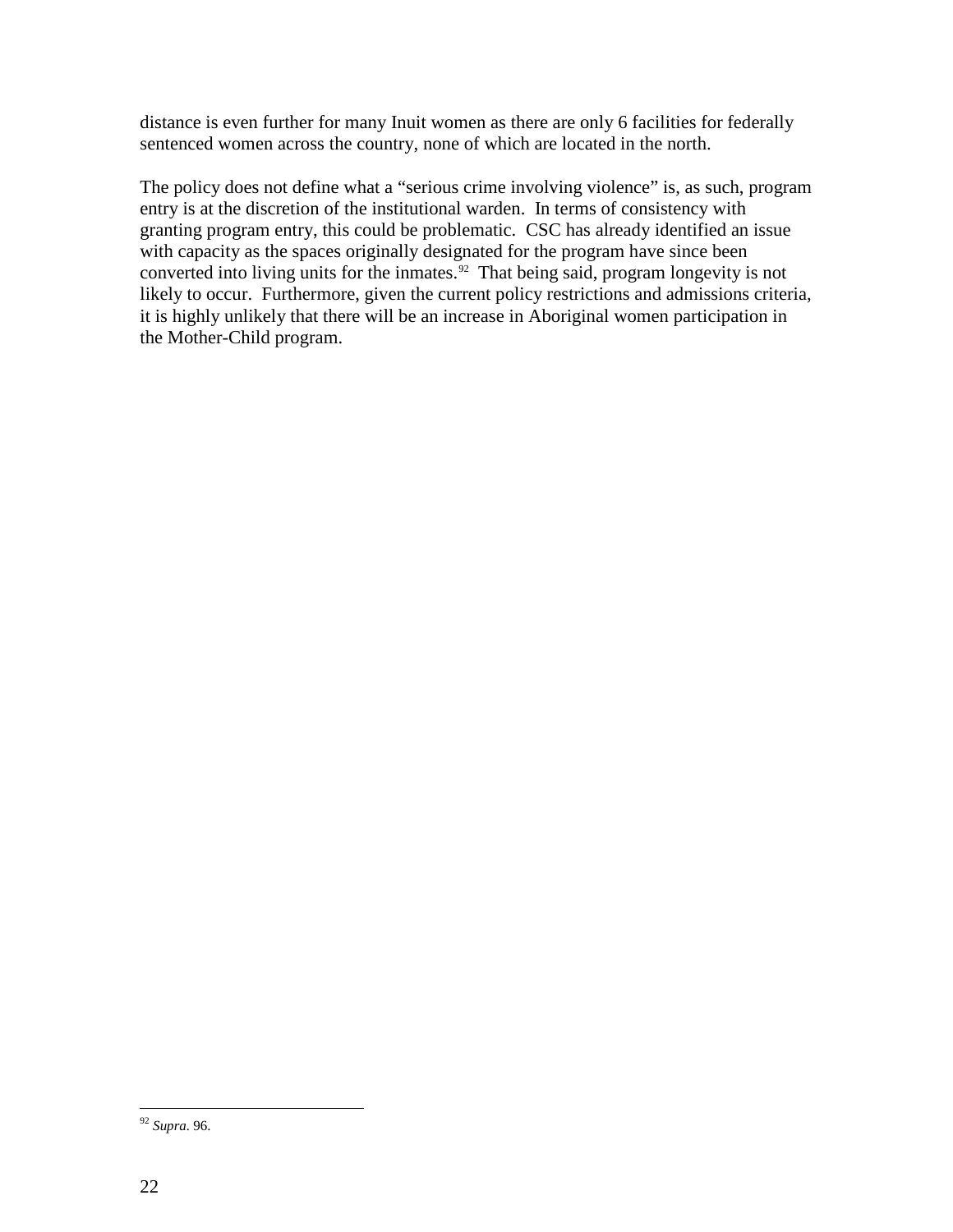distance is even further for many Inuit women as there are only 6 facilities for federally sentenced women across the country, none of which are located in the north.

The policy does not define what a "serious crime involving violence" is, as such, program entry is at the discretion of the institutional warden. In terms of consistency with granting program entry, this could be problematic. CSC has already identified an issue with capacity as the spaces originally designated for the program have since been converted into living units for the inmates.[92] That being said, program longevity is not likely to occur. Furthermore, given the current policy restrictions and admissions criteria, it is highly unlikely that there will be an increase in Aboriginal women participation in the Mother-Child program.

---

[92] *Supra*. 96.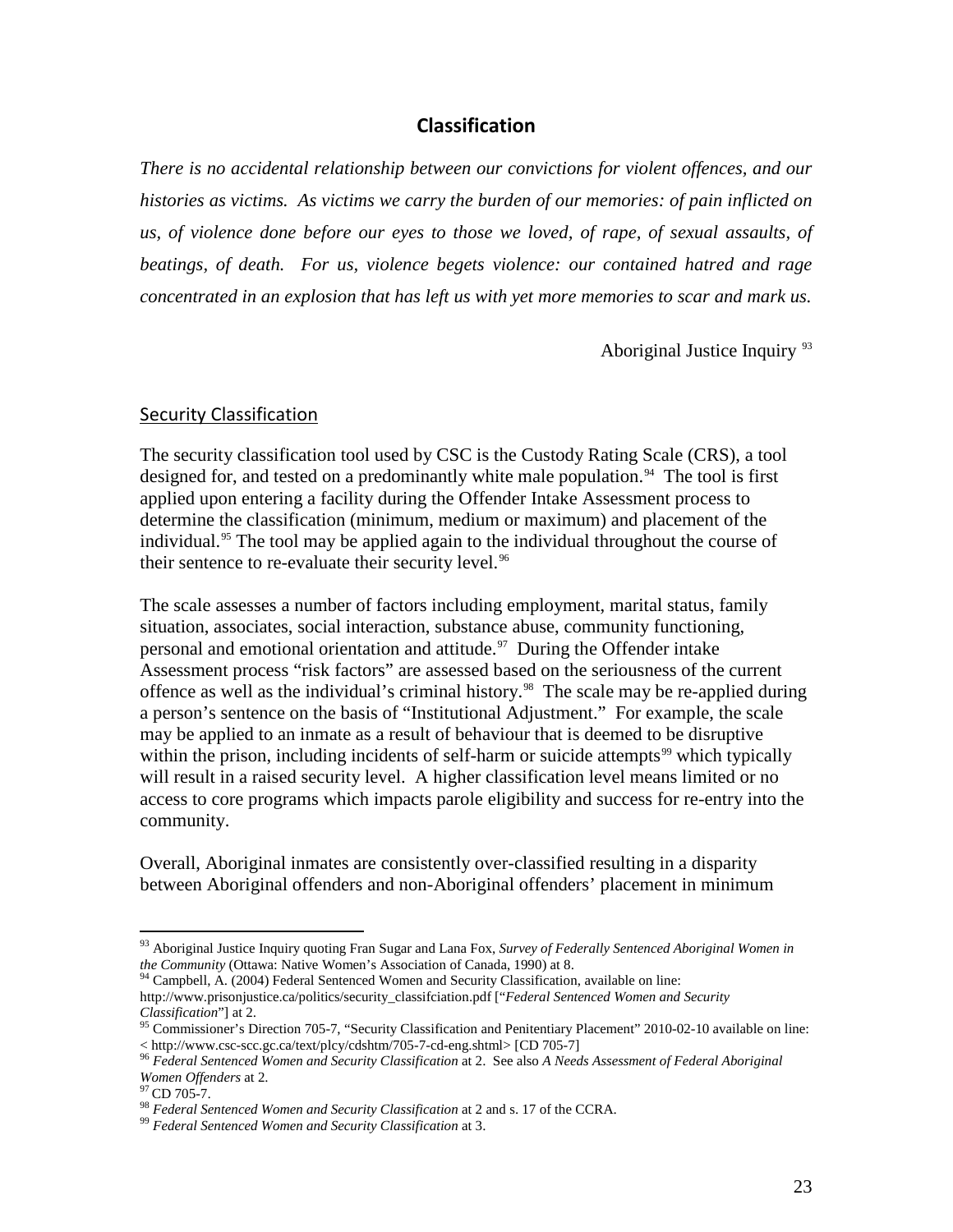## Classification

*There is no accidental relationship between our convictions for violent offences, and our histories as victims. As victims we carry the burden of our memories: of pain inflicted on us, of violence done before our eyes to those we loved, of rape, of sexual assaults, of beatings, of death. For us, violence begets violence: our contained hatred and rage concentrated in an explosion that has left us with yet more memories to scar and mark us.*

Aboriginal Justice Inquiry [93]

### Security Classification

The security classification tool used by CSC is the Custody Rating Scale (CRS), a tool designed for, and tested on a predominantly white male population.[94] The tool is first applied upon entering a facility during the Offender Intake Assessment process to determine the classification (minimum, medium or maximum) and placement of the individual.[95] The tool may be applied again to the individual throughout the course of their sentence to re-evaluate their security level.[96]

The scale assesses a number of factors including employment, marital status, family situation, associates, social interaction, substance abuse, community functioning, personal and emotional orientation and attitude.[97] During the Offender intake Assessment process "risk factors" are assessed based on the seriousness of the current offence as well as the individual's criminal history.[98] The scale may be re-applied during a person's sentence on the basis of "Institutional Adjustment." For example, the scale may be applied to an inmate as a result of behaviour that is deemed to be disruptive within the prison, including incidents of self-harm or suicide attempts[99] which typically will result in a raised security level. A higher classification level means limited or no access to core programs which impacts parole eligibility and success for re-entry into the community.

Overall, Aboriginal inmates are consistently over-classified resulting in a disparity between Aboriginal offenders and non-Aboriginal offenders' placement in minimum

---

[93] Aboriginal Justice Inquiry quoting Fran Sugar and Lana Fox, *Survey of Federally Sentenced Aboriginal Women in the Community* (Ottawa: Native Women's Association of Canada, 1990) at 8.

[94] Campbell, A. (2004) Federal Sentenced Women and Security Classification, available on line: http://www.prisonjustice.ca/politics/security_classifciation.pdf ["*Federal Sentenced Women and Security Classification*"] at 2.

[95] Commissioner's Direction 705-7, "Security Classification and Penitentiary Placement" 2010-02-10 available on line: < http://www.csc-scc.gc.ca/text/plcy/cdshtm/705-7-cd-eng.shtml> [CD 705-7]

[96] *Federal Sentenced Women and Security Classification* at 2. See also *A Needs Assessment of Federal Aboriginal Women Offenders* at 2.

[97] CD 705-7.

[98] *Federal Sentenced Women and Security Classification* at 2 and s. 17 of the CCRA.

[99] *Federal Sentenced Women and Security Classification* at 3.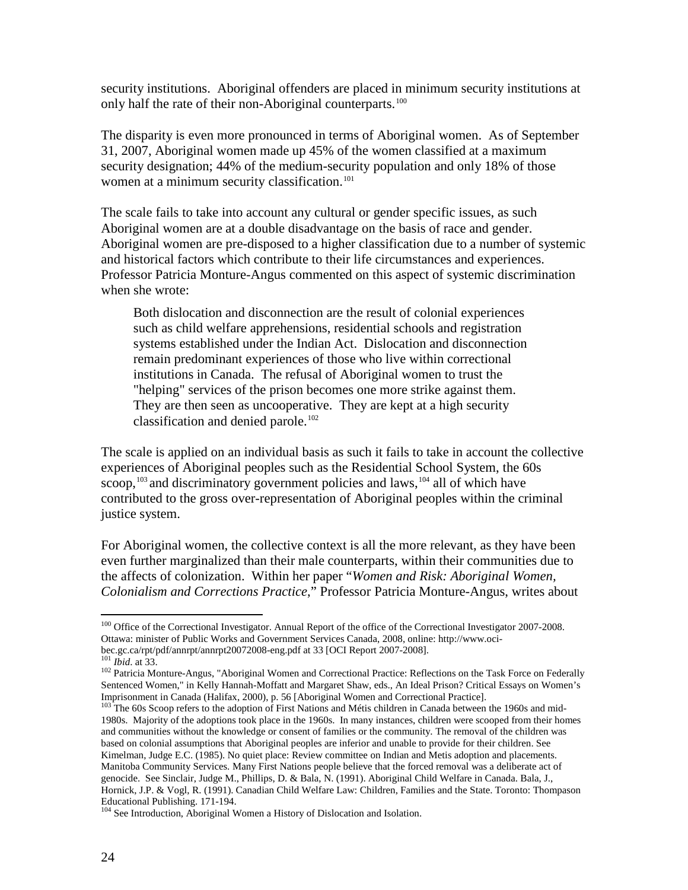security institutions. Aboriginal offenders are placed in minimum security institutions at only half the rate of their non-Aboriginal counterparts.[100]

The disparity is even more pronounced in terms of Aboriginal women. As of September 31, 2007, Aboriginal women made up 45% of the women classified at a maximum security designation; 44% of the medium-security population and only 18% of those women at a minimum security classification.[101]

The scale fails to take into account any cultural or gender specific issues, as such Aboriginal women are at a double disadvantage on the basis of race and gender. Aboriginal women are pre-disposed to a higher classification due to a number of systemic and historical factors which contribute to their life circumstances and experiences. Professor Patricia Monture-Angus commented on this aspect of systemic discrimination when she wrote:

> Both dislocation and disconnection are the result of colonial experiences such as child welfare apprehensions, residential schools and registration systems established under the Indian Act. Dislocation and disconnection remain predominant experiences of those who live within correctional institutions in Canada. The refusal of Aboriginal women to trust the "helping" services of the prison becomes one more strike against them. They are then seen as uncooperative. They are kept at a high security classification and denied parole.[102]

The scale is applied on an individual basis as such it fails to take in account the collective experiences of Aboriginal peoples such as the Residential School System, the 60s scoop,[103] and discriminatory government policies and laws,[104] all of which have contributed to the gross over-representation of Aboriginal peoples within the criminal justice system.

For Aboriginal women, the collective context is all the more relevant, as they have been even further marginalized than their male counterparts, within their communities due to the affects of colonization. Within her paper "*Women and Risk: Aboriginal Women, Colonialism and Corrections Practice*," Professor Patricia Monture-Angus, writes about

---

[100] Office of the Correctional Investigator. Annual Report of the office of the Correctional Investigator 2007-2008. Ottawa: minister of Public Works and Government Services Canada, 2008, online: http://www.oci-bec.gc.ca/rpt/pdf/annrpt/annrpt20072008-eng.pdf at 33 [OCI Report 2007-2008].

[101] *Ibid*. at 33.

[102] Patricia Monture-Angus, "Aboriginal Women and Correctional Practice: Reflections on the Task Force on Federally Sentenced Women," in Kelly Hannah-Moffatt and Margaret Shaw, eds., An Ideal Prison? Critical Essays on Women's Imprisonment in Canada (Halifax, 2000), p. 56 [Aboriginal Women and Correctional Practice].

[103] The 60s Scoop refers to the adoption of First Nations and Métis children in Canada between the 1960s and mid-1980s. Majority of the adoptions took place in the 1960s. In many instances, children were scooped from their homes and communities without the knowledge or consent of families or the community. The removal of the children was based on colonial assumptions that Aboriginal peoples are inferior and unable to provide for their children. See Kimelman, Judge E.C. (1985). No quiet place: Review committee on Indian and Metis adoption and placements. Manitoba Community Services. Many First Nations people believe that the forced removal was a deliberate act of genocide. See Sinclair, Judge M., Phillips, D. & Bala, N. (1991). Aboriginal Child Welfare in Canada. Bala, J., Hornick, J.P. & Vogl, R. (1991). Canadian Child Welfare Law: Children, Families and the State. Toronto: Thompason Educational Publishing. 171-194.

[104] See Introduction, Aboriginal Women a History of Dislocation and Isolation.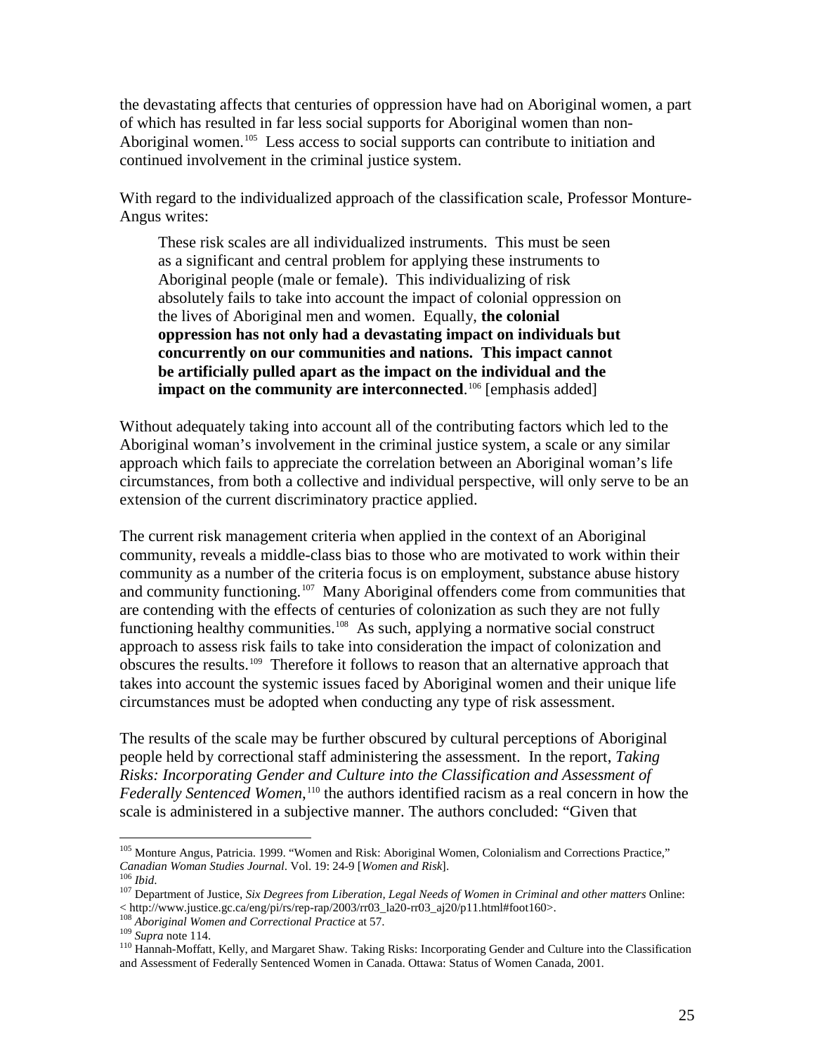the devastating affects that centuries of oppression have had on Aboriginal women, a part of which has resulted in far less social supports for Aboriginal women than non-Aboriginal women.[105] Less access to social supports can contribute to initiation and continued involvement in the criminal justice system.

With regard to the individualized approach of the classification scale, Professor Monture-Angus writes:

> These risk scales are all individualized instruments. This must be seen as a significant and central problem for applying these instruments to Aboriginal people (male or female). This individualizing of risk absolutely fails to take into account the impact of colonial oppression on the lives of Aboriginal men and women. Equally, **the colonial oppression has not only had a devastating impact on individuals but concurrently on our communities and nations. This impact cannot be artificially pulled apart as the impact on the individual and the impact on the community are interconnected**.[106] [emphasis added]

Without adequately taking into account all of the contributing factors which led to the Aboriginal woman's involvement in the criminal justice system, a scale or any similar approach which fails to appreciate the correlation between an Aboriginal woman's life circumstances, from both a collective and individual perspective, will only serve to be an extension of the current discriminatory practice applied.

The current risk management criteria when applied in the context of an Aboriginal community, reveals a middle-class bias to those who are motivated to work within their community as a number of the criteria focus is on employment, substance abuse history and community functioning.[107] Many Aboriginal offenders come from communities that are contending with the effects of centuries of colonization as such they are not fully functioning healthy communities.[108] As such, applying a normative social construct approach to assess risk fails to take into consideration the impact of colonization and obscures the results.[109] Therefore it follows to reason that an alternative approach that takes into account the systemic issues faced by Aboriginal women and their unique life circumstances must be adopted when conducting any type of risk assessment.

The results of the scale may be further obscured by cultural perceptions of Aboriginal people held by correctional staff administering the assessment. In the report, *Taking Risks: Incorporating Gender and Culture into the Classification and Assessment of Federally Sentenced Women*,[110] the authors identified racism as a real concern in how the scale is administered in a subjective manner. The authors concluded: "Given that

---

[105] Monture Angus, Patricia. 1999. "Women and Risk: Aboriginal Women, Colonialism and Corrections Practice," *Canadian Woman Studies Journal*. Vol. 19: 24-9 [*Women and Risk*].

[106] *Ibid*.

[107] Department of Justice, *Six Degrees from Liberation, Legal Needs of Women in Criminal and other matters* Online: < http://www.justice.gc.ca/eng/pi/rs/rep-rap/2003/rr03_la20-rr03_aj20/p11.html#foot160>.

[108] *Aboriginal Women and Correctional Practice* at 57.

[109] *Supra* note 114.

[110] Hannah-Moffatt, Kelly, and Margaret Shaw. Taking Risks: Incorporating Gender and Culture into the Classification and Assessment of Federally Sentenced Women in Canada. Ottawa: Status of Women Canada, 2001.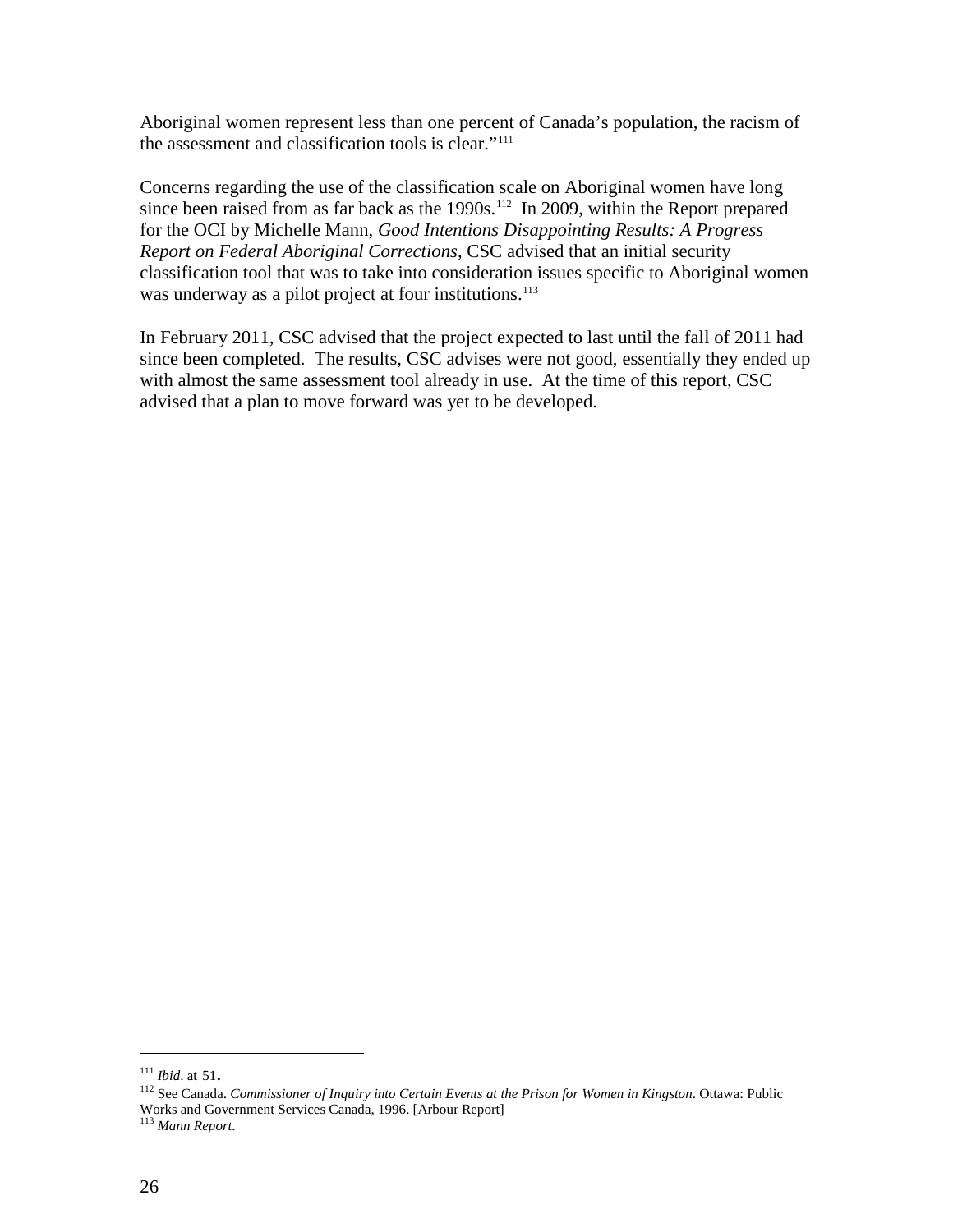Aboriginal women represent less than one percent of Canada's population, the racism of the assessment and classification tools is clear."[111]

Concerns regarding the use of the classification scale on Aboriginal women have long since been raised from as far back as the 1990s.[112] In 2009, within the Report prepared for the OCI by Michelle Mann, *Good Intentions Disappointing Results: A Progress Report on Federal Aboriginal Corrections*, CSC advised that an initial security classification tool that was to take into consideration issues specific to Aboriginal women was underway as a pilot project at four institutions.[113]

In February 2011, CSC advised that the project expected to last until the fall of 2011 had since been completed. The results, CSC advises were not good, essentially they ended up with almost the same assessment tool already in use. At the time of this report, CSC advised that a plan to move forward was yet to be developed.

---

[111] *Ibid*. at 51.

[112] See Canada. *Commissioner of Inquiry into Certain Events at the Prison for Women in Kingston*. Ottawa: Public Works and Government Services Canada, 1996. [Arbour Report]

[113] *Mann Report*.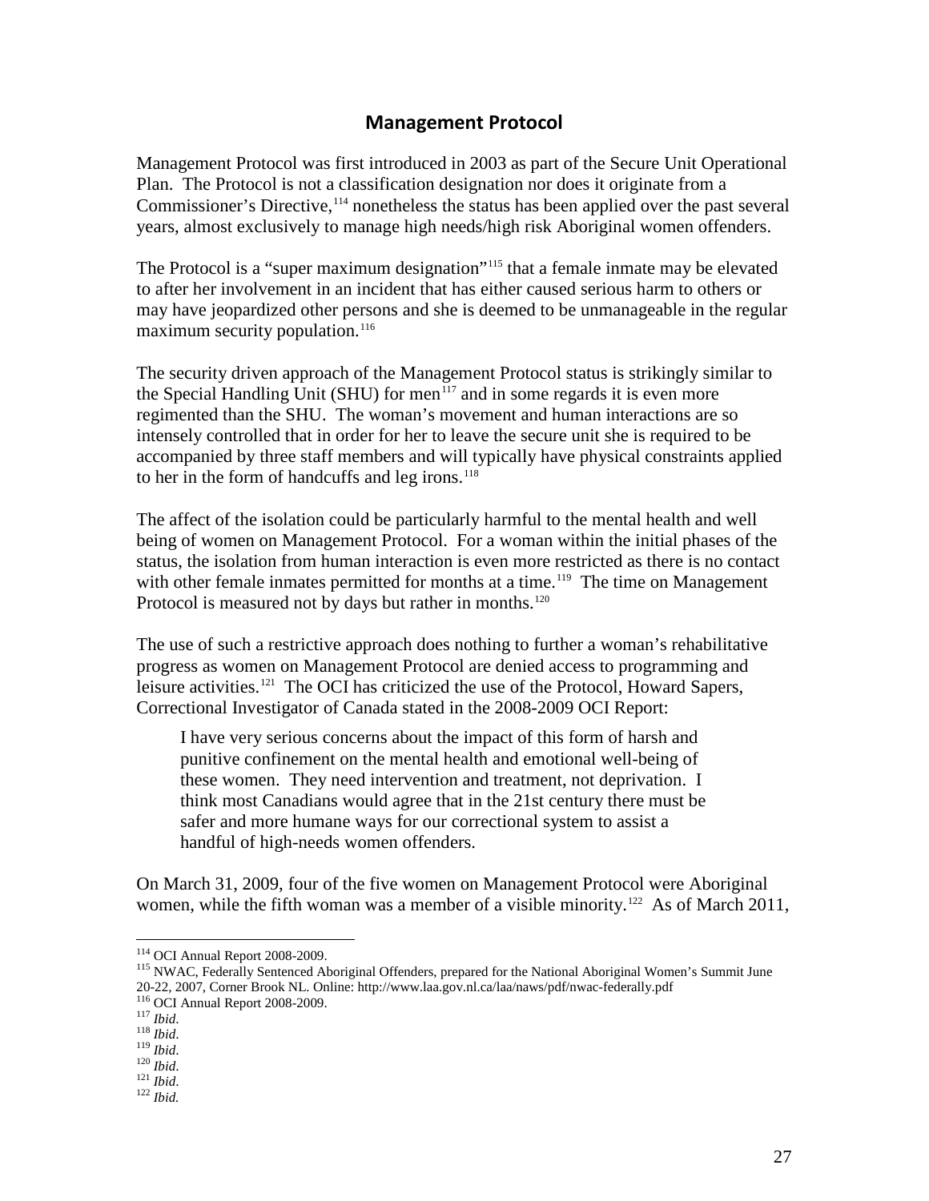## Management Protocol

Management Protocol was first introduced in 2003 as part of the Secure Unit Operational Plan. The Protocol is not a classification designation nor does it originate from a Commissioner's Directive,[114] nonetheless the status has been applied over the past several years, almost exclusively to manage high needs/high risk Aboriginal women offenders.

The Protocol is a "super maximum designation"[115] that a female inmate may be elevated to after her involvement in an incident that has either caused serious harm to others or may have jeopardized other persons and she is deemed to be unmanageable in the regular maximum security population.[116]

The security driven approach of the Management Protocol status is strikingly similar to the Special Handling Unit (SHU) for men[117] and in some regards it is even more regimented than the SHU. The woman's movement and human interactions are so intensely controlled that in order for her to leave the secure unit she is required to be accompanied by three staff members and will typically have physical constraints applied to her in the form of handcuffs and leg irons.[118]

The affect of the isolation could be particularly harmful to the mental health and well being of women on Management Protocol. For a woman within the initial phases of the status, the isolation from human interaction is even more restricted as there is no contact with other female inmates permitted for months at a time.[119] The time on Management Protocol is measured not by days but rather in months.[120]

The use of such a restrictive approach does nothing to further a woman's rehabilitative progress as women on Management Protocol are denied access to programming and leisure activities.[121] The OCI has criticized the use of the Protocol, Howard Sapers, Correctional Investigator of Canada stated in the 2008-2009 OCI Report:

> I have very serious concerns about the impact of this form of harsh and punitive confinement on the mental health and emotional well-being of these women. They need intervention and treatment, not deprivation. I think most Canadians would agree that in the 21st century there must be safer and more humane ways for our correctional system to assist a handful of high-needs women offenders.

On March 31, 2009, four of the five women on Management Protocol were Aboriginal women, while the fifth woman was a member of a visible minority.[122] As of March 2011,

---

[114] OCI Annual Report 2008-2009.
[115] NWAC, Federally Sentenced Aboriginal Offenders, prepared for the National Aboriginal Women's Summit June 20-22, 2007, Corner Brook NL. Online: http://www.laa.gov.nl.ca/laa/naws/pdf/nwac-federally.pdf
[116] OCI Annual Report 2008-2009.
[117] *Ibid*.
[118] *Ibid*.
[119] *Ibid*.
[120] *Ibid*.
[121] *Ibid*.
[122] *Ibid.*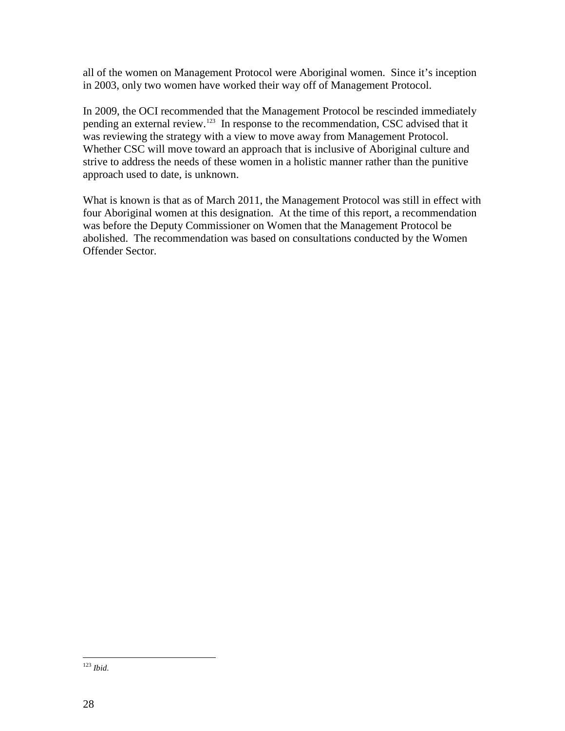all of the women on Management Protocol were Aboriginal women. Since it's inception in 2003, only two women have worked their way off of Management Protocol.

In 2009, the OCI recommended that the Management Protocol be rescinded immediately pending an external review.[123] In response to the recommendation, CSC advised that it was reviewing the strategy with a view to move away from Management Protocol. Whether CSC will move toward an approach that is inclusive of Aboriginal culture and strive to address the needs of these women in a holistic manner rather than the punitive approach used to date, is unknown.

What is known is that as of March 2011, the Management Protocol was still in effect with four Aboriginal women at this designation. At the time of this report, a recommendation was before the Deputy Commissioner on Women that the Management Protocol be abolished. The recommendation was based on consultations conducted by the Women Offender Sector.

---

[123] *Ibid.*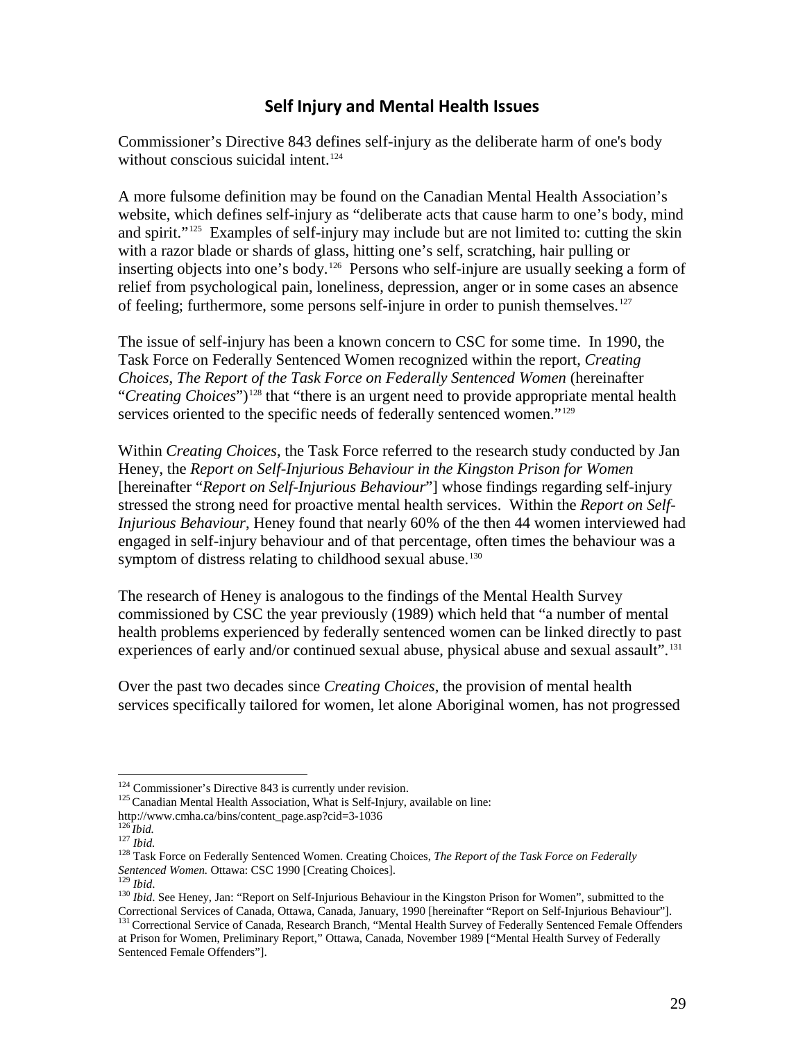## Self Injury and Mental Health Issues

Commissioner's Directive 843 defines self-injury as the deliberate harm of one's body without conscious suicidal intent.[124]

A more fulsome definition may be found on the Canadian Mental Health Association's website, which defines self-injury as "deliberate acts that cause harm to one's body, mind and spirit."[125] Examples of self-injury may include but are not limited to: cutting the skin with a razor blade or shards of glass, hitting one's self, scratching, hair pulling or inserting objects into one's body.[126] Persons who self-injure are usually seeking a form of relief from psychological pain, loneliness, depression, anger or in some cases an absence of feeling; furthermore, some persons self-injure in order to punish themselves.[127]

The issue of self-injury has been a known concern to CSC for some time. In 1990, the Task Force on Federally Sentenced Women recognized within the report, *Creating Choices, The Report of the Task Force on Federally Sentenced Women* (hereinafter "*Creating Choices*")[128] that "there is an urgent need to provide appropriate mental health services oriented to the specific needs of federally sentenced women."[129]

Within *Creating Choices*, the Task Force referred to the research study conducted by Jan Heney, the *Report on Self-Injurious Behaviour in the Kingston Prison for Women* [hereinafter "*Report on Self-Injurious Behaviour*"] whose findings regarding self-injury stressed the strong need for proactive mental health services. Within the *Report on Self-Injurious Behaviour*, Heney found that nearly 60% of the then 44 women interviewed had engaged in self-injury behaviour and of that percentage, often times the behaviour was a symptom of distress relating to childhood sexual abuse.[130]

The research of Heney is analogous to the findings of the Mental Health Survey commissioned by CSC the year previously (1989) which held that "a number of mental health problems experienced by federally sentenced women can be linked directly to past experiences of early and/or continued sexual abuse, physical abuse and sexual assault".[131]

Over the past two decades since *Creating Choices*, the provision of mental health services specifically tailored for women, let alone Aboriginal women, has not progressed

---

[124] Commissioner's Directive 843 is currently under revision.

[125] Canadian Mental Health Association, What is Self-Injury, available on line: http://www.cmha.ca/bins/content_page.asp?cid=3-1036

[126] *Ibid.*

[127] *Ibid.*

[128] Task Force on Federally Sentenced Women. Creating Choices, *The Report of the Task Force on Federally Sentenced Women.* Ottawa: CSC 1990 [Creating Choices].

[129] *Ibid*.

[130] *Ibid*. See Heney, Jan: "Report on Self-Injurious Behaviour in the Kingston Prison for Women", submitted to the Correctional Services of Canada, Ottawa, Canada, January, 1990 [hereinafter "Report on Self-Injurious Behaviour"].

[131] Correctional Service of Canada, Research Branch, "Mental Health Survey of Federally Sentenced Female Offenders at Prison for Women, Preliminary Report," Ottawa, Canada, November 1989 ["Mental Health Survey of Federally Sentenced Female Offenders"].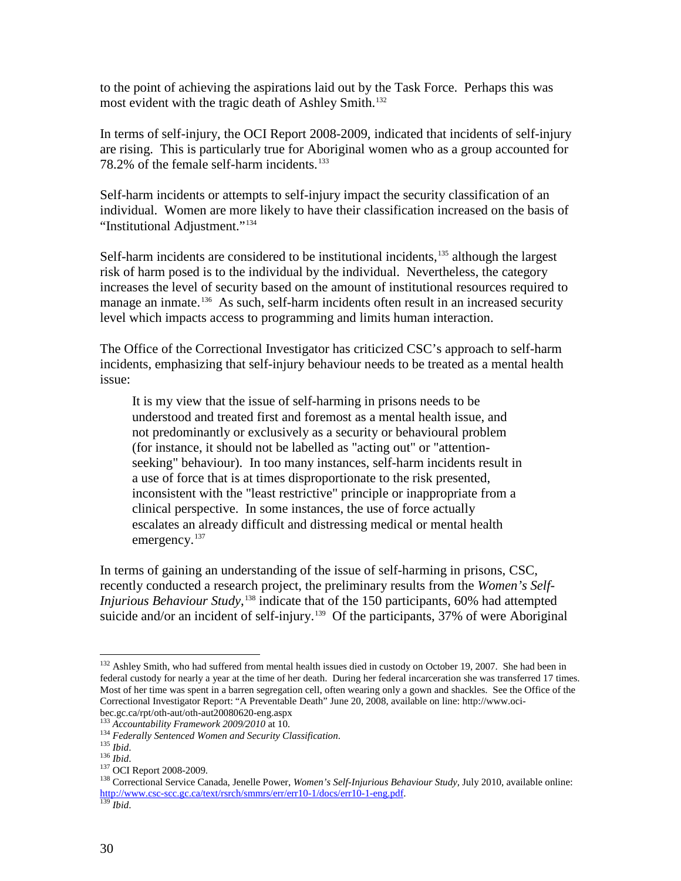to the point of achieving the aspirations laid out by the Task Force. Perhaps this was most evident with the tragic death of Ashley Smith.[132]

In terms of self-injury, the OCI Report 2008-2009, indicated that incidents of self-injury are rising. This is particularly true for Aboriginal women who as a group accounted for 78.2% of the female self-harm incidents.[133]

Self-harm incidents or attempts to self-injury impact the security classification of an individual. Women are more likely to have their classification increased on the basis of "Institutional Adjustment."[134]

Self-harm incidents are considered to be institutional incidents,[135] although the largest risk of harm posed is to the individual by the individual. Nevertheless, the category increases the level of security based on the amount of institutional resources required to manage an inmate.[136] As such, self-harm incidents often result in an increased security level which impacts access to programming and limits human interaction.

The Office of the Correctional Investigator has criticized CSC's approach to self-harm incidents, emphasizing that self-injury behaviour needs to be treated as a mental health issue:

> It is my view that the issue of self-harming in prisons needs to be understood and treated first and foremost as a mental health issue, and not predominantly or exclusively as a security or behavioural problem (for instance, it should not be labelled as "acting out" or "attention-seeking" behaviour). In too many instances, self-harm incidents result in a use of force that is at times disproportionate to the risk presented, inconsistent with the "least restrictive" principle or inappropriate from a clinical perspective. In some instances, the use of force actually escalates an already difficult and distressing medical or mental health emergency.[137]

In terms of gaining an understanding of the issue of self-harming in prisons, CSC, recently conducted a research project, the preliminary results from the *Women's Self-Injurious Behaviour Study*,[138] indicate that of the 150 participants, 60% had attempted suicide and/or an incident of self-injury.[139] Of the participants, 37% of were Aboriginal

---

[132] Ashley Smith, who had suffered from mental health issues died in custody on October 19, 2007. She had been in federal custody for nearly a year at the time of her death. During her federal incarceration she was transferred 17 times. Most of her time was spent in a barren segregation cell, often wearing only a gown and shackles. See the Office of the Correctional Investigator Report: "A Preventable Death" June 20, 2008, available on line: http://www.oci-bec.gc.ca/rpt/oth-aut/oth-aut20080620-eng.aspx

[133] *Accountability Framework 2009/2010* at 10.

[134] *Federally Sentenced Women and Security Classification*.

[135] *Ibid*.

[136] *Ibid*.

[137] OCI Report 2008-2009.

[138] Correctional Service Canada, Jenelle Power, *Women's Self-Injurious Behaviour Study*, July 2010, available online: http://www.csc-scc.gc.ca/text/rsrch/smmrs/err/err10-1/docs/err10-1-eng.pdf.

[139] *Ibid*.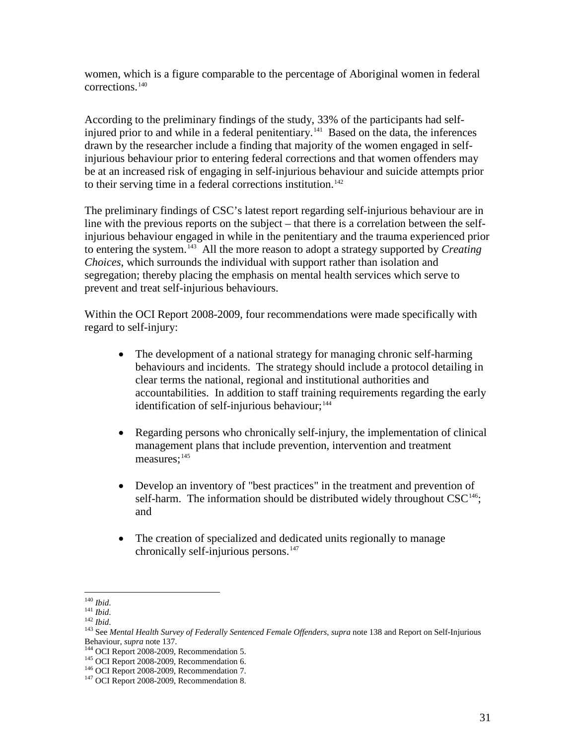women, which is a figure comparable to the percentage of Aboriginal women in federal corrections.[140]

According to the preliminary findings of the study, 33% of the participants had self-injured prior to and while in a federal penitentiary.[141] Based on the data, the inferences drawn by the researcher include a finding that majority of the women engaged in self-injurious behaviour prior to entering federal corrections and that women offenders may be at an increased risk of engaging in self-injurious behaviour and suicide attempts prior to their serving time in a federal corrections institution.[142]

The preliminary findings of CSC's latest report regarding self-injurious behaviour are in line with the previous reports on the subject – that there is a correlation between the self-injurious behaviour engaged in while in the penitentiary and the trauma experienced prior to entering the system.[143] All the more reason to adopt a strategy supported by *Creating Choices*, which surrounds the individual with support rather than isolation and segregation; thereby placing the emphasis on mental health services which serve to prevent and treat self-injurious behaviours.

Within the OCI Report 2008-2009, four recommendations were made specifically with regard to self-injury:

- The development of a national strategy for managing chronic self-harming behaviours and incidents. The strategy should include a protocol detailing in clear terms the national, regional and institutional authorities and accountabilities. In addition to staff training requirements regarding the early identification of self-injurious behaviour;[144]

- Regarding persons who chronically self-injury, the implementation of clinical management plans that include prevention, intervention and treatment measures;[145]

- Develop an inventory of "best practices" in the treatment and prevention of self-harm. The information should be distributed widely throughout CSC[146]; and

- The creation of specialized and dedicated units regionally to manage chronically self-injurious persons.[147]

---

[140] *Ibid*.
[141] *Ibid*.
[142] *Ibid*.
[143] See *Mental Health Survey of Federally Sentenced Female Offenders*, *supra* note 138 and Report on Self-Injurious Behaviour, *supra* note 137.
[144] OCI Report 2008-2009, Recommendation 5.
[145] OCI Report 2008-2009, Recommendation 6.
[146] OCI Report 2008-2009, Recommendation 7.
[147] OCI Report 2008-2009, Recommendation 8.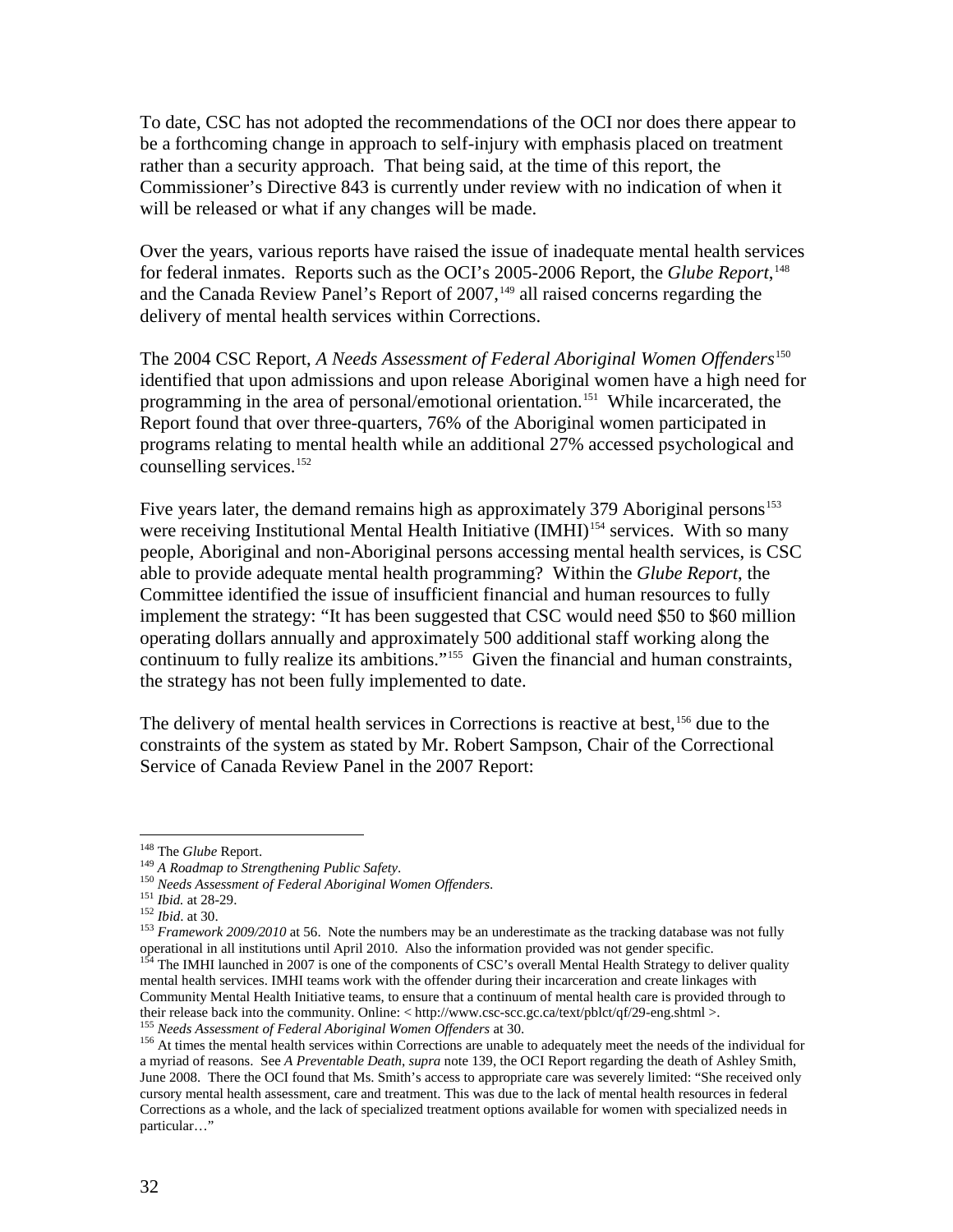To date, CSC has not adopted the recommendations of the OCI nor does there appear to be a forthcoming change in approach to self-injury with emphasis placed on treatment rather than a security approach. That being said, at the time of this report, the Commissioner's Directive 843 is currently under review with no indication of when it will be released or what if any changes will be made.

Over the years, various reports have raised the issue of inadequate mental health services for federal inmates. Reports such as the OCI's 2005-2006 Report, the *Glube Report*,[148] and the Canada Review Panel's Report of 2007,[149] all raised concerns regarding the delivery of mental health services within Corrections.

The 2004 CSC Report, *A Needs Assessment of Federal Aboriginal Women Offenders*[150] identified that upon admissions and upon release Aboriginal women have a high need for programming in the area of personal/emotional orientation.[151] While incarcerated, the Report found that over three-quarters, 76% of the Aboriginal women participated in programs relating to mental health while an additional 27% accessed psychological and counselling services.[152]

Five years later, the demand remains high as approximately 379 Aboriginal persons[153] were receiving Institutional Mental Health Initiative (IMHI)[154] services. With so many people, Aboriginal and non-Aboriginal persons accessing mental health services, is CSC able to provide adequate mental health programming? Within the *Glube Report*, the Committee identified the issue of insufficient financial and human resources to fully implement the strategy: "It has been suggested that CSC would need $50 to $60 million operating dollars annually and approximately 500 additional staff working along the continuum to fully realize its ambitions."[155] Given the financial and human constraints, the strategy has not been fully implemented to date.

The delivery of mental health services in Corrections is reactive at best,[156] due to the constraints of the system as stated by Mr. Robert Sampson, Chair of the Correctional Service of Canada Review Panel in the 2007 Report:

---

[148] The *Glube* Report.

[149] *A Roadmap to Strengthening Public Safety*.

[150] *Needs Assessment of Federal Aboriginal Women Offenders*.

[151] *Ibid.* at 28-29.

[152] *Ibid*. at 30.

[153] *Framework 2009/2010* at 56. Note the numbers may be an underestimate as the tracking database was not fully operational in all institutions until April 2010. Also the information provided was not gender specific.

[154] The IMHI launched in 2007 is one of the components of CSC's overall Mental Health Strategy to deliver quality mental health services. IMHI teams work with the offender during their incarceration and create linkages with Community Mental Health Initiative teams, to ensure that a continuum of mental health care is provided through to their release back into the community. Online: < http://www.csc-scc.gc.ca/text/pblct/qf/29-eng.shtml >.

[155] *Needs Assessment of Federal Aboriginal Women Offenders* at 30.

[156] At times the mental health services within Corrections are unable to adequately meet the needs of the individual for a myriad of reasons. See *A Preventable Death*, *supra* note 139, the OCI Report regarding the death of Ashley Smith, June 2008. There the OCI found that Ms. Smith's access to appropriate care was severely limited: "She received only cursory mental health assessment, care and treatment. This was due to the lack of mental health resources in federal Corrections as a whole, and the lack of specialized treatment options available for women with specialized needs in particular…"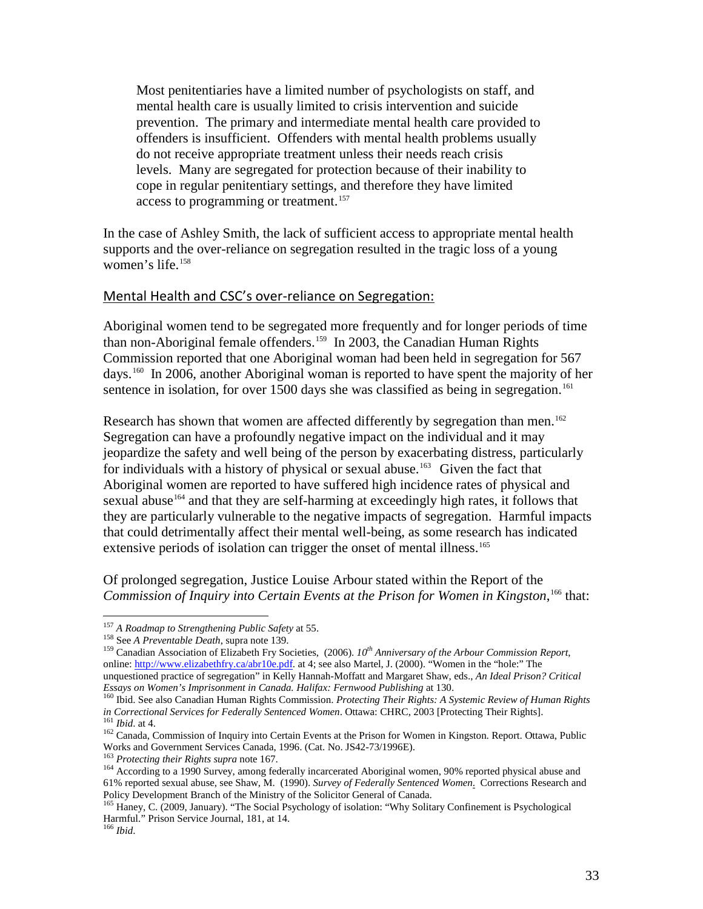> Most penitentiaries have a limited number of psychologists on staff, and mental health care is usually limited to crisis intervention and suicide prevention. The primary and intermediate mental health care provided to offenders is insufficient. Offenders with mental health problems usually do not receive appropriate treatment unless their needs reach crisis levels. Many are segregated for protection because of their inability to cope in regular penitentiary settings, and therefore they have limited access to programming or treatment.[157]

In the case of Ashley Smith, the lack of sufficient access to appropriate mental health supports and the over-reliance on segregation resulted in the tragic loss of a young women's life.[158]

## Mental Health and CSC's over-reliance on Segregation:

Aboriginal women tend to be segregated more frequently and for longer periods of time than non-Aboriginal female offenders.[159] In 2003, the Canadian Human Rights Commission reported that one Aboriginal woman had been held in segregation for 567 days.[160] In 2006, another Aboriginal woman is reported to have spent the majority of her sentence in isolation, for over 1500 days she was classified as being in segregation.[161]

Research has shown that women are affected differently by segregation than men.[162] Segregation can have a profoundly negative impact on the individual and it may jeopardize the safety and well being of the person by exacerbating distress, particularly for individuals with a history of physical or sexual abuse.[163] Given the fact that Aboriginal women are reported to have suffered high incidence rates of physical and sexual abuse[164] and that they are self-harming at exceedingly high rates, it follows that they are particularly vulnerable to the negative impacts of segregation. Harmful impacts that could detrimentally affect their mental well-being, as some research has indicated extensive periods of isolation can trigger the onset of mental illness.[165]

Of prolonged segregation, Justice Louise Arbour stated within the Report of the *Commission of Inquiry into Certain Events at the Prison for Women in Kingston*,[166] that:

---

[157] *A Roadmap to Strengthening Public Safety* at 55.

[158] See *A Preventable Death*, supra note 139.

[159] Canadian Association of Elizabeth Fry Societies, (2006). *10th Anniversary of the Arbour Commission Report*, online: http://www.elizabethfry.ca/abr10e.pdf. at 4; see also Martel, J. (2000). "Women in the "hole:" The unquestioned practice of segregation" in Kelly Hannah-Moffatt and Margaret Shaw, eds., *An Ideal Prison? Critical Essays on Women's Imprisonment in Canada. Halifax: Fernwood Publishing* at 130.

[160] Ibid. See also Canadian Human Rights Commission. *Protecting Their Rights: A Systemic Review of Human Rights in Correctional Services for Federally Sentenced Women*. Ottawa: CHRC, 2003 [Protecting Their Rights].

[161] *Ibid*. at 4.

[162] Canada, Commission of Inquiry into Certain Events at the Prison for Women in Kingston. Report. Ottawa, Public Works and Government Services Canada, 1996. (Cat. No. JS42-73/1996E).

[163] *Protecting their Rights supra* note 167.

[164] According to a 1990 Survey, among federally incarcerated Aboriginal women, 90% reported physical abuse and 61% reported sexual abuse, see Shaw, M. (1990). *Survey of Federally Sentenced Women*. Corrections Research and Policy Development Branch of the Ministry of the Solicitor General of Canada.

[165] Haney, C. (2009, January). "The Social Psychology of isolation: "Why Solitary Confinement is Psychological Harmful." Prison Service Journal, 181, at 14.

[166] *Ibid*.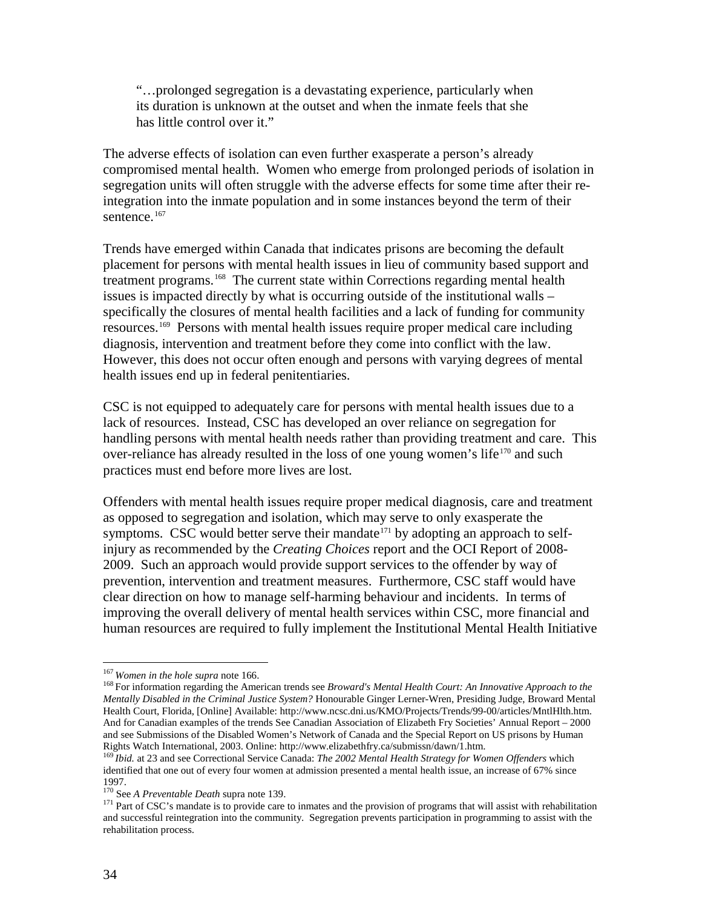> "…prolonged segregation is a devastating experience, particularly when its duration is unknown at the outset and when the inmate feels that she has little control over it."

The adverse effects of isolation can even further exasperate a person's already compromised mental health. Women who emerge from prolonged periods of isolation in segregation units will often struggle with the adverse effects for some time after their re-integration into the inmate population and in some instances beyond the term of their sentence.[167]

Trends have emerged within Canada that indicates prisons are becoming the default placement for persons with mental health issues in lieu of community based support and treatment programs.[168] The current state within Corrections regarding mental health issues is impacted directly by what is occurring outside of the institutional walls – specifically the closures of mental health facilities and a lack of funding for community resources.[169] Persons with mental health issues require proper medical care including diagnosis, intervention and treatment before they come into conflict with the law. However, this does not occur often enough and persons with varying degrees of mental health issues end up in federal penitentiaries.

CSC is not equipped to adequately care for persons with mental health issues due to a lack of resources. Instead, CSC has developed an over reliance on segregation for handling persons with mental health needs rather than providing treatment and care. This over-reliance has already resulted in the loss of one young women's life[170] and such practices must end before more lives are lost.

Offenders with mental health issues require proper medical diagnosis, care and treatment as opposed to segregation and isolation, which may serve to only exasperate the symptoms. CSC would better serve their mandate[171] by adopting an approach to self-injury as recommended by the *Creating Choices* report and the OCI Report of 2008-2009. Such an approach would provide support services to the offender by way of prevention, intervention and treatment measures. Furthermore, CSC staff would have clear direction on how to manage self-harming behaviour and incidents. In terms of improving the overall delivery of mental health services within CSC, more financial and human resources are required to fully implement the Institutional Mental Health Initiative

---

[167] *Women in the hole supra* note 166.

[168] For information regarding the American trends see *Broward's Mental Health Court: An Innovative Approach to the Mentally Disabled in the Criminal Justice System?* Honourable Ginger Lerner-Wren, Presiding Judge, Broward Mental Health Court, Florida, [Online] Available: http://www.ncsc.dni.us/KMO/Projects/Trends/99-00/articles/MntlHlth.htm. And for Canadian examples of the trends See Canadian Association of Elizabeth Fry Societies' Annual Report – 2000 and see Submissions of the Disabled Women's Network of Canada and the Special Report on US prisons by Human Rights Watch International, 2003. Online: http://www.elizabethfry.ca/submissn/dawn/1.htm.

[169] *Ibid.* at 23 and see Correctional Service Canada: *The 2002 Mental Health Strategy for Women Offenders* which identified that one out of every four women at admission presented a mental health issue, an increase of 67% since 1997.

[170] See *A Preventable Death* supra note 139.

[171] Part of CSC's mandate is to provide care to inmates and the provision of programs that will assist with rehabilitation and successful reintegration into the community. Segregation prevents participation in programming to assist with the rehabilitation process.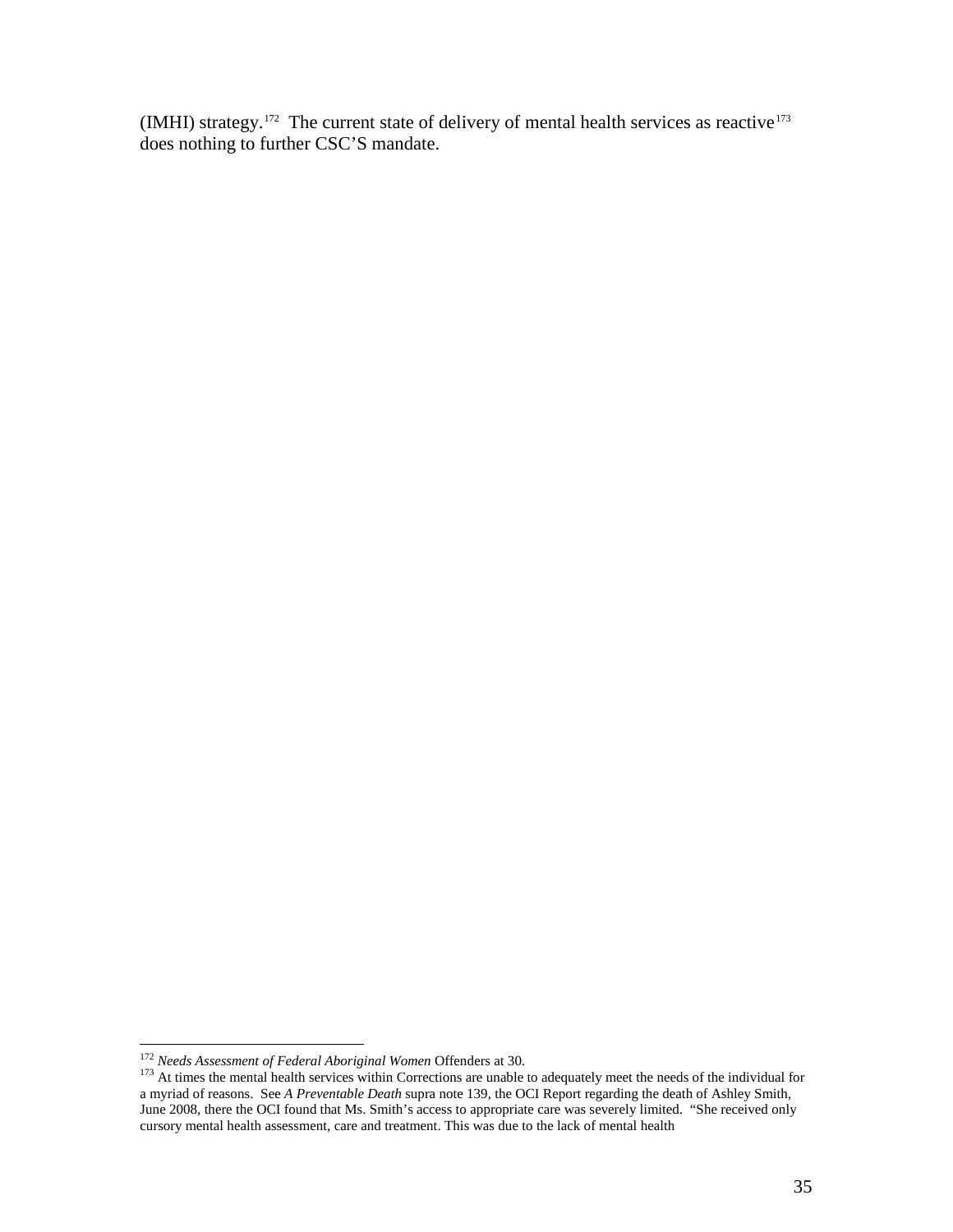(IMHI) strategy.[172] The current state of delivery of mental health services as reactive[173] does nothing to further CSC'S mandate.

---

[172] *Needs Assessment of Federal Aboriginal Women* Offenders at 30.

[173] At times the mental health services within Corrections are unable to adequately meet the needs of the individual for a myriad of reasons. See *A Preventable Death* supra note 139, the OCI Report regarding the death of Ashley Smith, June 2008, there the OCI found that Ms. Smith's access to appropriate care was severely limited. "She received only cursory mental health assessment, care and treatment. This was due to the lack of mental health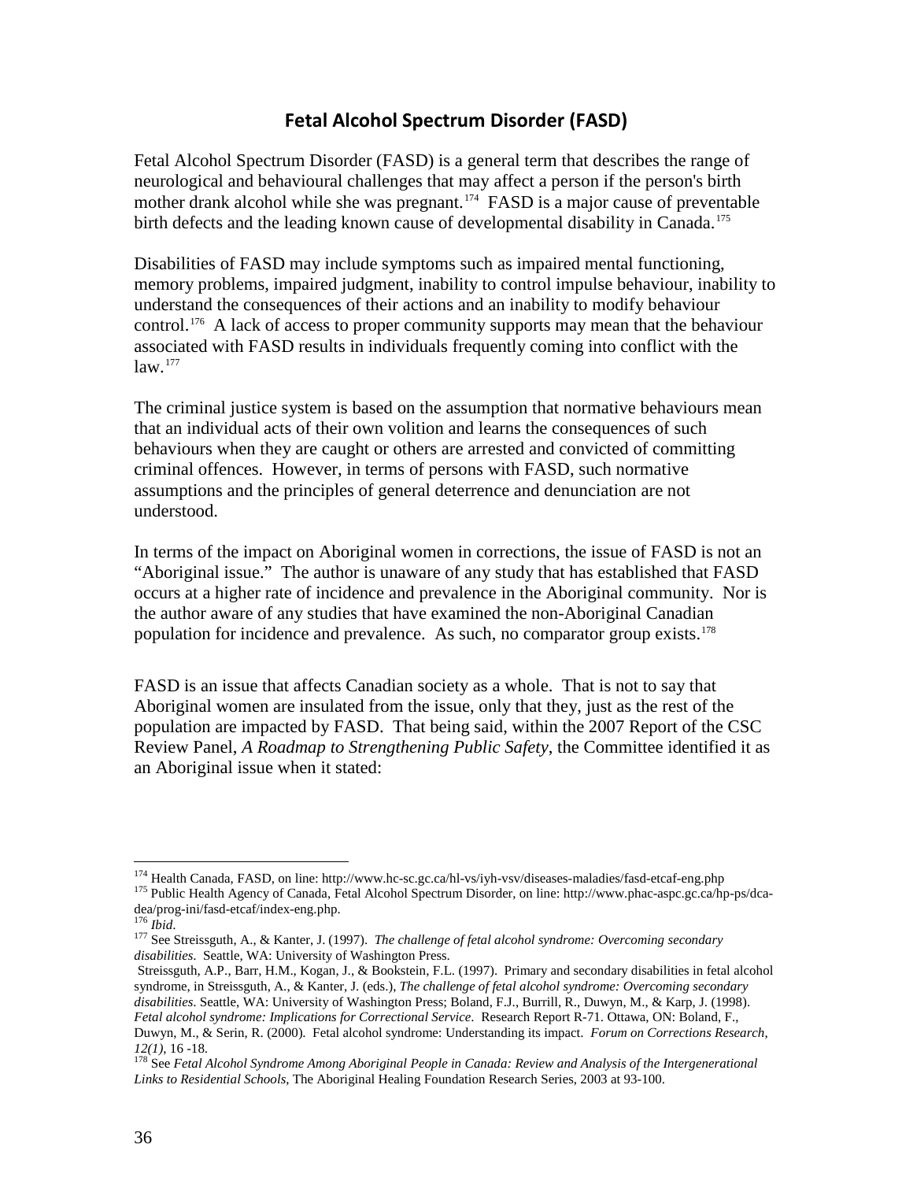## Fetal Alcohol Spectrum Disorder (FASD)

Fetal Alcohol Spectrum Disorder (FASD) is a general term that describes the range of neurological and behavioural challenges that may affect a person if the person's birth mother drank alcohol while she was pregnant.[174] FASD is a major cause of preventable birth defects and the leading known cause of developmental disability in Canada.[175]

Disabilities of FASD may include symptoms such as impaired mental functioning, memory problems, impaired judgment, inability to control impulse behaviour, inability to understand the consequences of their actions and an inability to modify behaviour control.[176] A lack of access to proper community supports may mean that the behaviour associated with FASD results in individuals frequently coming into conflict with the law.[177]

The criminal justice system is based on the assumption that normative behaviours mean that an individual acts of their own volition and learns the consequences of such behaviours when they are caught or others are arrested and convicted of committing criminal offences. However, in terms of persons with FASD, such normative assumptions and the principles of general deterrence and denunciation are not understood.

In terms of the impact on Aboriginal women in corrections, the issue of FASD is not an "Aboriginal issue." The author is unaware of any study that has established that FASD occurs at a higher rate of incidence and prevalence in the Aboriginal community. Nor is the author aware of any studies that have examined the non-Aboriginal Canadian population for incidence and prevalence. As such, no comparator group exists.[178]

FASD is an issue that affects Canadian society as a whole. That is not to say that Aboriginal women are insulated from the issue, only that they, just as the rest of the population are impacted by FASD. That being said, within the 2007 Report of the CSC Review Panel, *A Roadmap to Strengthening Public Safety*, the Committee identified it as an Aboriginal issue when it stated:

---

[174] Health Canada, FASD, on line: http://www.hc-sc.gc.ca/hl-vs/iyh-vsv/diseases-maladies/fasd-etcaf-eng.php

[175] Public Health Agency of Canada, Fetal Alcohol Spectrum Disorder, on line: http://www.phac-aspc.gc.ca/hp-ps/dca-dea/prog-ini/fasd-etcaf/index-eng.php.

[176] *Ibid.*

[177] See Streissguth, A., & Kanter, J. (1997). *The challenge of fetal alcohol syndrome: Overcoming secondary disabilities.* Seattle, WA: University of Washington Press.
Streissguth, A.P., Barr, H.M., Kogan, J., & Bookstein, F.L. (1997). Primary and secondary disabilities in fetal alcohol syndrome, in Streissguth, A., & Kanter, J. (eds.), *The challenge of fetal alcohol syndrome: Overcoming secondary disabilities*. Seattle, WA: University of Washington Press; Boland, F.J., Burrill, R., Duwyn, M., & Karp, J. (1998). *Fetal alcohol syndrome: Implications for Correctional Service*. Research Report R-71. Ottawa, ON: Boland, F., Duwyn, M., & Serin, R. (2000). Fetal alcohol syndrome: Understanding its impact. *Forum on Corrections Research, 12(1)*, 16 -18.

[178] See *Fetal Alcohol Syndrome Among Aboriginal People in Canada: Review and Analysis of the Intergenerational Links to Residential Schools*, The Aboriginal Healing Foundation Research Series, 2003 at 93-100.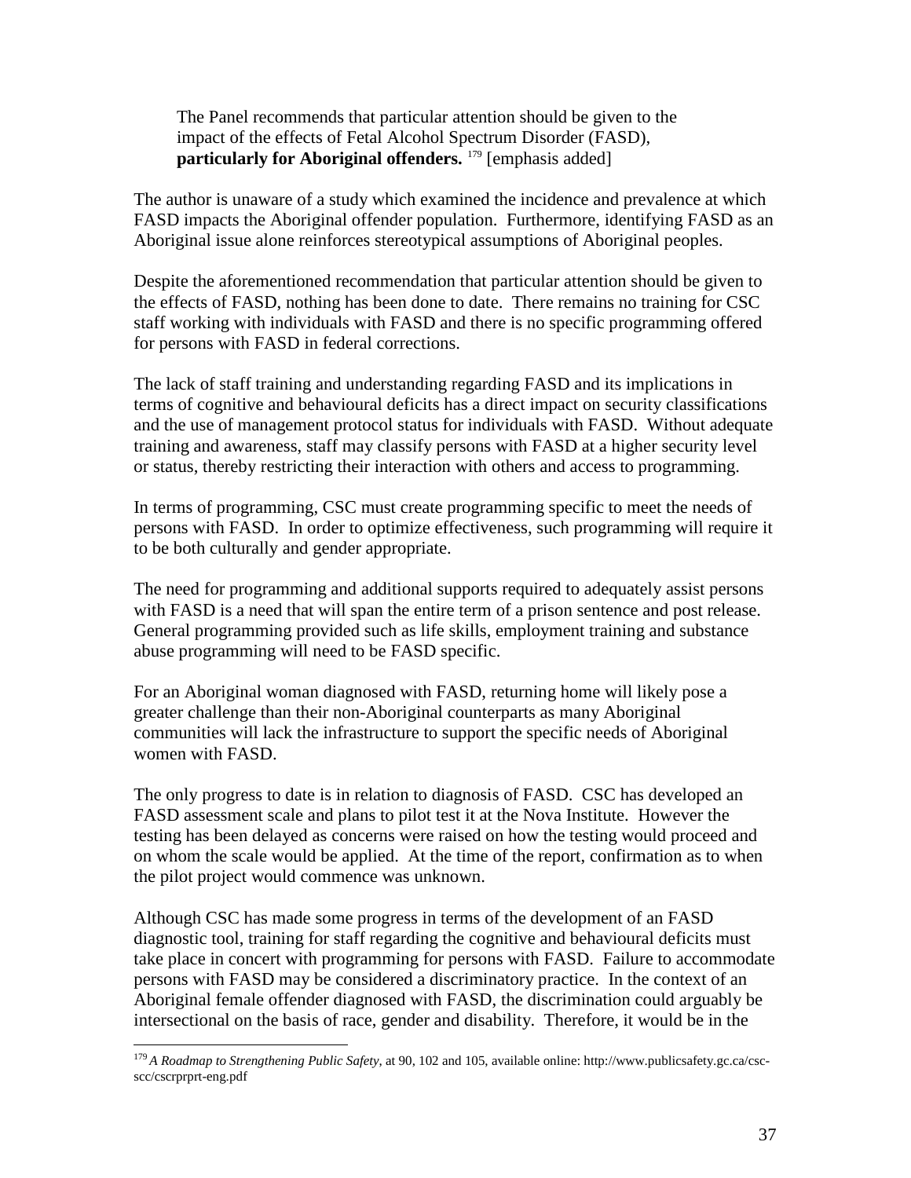> The Panel recommends that particular attention should be given to the impact of the effects of Fetal Alcohol Spectrum Disorder (FASD), **particularly for Aboriginal offenders.** [179] [emphasis added]

The author is unaware of a study which examined the incidence and prevalence at which FASD impacts the Aboriginal offender population. Furthermore, identifying FASD as an Aboriginal issue alone reinforces stereotypical assumptions of Aboriginal peoples.

Despite the aforementioned recommendation that particular attention should be given to the effects of FASD, nothing has been done to date. There remains no training for CSC staff working with individuals with FASD and there is no specific programming offered for persons with FASD in federal corrections.

The lack of staff training and understanding regarding FASD and its implications in terms of cognitive and behavioural deficits has a direct impact on security classifications and the use of management protocol status for individuals with FASD. Without adequate training and awareness, staff may classify persons with FASD at a higher security level or status, thereby restricting their interaction with others and access to programming.

In terms of programming, CSC must create programming specific to meet the needs of persons with FASD. In order to optimize effectiveness, such programming will require it to be both culturally and gender appropriate.

The need for programming and additional supports required to adequately assist persons with FASD is a need that will span the entire term of a prison sentence and post release. General programming provided such as life skills, employment training and substance abuse programming will need to be FASD specific.

For an Aboriginal woman diagnosed with FASD, returning home will likely pose a greater challenge than their non-Aboriginal counterparts as many Aboriginal communities will lack the infrastructure to support the specific needs of Aboriginal women with FASD.

The only progress to date is in relation to diagnosis of FASD. CSC has developed an FASD assessment scale and plans to pilot test it at the Nova Institute. However the testing has been delayed as concerns were raised on how the testing would proceed and on whom the scale would be applied. At the time of the report, confirmation as to when the pilot project would commence was unknown.

Although CSC has made some progress in terms of the development of an FASD diagnostic tool, training for staff regarding the cognitive and behavioural deficits must take place in concert with programming for persons with FASD. Failure to accommodate persons with FASD may be considered a discriminatory practice. In the context of an Aboriginal female offender diagnosed with FASD, the discrimination could arguably be intersectional on the basis of race, gender and disability. Therefore, it would be in the

---

[179] *A Roadmap to Strengthening Public Safety*, at 90, 102 and 105, available online: http://www.publicsafety.gc.ca/csc-scc/cscrprprt-eng.pdf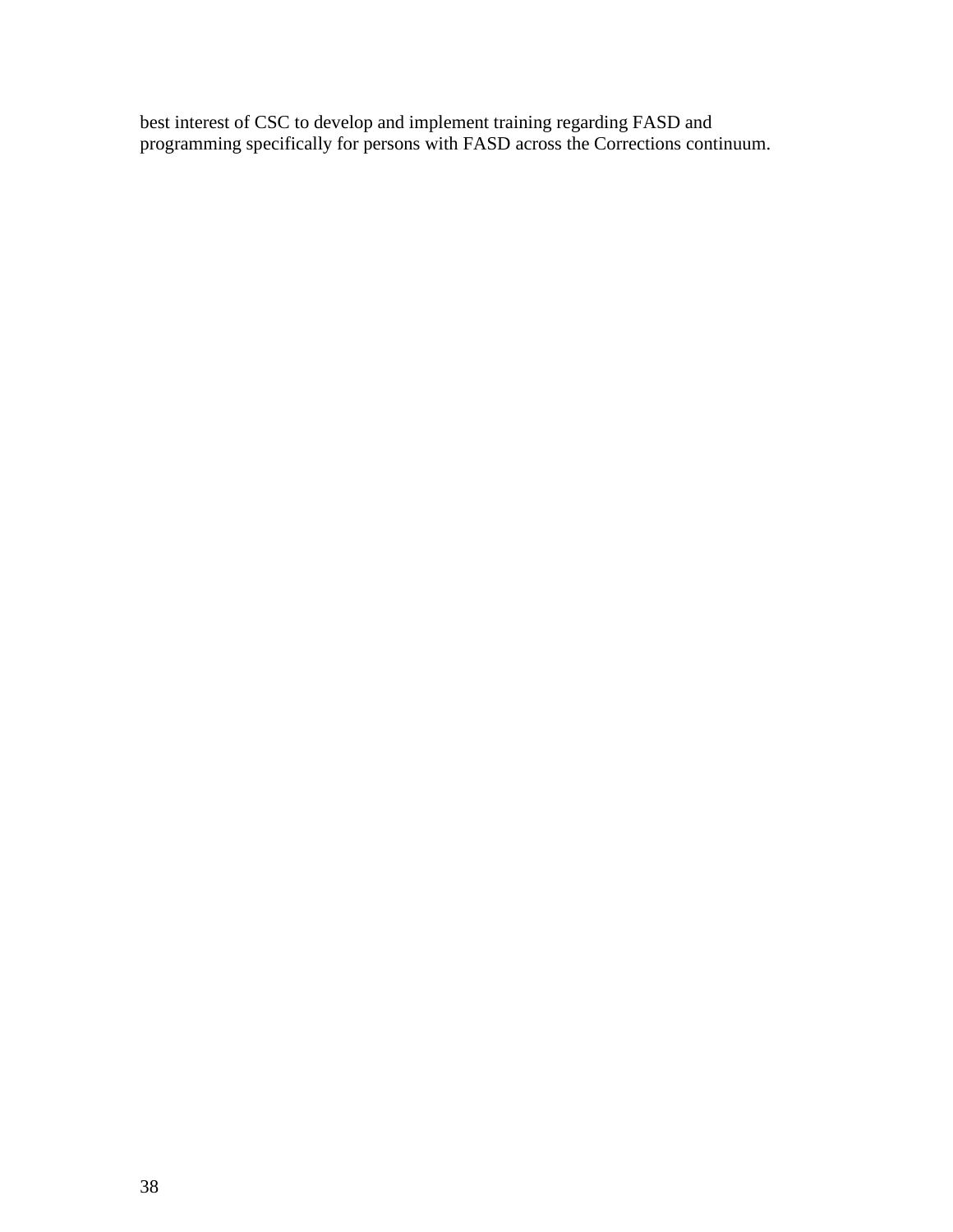best interest of CSC to develop and implement training regarding FASD and programming specifically for persons with FASD across the Corrections continuum.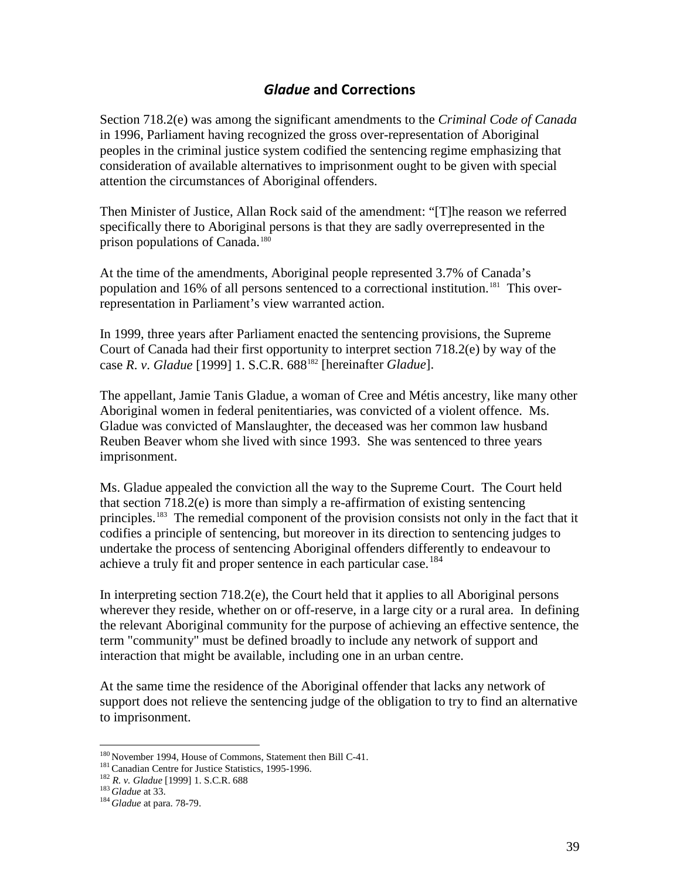## *Gladue* and Corrections

Section 718.2(e) was among the significant amendments to the *Criminal Code of Canada* in 1996, Parliament having recognized the gross over-representation of Aboriginal peoples in the criminal justice system codified the sentencing regime emphasizing that consideration of available alternatives to imprisonment ought to be given with special attention the circumstances of Aboriginal offenders.

Then Minister of Justice, Allan Rock said of the amendment: "[T]he reason we referred specifically there to Aboriginal persons is that they are sadly overrepresented in the prison populations of Canada.[180]

At the time of the amendments, Aboriginal people represented 3.7% of Canada's population and 16% of all persons sentenced to a correctional institution.[181] This over-representation in Parliament's view warranted action.

In 1999, three years after Parliament enacted the sentencing provisions, the Supreme Court of Canada had their first opportunity to interpret section 718.2(e) by way of the case *R. v. Gladue* [1999] 1. S.C.R. 688[182] [hereinafter *Gladue*].

The appellant, Jamie Tanis Gladue, a woman of Cree and Métis ancestry, like many other Aboriginal women in federal penitentiaries, was convicted of a violent offence. Ms. Gladue was convicted of Manslaughter, the deceased was her common law husband Reuben Beaver whom she lived with since 1993. She was sentenced to three years imprisonment.

Ms. Gladue appealed the conviction all the way to the Supreme Court. The Court held that section 718.2(e) is more than simply a re-affirmation of existing sentencing principles.[183] The remedial component of the provision consists not only in the fact that it codifies a principle of sentencing, but moreover in its direction to sentencing judges to undertake the process of sentencing Aboriginal offenders differently to endeavour to achieve a truly fit and proper sentence in each particular case.[184]

In interpreting section 718.2(e), the Court held that it applies to all Aboriginal persons wherever they reside, whether on or off-reserve, in a large city or a rural area. In defining the relevant Aboriginal community for the purpose of achieving an effective sentence, the term "community" must be defined broadly to include any network of support and interaction that might be available, including one in an urban centre.

At the same time the residence of the Aboriginal offender that lacks any network of support does not relieve the sentencing judge of the obligation to try to find an alternative to imprisonment.

---

[180] November 1994, House of Commons, Statement then Bill C-41.
[181] Canadian Centre for Justice Statistics, 1995-1996.
[182] *R. v. Gladue* [1999] 1. S.C.R. 688
[183] *Gladue* at 33.
[184] *Gladue* at para. 78-79.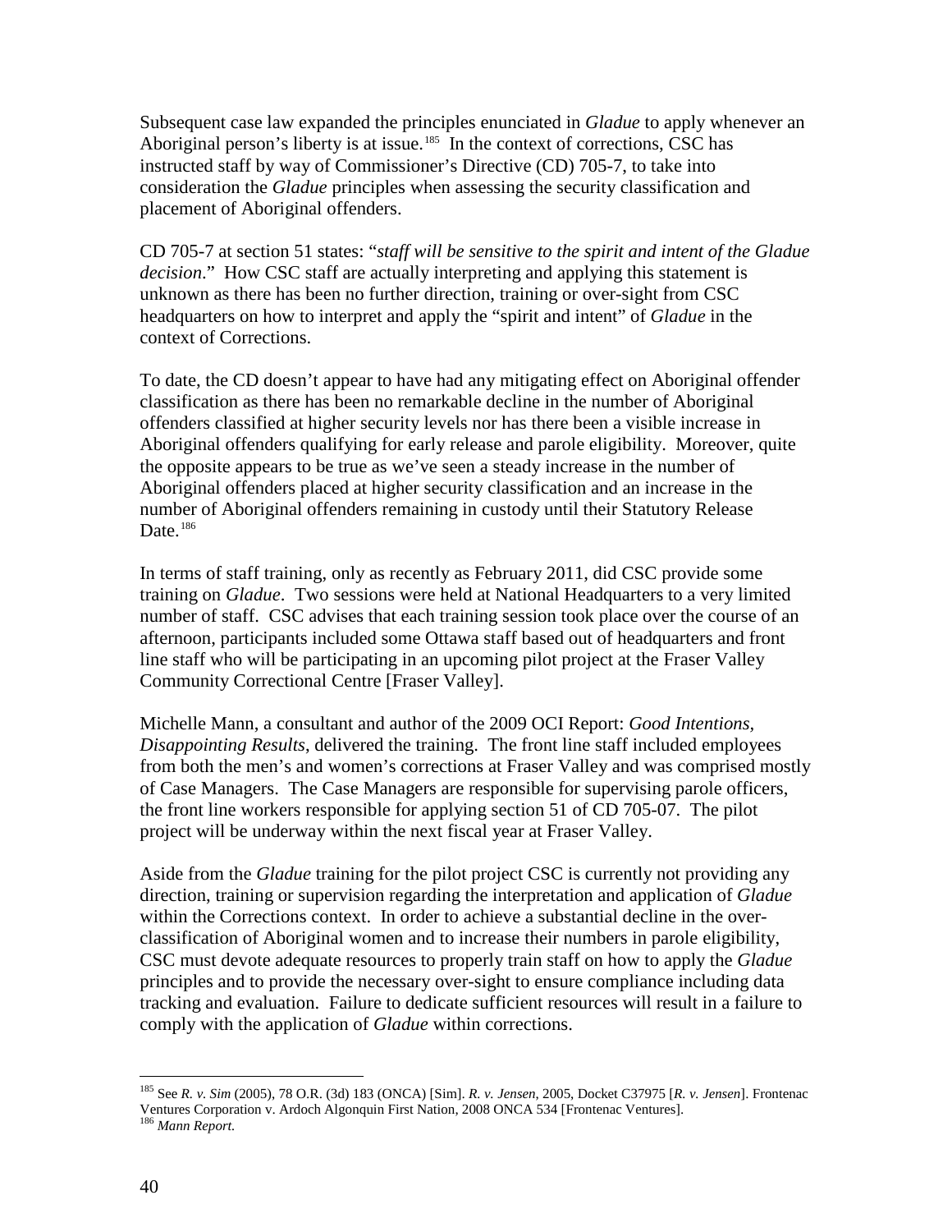Subsequent case law expanded the principles enunciated in *Gladue* to apply whenever an Aboriginal person's liberty is at issue.[185] In the context of corrections, CSC has instructed staff by way of Commissioner's Directive (CD) 705-7, to take into consideration the *Gladue* principles when assessing the security classification and placement of Aboriginal offenders.

CD 705-7 at section 51 states: "*staff will be sensitive to the spirit and intent of the Gladue decision*." How CSC staff are actually interpreting and applying this statement is unknown as there has been no further direction, training or over-sight from CSC headquarters on how to interpret and apply the "spirit and intent" of *Gladue* in the context of Corrections.

To date, the CD doesn't appear to have had any mitigating effect on Aboriginal offender classification as there has been no remarkable decline in the number of Aboriginal offenders classified at higher security levels nor has there been a visible increase in Aboriginal offenders qualifying for early release and parole eligibility. Moreover, quite the opposite appears to be true as we've seen a steady increase in the number of Aboriginal offenders placed at higher security classification and an increase in the number of Aboriginal offenders remaining in custody until their Statutory Release Date.[186]

In terms of staff training, only as recently as February 2011, did CSC provide some training on *Gladue*. Two sessions were held at National Headquarters to a very limited number of staff. CSC advises that each training session took place over the course of an afternoon, participants included some Ottawa staff based out of headquarters and front line staff who will be participating in an upcoming pilot project at the Fraser Valley Community Correctional Centre [Fraser Valley].

Michelle Mann, a consultant and author of the 2009 OCI Report: *Good Intentions, Disappointing Results*, delivered the training. The front line staff included employees from both the men's and women's corrections at Fraser Valley and was comprised mostly of Case Managers. The Case Managers are responsible for supervising parole officers, the front line workers responsible for applying section 51 of CD 705-07. The pilot project will be underway within the next fiscal year at Fraser Valley.

Aside from the *Gladue* training for the pilot project CSC is currently not providing any direction, training or supervision regarding the interpretation and application of *Gladue* within the Corrections context. In order to achieve a substantial decline in the over-classification of Aboriginal women and to increase their numbers in parole eligibility, CSC must devote adequate resources to properly train staff on how to apply the *Gladue* principles and to provide the necessary over-sight to ensure compliance including data tracking and evaluation. Failure to dedicate sufficient resources will result in a failure to comply with the application of *Gladue* within corrections.

---

[185] See *R. v. Sim* (2005), 78 O.R. (3d) 183 (ONCA) [Sim]. *R. v. Jensen*, 2005, Docket C37975 [*R. v. Jensen*]. Frontenac Ventures Corporation v. Ardoch Algonquin First Nation, 2008 ONCA 534 [Frontenac Ventures].

[186] *Mann Report.*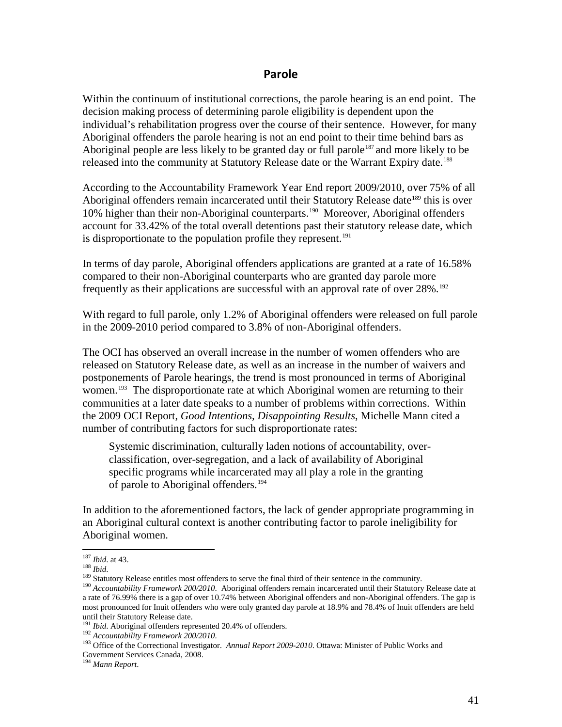## Parole

Within the continuum of institutional corrections, the parole hearing is an end point. The decision making process of determining parole eligibility is dependent upon the individual's rehabilitation progress over the course of their sentence. However, for many Aboriginal offenders the parole hearing is not an end point to their time behind bars as Aboriginal people are less likely to be granted day or full parole[187] and more likely to be released into the community at Statutory Release date or the Warrant Expiry date.[188]

According to the Accountability Framework Year End report 2009/2010, over 75% of all Aboriginal offenders remain incarcerated until their Statutory Release date[189] this is over 10% higher than their non-Aboriginal counterparts.[190] Moreover, Aboriginal offenders account for 33.42% of the total overall detentions past their statutory release date, which is disproportionate to the population profile they represent.[191]

In terms of day parole, Aboriginal offenders applications are granted at a rate of 16.58% compared to their non-Aboriginal counterparts who are granted day parole more frequently as their applications are successful with an approval rate of over 28%.[192]

With regard to full parole, only 1.2% of Aboriginal offenders were released on full parole in the 2009-2010 period compared to 3.8% of non-Aboriginal offenders.

The OCI has observed an overall increase in the number of women offenders who are released on Statutory Release date, as well as an increase in the number of waivers and postponements of Parole hearings, the trend is most pronounced in terms of Aboriginal women.[193] The disproportionate rate at which Aboriginal women are returning to their communities at a later date speaks to a number of problems within corrections. Within the 2009 OCI Report, *Good Intentions, Disappointing Results*, Michelle Mann cited a number of contributing factors for such disproportionate rates:

> Systemic discrimination, culturally laden notions of accountability, over-classification, over-segregation, and a lack of availability of Aboriginal specific programs while incarcerated may all play a role in the granting of parole to Aboriginal offenders.[194]

In addition to the aforementioned factors, the lack of gender appropriate programming in an Aboriginal cultural context is another contributing factor to parole ineligibility for Aboriginal women.

---

[187] *Ibid*. at 43.

[188] *Ibid*.

[189] Statutory Release entitles most offenders to serve the final third of their sentence in the community.

[190] *Accountability Framework 200/2010*. Aboriginal offenders remain incarcerated until their Statutory Release date at a rate of 76.99% there is a gap of over 10.74% between Aboriginal offenders and non-Aboriginal offenders. The gap is most pronounced for Inuit offenders who were only granted day parole at 18.9% and 78.4% of Inuit offenders are held until their Statutory Release date.

[191] *Ibid*. Aboriginal offenders represented 20.4% of offenders.

[192] *Accountability Framework 200/2010*.

[193] Office of the Correctional Investigator. *Annual Report 2009-2010*. Ottawa: Minister of Public Works and Government Services Canada, 2008.

[194] *Mann Report*.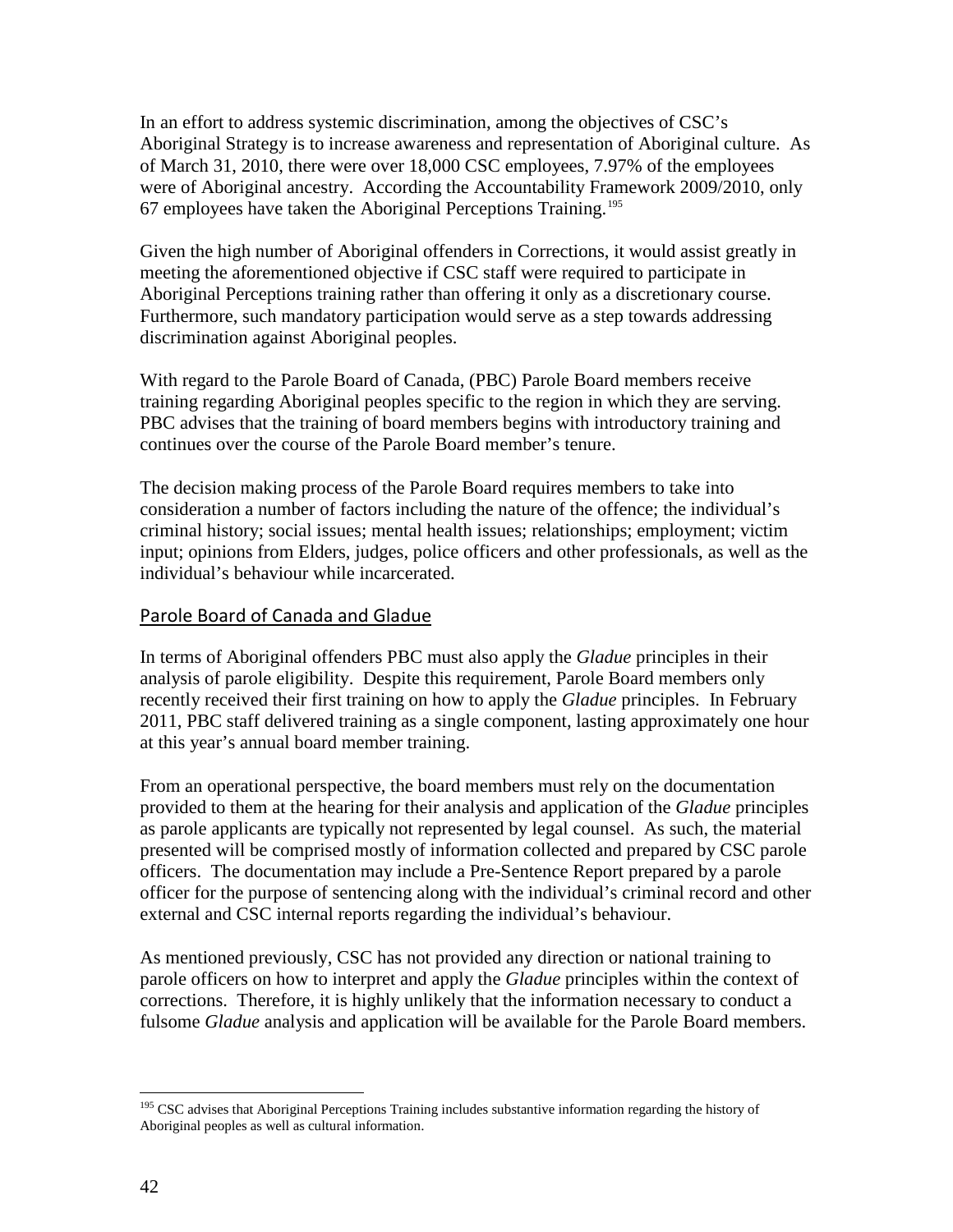In an effort to address systemic discrimination, among the objectives of CSC's Aboriginal Strategy is to increase awareness and representation of Aboriginal culture. As of March 31, 2010, there were over 18,000 CSC employees, 7.97% of the employees were of Aboriginal ancestry. According the Accountability Framework 2009/2010, only 67 employees have taken the Aboriginal Perceptions Training.[195]

Given the high number of Aboriginal offenders in Corrections, it would assist greatly in meeting the aforementioned objective if CSC staff were required to participate in Aboriginal Perceptions training rather than offering it only as a discretionary course. Furthermore, such mandatory participation would serve as a step towards addressing discrimination against Aboriginal peoples.

With regard to the Parole Board of Canada, (PBC) Parole Board members receive training regarding Aboriginal peoples specific to the region in which they are serving. PBC advises that the training of board members begins with introductory training and continues over the course of the Parole Board member's tenure.

The decision making process of the Parole Board requires members to take into consideration a number of factors including the nature of the offence; the individual's criminal history; social issues; mental health issues; relationships; employment; victim input; opinions from Elders, judges, police officers and other professionals, as well as the individual's behaviour while incarcerated.

## Parole Board of Canada and Gladue

In terms of Aboriginal offenders PBC must also apply the *Gladue* principles in their analysis of parole eligibility. Despite this requirement, Parole Board members only recently received their first training on how to apply the *Gladue* principles. In February 2011, PBC staff delivered training as a single component, lasting approximately one hour at this year's annual board member training.

From an operational perspective, the board members must rely on the documentation provided to them at the hearing for their analysis and application of the *Gladue* principles as parole applicants are typically not represented by legal counsel. As such, the material presented will be comprised mostly of information collected and prepared by CSC parole officers. The documentation may include a Pre-Sentence Report prepared by a parole officer for the purpose of sentencing along with the individual's criminal record and other external and CSC internal reports regarding the individual's behaviour.

As mentioned previously, CSC has not provided any direction or national training to parole officers on how to interpret and apply the *Gladue* principles within the context of corrections. Therefore, it is highly unlikely that the information necessary to conduct a fulsome *Gladue* analysis and application will be available for the Parole Board members.

---

[195] CSC advises that Aboriginal Perceptions Training includes substantive information regarding the history of Aboriginal peoples as well as cultural information.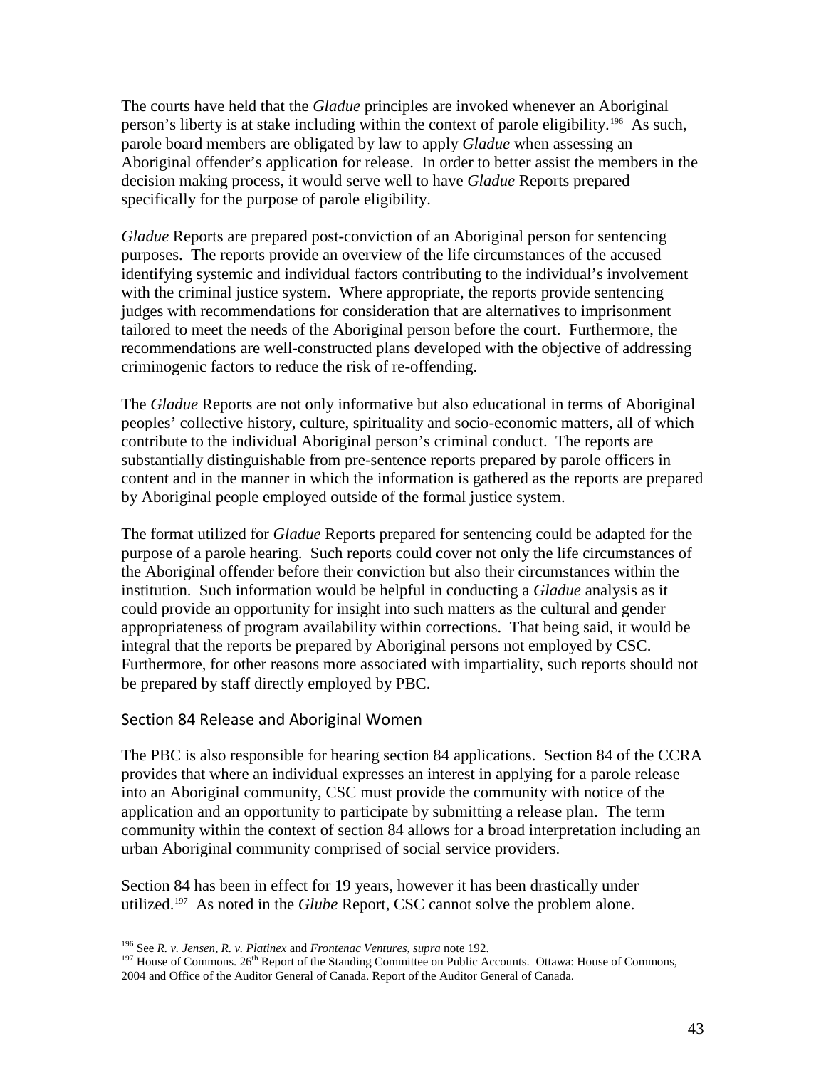The courts have held that the *Gladue* principles are invoked whenever an Aboriginal person's liberty is at stake including within the context of parole eligibility.[196] As such, parole board members are obligated by law to apply *Gladue* when assessing an Aboriginal offender's application for release. In order to better assist the members in the decision making process, it would serve well to have *Gladue* Reports prepared specifically for the purpose of parole eligibility.

*Gladue* Reports are prepared post-conviction of an Aboriginal person for sentencing purposes. The reports provide an overview of the life circumstances of the accused identifying systemic and individual factors contributing to the individual's involvement with the criminal justice system. Where appropriate, the reports provide sentencing judges with recommendations for consideration that are alternatives to imprisonment tailored to meet the needs of the Aboriginal person before the court. Furthermore, the recommendations are well-constructed plans developed with the objective of addressing criminogenic factors to reduce the risk of re-offending.

The *Gladue* Reports are not only informative but also educational in terms of Aboriginal peoples' collective history, culture, spirituality and socio-economic matters, all of which contribute to the individual Aboriginal person's criminal conduct. The reports are substantially distinguishable from pre-sentence reports prepared by parole officers in content and in the manner in which the information is gathered as the reports are prepared by Aboriginal people employed outside of the formal justice system.

The format utilized for *Gladue* Reports prepared for sentencing could be adapted for the purpose of a parole hearing. Such reports could cover not only the life circumstances of the Aboriginal offender before their conviction but also their circumstances within the institution. Such information would be helpful in conducting a *Gladue* analysis as it could provide an opportunity for insight into such matters as the cultural and gender appropriateness of program availability within corrections. That being said, it would be integral that the reports be prepared by Aboriginal persons not employed by CSC. Furthermore, for other reasons more associated with impartiality, such reports should not be prepared by staff directly employed by PBC.

## Section 84 Release and Aboriginal Women

The PBC is also responsible for hearing section 84 applications. Section 84 of the CCRA provides that where an individual expresses an interest in applying for a parole release into an Aboriginal community, CSC must provide the community with notice of the application and an opportunity to participate by submitting a release plan. The term community within the context of section 84 allows for a broad interpretation including an urban Aboriginal community comprised of social service providers.

Section 84 has been in effect for 19 years, however it has been drastically under utilized.[197] As noted in the *Glube* Report, CSC cannot solve the problem alone.

---

[196] See *R. v. Jensen*, *R. v. Platinex* and *Frontenac Ventures, supra* note 192.

[197] House of Commons. 26th Report of the Standing Committee on Public Accounts. Ottawa: House of Commons, 2004 and Office of the Auditor General of Canada. Report of the Auditor General of Canada.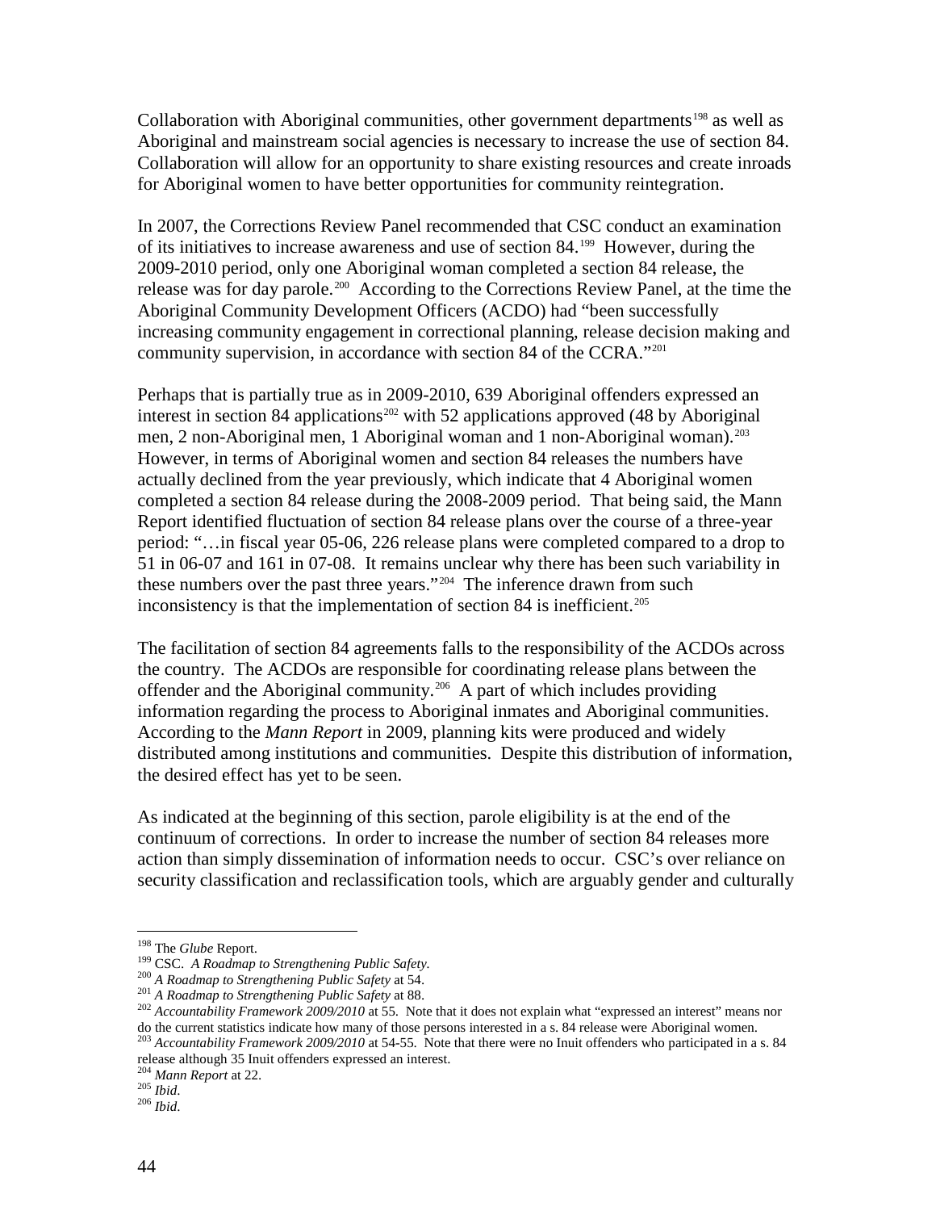Collaboration with Aboriginal communities, other government departments[198] as well as Aboriginal and mainstream social agencies is necessary to increase the use of section 84. Collaboration will allow for an opportunity to share existing resources and create inroads for Aboriginal women to have better opportunities for community reintegration.

In 2007, the Corrections Review Panel recommended that CSC conduct an examination of its initiatives to increase awareness and use of section 84.[199] However, during the 2009-2010 period, only one Aboriginal woman completed a section 84 release, the release was for day parole.[200] According to the Corrections Review Panel, at the time the Aboriginal Community Development Officers (ACDO) had "been successfully increasing community engagement in correctional planning, release decision making and community supervision, in accordance with section 84 of the CCRA."[201]

Perhaps that is partially true as in 2009-2010, 639 Aboriginal offenders expressed an interest in section 84 applications[202] with 52 applications approved (48 by Aboriginal men, 2 non-Aboriginal men, 1 Aboriginal woman and 1 non-Aboriginal woman).[203] However, in terms of Aboriginal women and section 84 releases the numbers have actually declined from the year previously, which indicate that 4 Aboriginal women completed a section 84 release during the 2008-2009 period. That being said, the Mann Report identified fluctuation of section 84 release plans over the course of a three-year period: "…in fiscal year 05-06, 226 release plans were completed compared to a drop to 51 in 06-07 and 161 in 07-08. It remains unclear why there has been such variability in these numbers over the past three years."[204] The inference drawn from such inconsistency is that the implementation of section 84 is inefficient.[205]

The facilitation of section 84 agreements falls to the responsibility of the ACDOs across the country. The ACDOs are responsible for coordinating release plans between the offender and the Aboriginal community.[206] A part of which includes providing information regarding the process to Aboriginal inmates and Aboriginal communities. According to the *Mann Report* in 2009, planning kits were produced and widely distributed among institutions and communities. Despite this distribution of information, the desired effect has yet to be seen.

As indicated at the beginning of this section, parole eligibility is at the end of the continuum of corrections. In order to increase the number of section 84 releases more action than simply dissemination of information needs to occur. CSC's over reliance on security classification and reclassification tools, which are arguably gender and culturally

---

[198] The *Glube* Report.

[199] CSC. *A Roadmap to Strengthening Public Safety.*

[200] *A Roadmap to Strengthening Public Safety* at 54.

[201] *A Roadmap to Strengthening Public Safety* at 88.

[202] *Accountability Framework 2009/2010* at 55. Note that it does not explain what "expressed an interest" means nor do the current statistics indicate how many of those persons interested in a s. 84 release were Aboriginal women.

[203] *Accountability Framework 2009/2010* at 54-55. Note that there were no Inuit offenders who participated in a s. 84 release although 35 Inuit offenders expressed an interest.

[204] *Mann Report* at 22.

[205] *Ibid.*

[206] *Ibid.*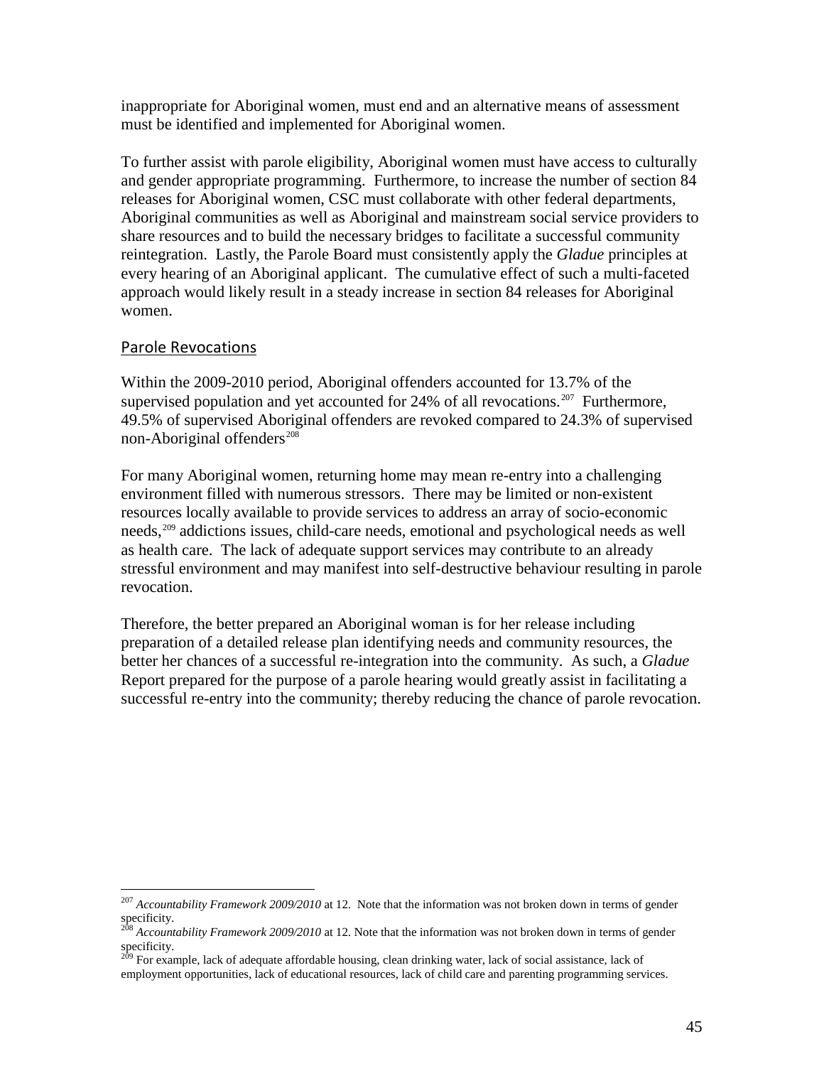inappropriate for Aboriginal women, must end and an alternative means of assessment must be identified and implemented for Aboriginal women.

To further assist with parole eligibility, Aboriginal women must have access to culturally and gender appropriate programming. Furthermore, to increase the number of section 84 releases for Aboriginal women, CSC must collaborate with other federal departments, Aboriginal communities as well as Aboriginal and mainstream social service providers to share resources and to build the necessary bridges to facilitate a successful community reintegration. Lastly, the Parole Board must consistently apply the *Gladue* principles at every hearing of an Aboriginal applicant. The cumulative effect of such a multi-faceted approach would likely result in a steady increase in section 84 releases for Aboriginal women.

## Parole Revocations

Within the 2009-2010 period, Aboriginal offenders accounted for 13.7% of the supervised population and yet accounted for 24% of all revocations.[207] Furthermore, 49.5% of supervised Aboriginal offenders are revoked compared to 24.3% of supervised non-Aboriginal offenders[208]

For many Aboriginal women, returning home may mean re-entry into a challenging environment filled with numerous stressors. There may be limited or non-existent resources locally available to provide services to address an array of socio-economic needs,[209] addictions issues, child-care needs, emotional and psychological needs as well as health care. The lack of adequate support services may contribute to an already stressful environment and may manifest into self-destructive behaviour resulting in parole revocation.

Therefore, the better prepared an Aboriginal woman is for her release including preparation of a detailed release plan identifying needs and community resources, the better her chances of a successful re-integration into the community. As such, a *Gladue* Report prepared for the purpose of a parole hearing would greatly assist in facilitating a successful re-entry into the community; thereby reducing the chance of parole revocation.

---

[207] *Accountability Framework 2009/2010* at 12. Note that the information was not broken down in terms of gender specificity.

[208] *Accountability Framework 2009/2010* at 12. Note that the information was not broken down in terms of gender specificity.

[209] For example, lack of adequate affordable housing, clean drinking water, lack of social assistance, lack of employment opportunities, lack of educational resources, lack of child care and parenting programming services.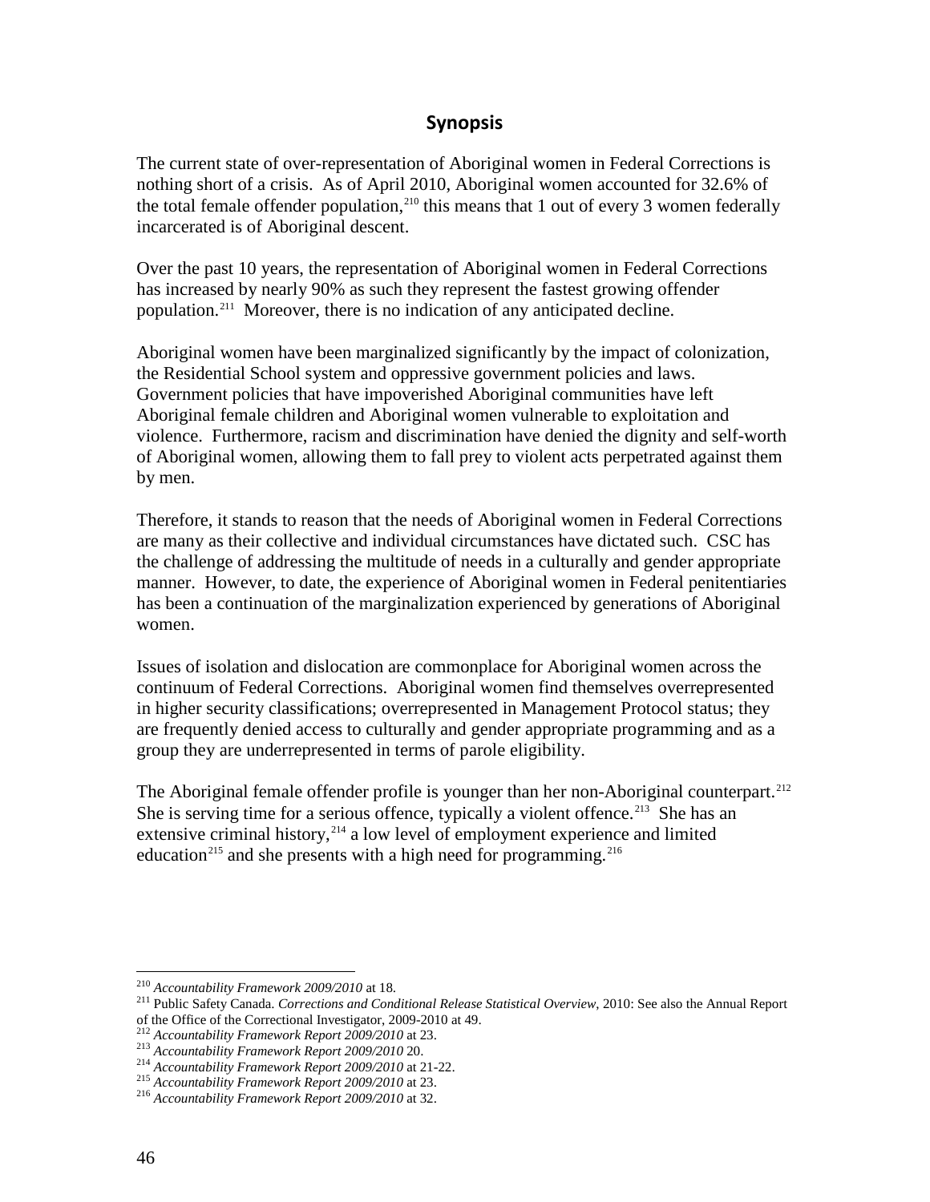## Synopsis

The current state of over-representation of Aboriginal women in Federal Corrections is nothing short of a crisis. As of April 2010, Aboriginal women accounted for 32.6% of the total female offender population,[210] this means that 1 out of every 3 women federally incarcerated is of Aboriginal descent.

Over the past 10 years, the representation of Aboriginal women in Federal Corrections has increased by nearly 90% as such they represent the fastest growing offender population.[211] Moreover, there is no indication of any anticipated decline.

Aboriginal women have been marginalized significantly by the impact of colonization, the Residential School system and oppressive government policies and laws. Government policies that have impoverished Aboriginal communities have left Aboriginal female children and Aboriginal women vulnerable to exploitation and violence. Furthermore, racism and discrimination have denied the dignity and self-worth of Aboriginal women, allowing them to fall prey to violent acts perpetrated against them by men.

Therefore, it stands to reason that the needs of Aboriginal women in Federal Corrections are many as their collective and individual circumstances have dictated such. CSC has the challenge of addressing the multitude of needs in a culturally and gender appropriate manner. However, to date, the experience of Aboriginal women in Federal penitentiaries has been a continuation of the marginalization experienced by generations of Aboriginal women.

Issues of isolation and dislocation are commonplace for Aboriginal women across the continuum of Federal Corrections. Aboriginal women find themselves overrepresented in higher security classifications; overrepresented in Management Protocol status; they are frequently denied access to culturally and gender appropriate programming and as a group they are underrepresented in terms of parole eligibility.

The Aboriginal female offender profile is younger than her non-Aboriginal counterpart.[212] She is serving time for a serious offence, typically a violent offence.[213] She has an extensive criminal history,[214] a low level of employment experience and limited education[215] and she presents with a high need for programming.[216]

---

[210] *Accountability Framework 2009/2010* at 18.

[211] Public Safety Canada. *Corrections and Conditional Release Statistical Overview*, 2010: See also the Annual Report of the Office of the Correctional Investigator, 2009-2010 at 49.

[212] *Accountability Framework Report 2009/2010* at 23.

[213] *Accountability Framework Report 2009/2010* 20.

[214] *Accountability Framework Report 2009/2010* at 21-22.

[215] *Accountability Framework Report 2009/2010* at 23.

[216] *Accountability Framework Report 2009/2010* at 32.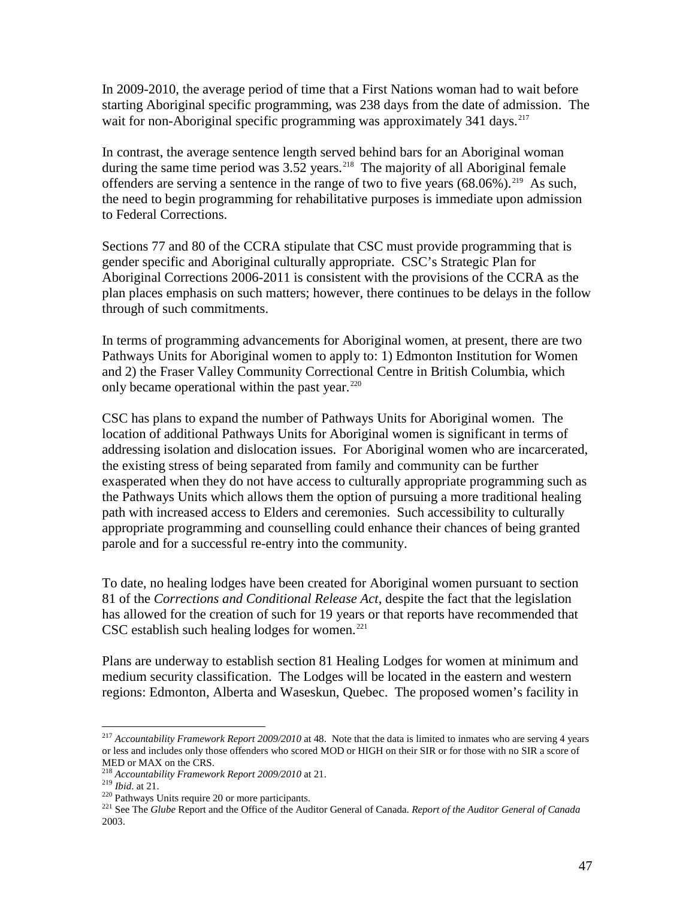In 2009-2010, the average period of time that a First Nations woman had to wait before starting Aboriginal specific programming, was 238 days from the date of admission. The wait for non-Aboriginal specific programming was approximately 341 days.[217]

In contrast, the average sentence length served behind bars for an Aboriginal woman during the same time period was 3.52 years.[218] The majority of all Aboriginal female offenders are serving a sentence in the range of two to five years (68.06%).[219] As such, the need to begin programming for rehabilitative purposes is immediate upon admission to Federal Corrections.

Sections 77 and 80 of the CCRA stipulate that CSC must provide programming that is gender specific and Aboriginal culturally appropriate. CSC's Strategic Plan for Aboriginal Corrections 2006-2011 is consistent with the provisions of the CCRA as the plan places emphasis on such matters; however, there continues to be delays in the follow through of such commitments.

In terms of programming advancements for Aboriginal women, at present, there are two Pathways Units for Aboriginal women to apply to: 1) Edmonton Institution for Women and 2) the Fraser Valley Community Correctional Centre in British Columbia, which only became operational within the past year.[220]

CSC has plans to expand the number of Pathways Units for Aboriginal women. The location of additional Pathways Units for Aboriginal women is significant in terms of addressing isolation and dislocation issues. For Aboriginal women who are incarcerated, the existing stress of being separated from family and community can be further exasperated when they do not have access to culturally appropriate programming such as the Pathways Units which allows them the option of pursuing a more traditional healing path with increased access to Elders and ceremonies. Such accessibility to culturally appropriate programming and counselling could enhance their chances of being granted parole and for a successful re-entry into the community.

To date, no healing lodges have been created for Aboriginal women pursuant to section 81 of the *Corrections and Conditional Release Act*, despite the fact that the legislation has allowed for the creation of such for 19 years or that reports have recommended that CSC establish such healing lodges for women.[221]

Plans are underway to establish section 81 Healing Lodges for women at minimum and medium security classification. The Lodges will be located in the eastern and western regions: Edmonton, Alberta and Waseskun, Quebec. The proposed women's facility in

[217] *Accountability Framework Report 2009/2010* at 48. Note that the data is limited to inmates who are serving 4 years or less and includes only those offenders who scored MOD or HIGH on their SIR or for those with no SIR a score of MED or MAX on the CRS.

[218] *Accountability Framework Report 2009/2010* at 21.

[219] *Ibid*. at 21.

[220] Pathways Units require 20 or more participants.

[221] See The *Glube* Report and the Office of the Auditor General of Canada. *Report of the Auditor General of Canada* 2003.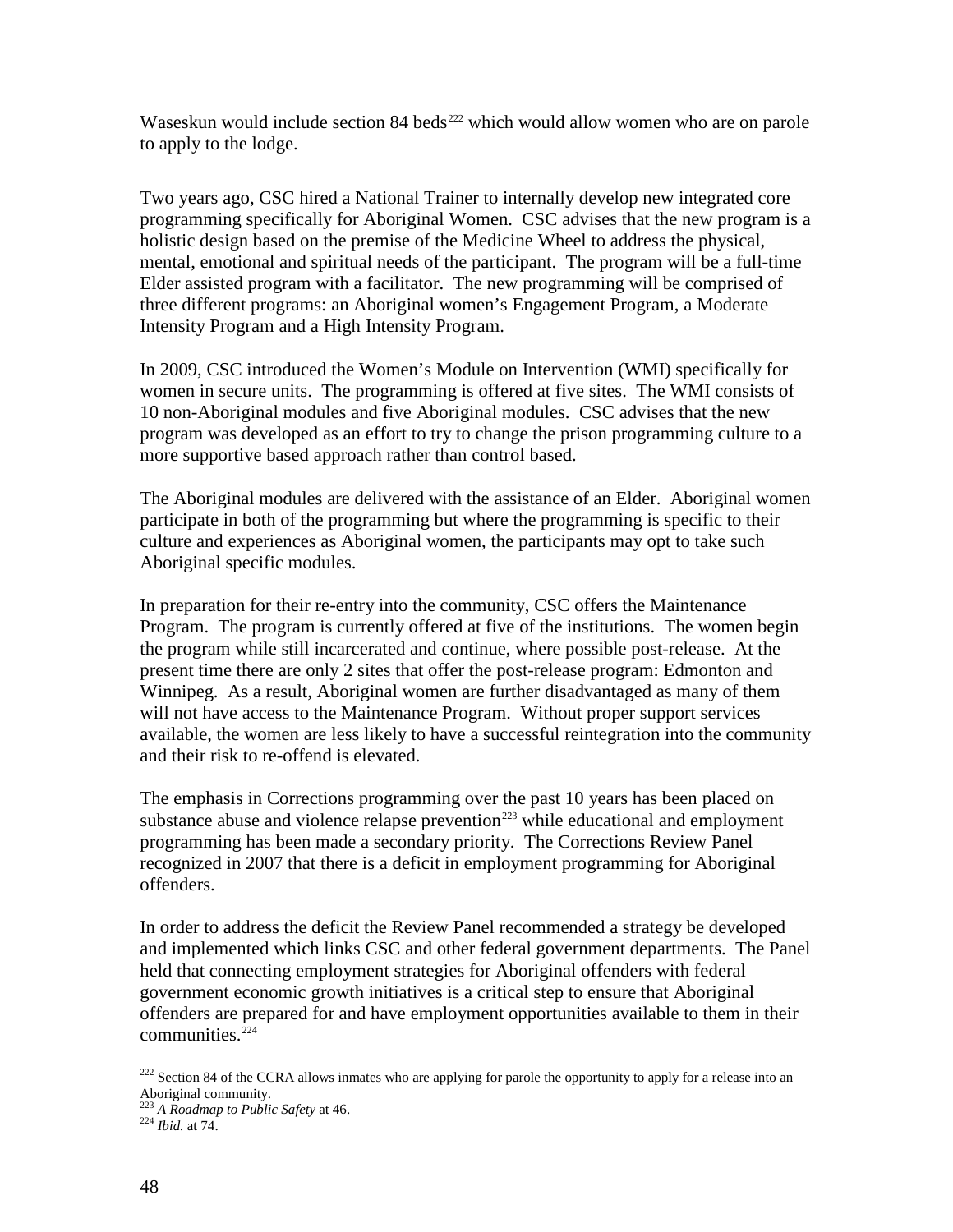Waseskun would include section 84 beds[222] which would allow women who are on parole to apply to the lodge.

Two years ago, CSC hired a National Trainer to internally develop new integrated core programming specifically for Aboriginal Women. CSC advises that the new program is a holistic design based on the premise of the Medicine Wheel to address the physical, mental, emotional and spiritual needs of the participant. The program will be a full-time Elder assisted program with a facilitator. The new programming will be comprised of three different programs: an Aboriginal women's Engagement Program, a Moderate Intensity Program and a High Intensity Program.

In 2009, CSC introduced the Women's Module on Intervention (WMI) specifically for women in secure units. The programming is offered at five sites. The WMI consists of 10 non-Aboriginal modules and five Aboriginal modules. CSC advises that the new program was developed as an effort to try to change the prison programming culture to a more supportive based approach rather than control based.

The Aboriginal modules are delivered with the assistance of an Elder. Aboriginal women participate in both of the programming but where the programming is specific to their culture and experiences as Aboriginal women, the participants may opt to take such Aboriginal specific modules.

In preparation for their re-entry into the community, CSC offers the Maintenance Program. The program is currently offered at five of the institutions. The women begin the program while still incarcerated and continue, where possible post-release. At the present time there are only 2 sites that offer the post-release program: Edmonton and Winnipeg. As a result, Aboriginal women are further disadvantaged as many of them will not have access to the Maintenance Program. Without proper support services available, the women are less likely to have a successful reintegration into the community and their risk to re-offend is elevated.

The emphasis in Corrections programming over the past 10 years has been placed on substance abuse and violence relapse prevention[223] while educational and employment programming has been made a secondary priority. The Corrections Review Panel recognized in 2007 that there is a deficit in employment programming for Aboriginal offenders.

In order to address the deficit the Review Panel recommended a strategy be developed and implemented which links CSC and other federal government departments. The Panel held that connecting employment strategies for Aboriginal offenders with federal government economic growth initiatives is a critical step to ensure that Aboriginal offenders are prepared for and have employment opportunities available to them in their communities.[224]

---

[222] Section 84 of the CCRA allows inmates who are applying for parole the opportunity to apply for a release into an Aboriginal community.

[223] *A Roadmap to Public Safety* at 46.

[224] *Ibid.* at 74.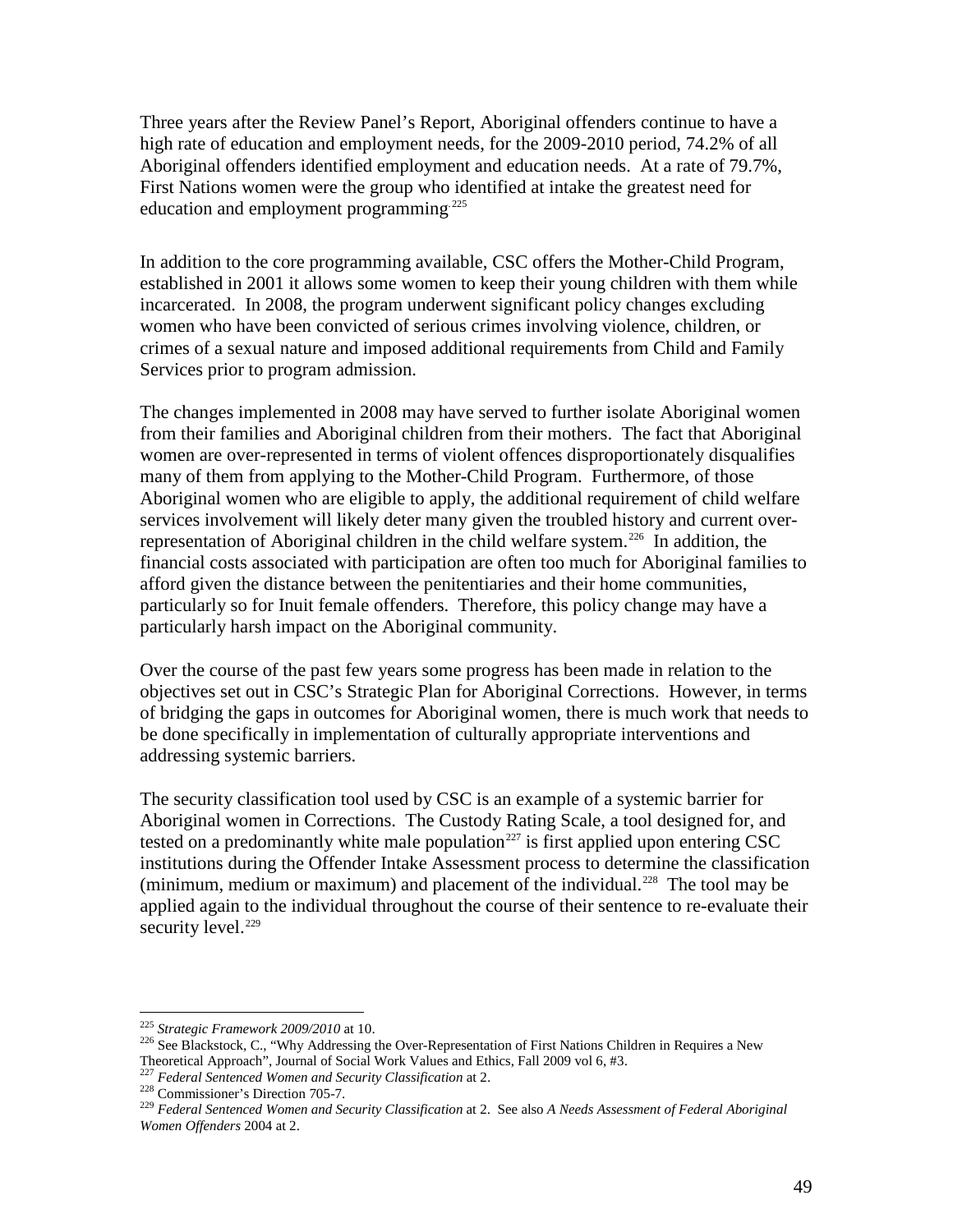Three years after the Review Panel's Report, Aboriginal offenders continue to have a high rate of education and employment needs, for the 2009-2010 period, 74.2% of all Aboriginal offenders identified employment and education needs. At a rate of 79.7%, First Nations women were the group who identified at intake the greatest need for education and employment programming [225]

In addition to the core programming available, CSC offers the Mother-Child Program, established in 2001 it allows some women to keep their young children with them while incarcerated. In 2008, the program underwent significant policy changes excluding women who have been convicted of serious crimes involving violence, children, or crimes of a sexual nature and imposed additional requirements from Child and Family Services prior to program admission.

The changes implemented in 2008 may have served to further isolate Aboriginal women from their families and Aboriginal children from their mothers. The fact that Aboriginal women are over-represented in terms of violent offences disproportionately disqualifies many of them from applying to the Mother-Child Program. Furthermore, of those Aboriginal women who are eligible to apply, the additional requirement of child welfare services involvement will likely deter many given the troubled history and current over-representation of Aboriginal children in the child welfare system.[226] In addition, the financial costs associated with participation are often too much for Aboriginal families to afford given the distance between the penitentiaries and their home communities, particularly so for Inuit female offenders. Therefore, this policy change may have a particularly harsh impact on the Aboriginal community.

Over the course of the past few years some progress has been made in relation to the objectives set out in CSC's Strategic Plan for Aboriginal Corrections. However, in terms of bridging the gaps in outcomes for Aboriginal women, there is much work that needs to be done specifically in implementation of culturally appropriate interventions and addressing systemic barriers.

The security classification tool used by CSC is an example of a systemic barrier for Aboriginal women in Corrections. The Custody Rating Scale, a tool designed for, and tested on a predominantly white male population[227] is first applied upon entering CSC institutions during the Offender Intake Assessment process to determine the classification (minimum, medium or maximum) and placement of the individual.[228] The tool may be applied again to the individual throughout the course of their sentence to re-evaluate their security level.[229]

---

[225] *Strategic Framework 2009/2010* at 10.

[226] See Blackstock, C., "Why Addressing the Over-Representation of First Nations Children in Requires a New Theoretical Approach", Journal of Social Work Values and Ethics, Fall 2009 vol 6, #3.

[227] *Federal Sentenced Women and Security Classification* at 2.

[228] Commissioner's Direction 705-7.

[229] *Federal Sentenced Women and Security Classification* at 2. See also *A Needs Assessment of Federal Aboriginal Women Offenders* 2004 at 2.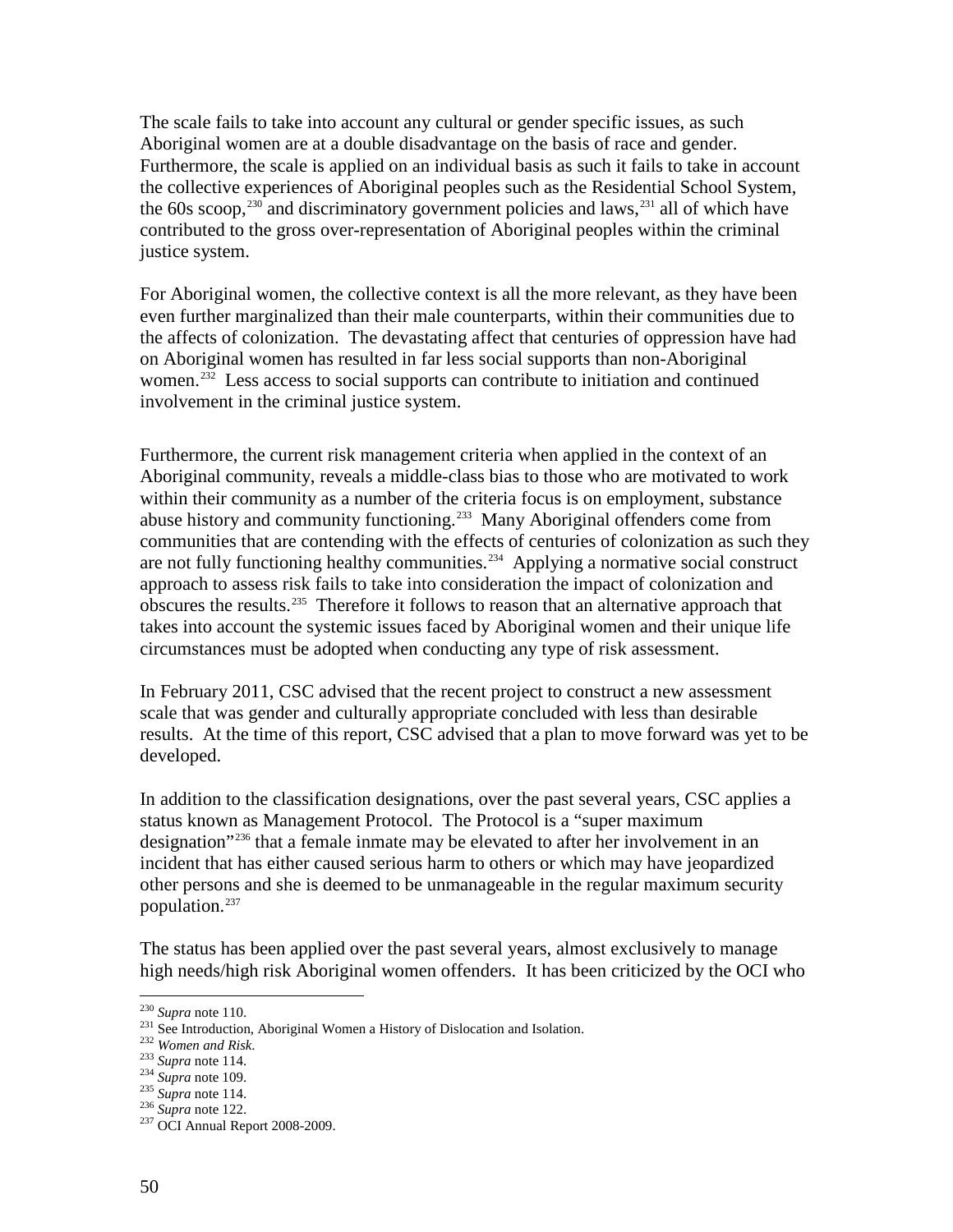The scale fails to take into account any cultural or gender specific issues, as such Aboriginal women are at a double disadvantage on the basis of race and gender. Furthermore, the scale is applied on an individual basis as such it fails to take in account the collective experiences of Aboriginal peoples such as the Residential School System, the 60s scoop,[230] and discriminatory government policies and laws,[231] all of which have contributed to the gross over-representation of Aboriginal peoples within the criminal justice system.

For Aboriginal women, the collective context is all the more relevant, as they have been even further marginalized than their male counterparts, within their communities due to the affects of colonization. The devastating affect that centuries of oppression have had on Aboriginal women has resulted in far less social supports than non-Aboriginal women.[232] Less access to social supports can contribute to initiation and continued involvement in the criminal justice system.

Furthermore, the current risk management criteria when applied in the context of an Aboriginal community, reveals a middle-class bias to those who are motivated to work within their community as a number of the criteria focus is on employment, substance abuse history and community functioning.[233] Many Aboriginal offenders come from communities that are contending with the effects of centuries of colonization as such they are not fully functioning healthy communities.[234] Applying a normative social construct approach to assess risk fails to take into consideration the impact of colonization and obscures the results.[235] Therefore it follows to reason that an alternative approach that takes into account the systemic issues faced by Aboriginal women and their unique life circumstances must be adopted when conducting any type of risk assessment.

In February 2011, CSC advised that the recent project to construct a new assessment scale that was gender and culturally appropriate concluded with less than desirable results. At the time of this report, CSC advised that a plan to move forward was yet to be developed.

In addition to the classification designations, over the past several years, CSC applies a status known as Management Protocol. The Protocol is a "super maximum designation"[236] that a female inmate may be elevated to after her involvement in an incident that has either caused serious harm to others or which may have jeopardized other persons and she is deemed to be unmanageable in the regular maximum security population.[237]

The status has been applied over the past several years, almost exclusively to manage high needs/high risk Aboriginal women offenders. It has been criticized by the OCI who

---

[230] *Supra* note 110.
[231] See Introduction, Aboriginal Women a History of Dislocation and Isolation.
[232] *Women and Risk*.
[233] *Supra* note 114.
[234] *Supra* note 109.
[235] *Supra* note 114.
[236] *Supra* note 122.
[237] OCI Annual Report 2008-2009.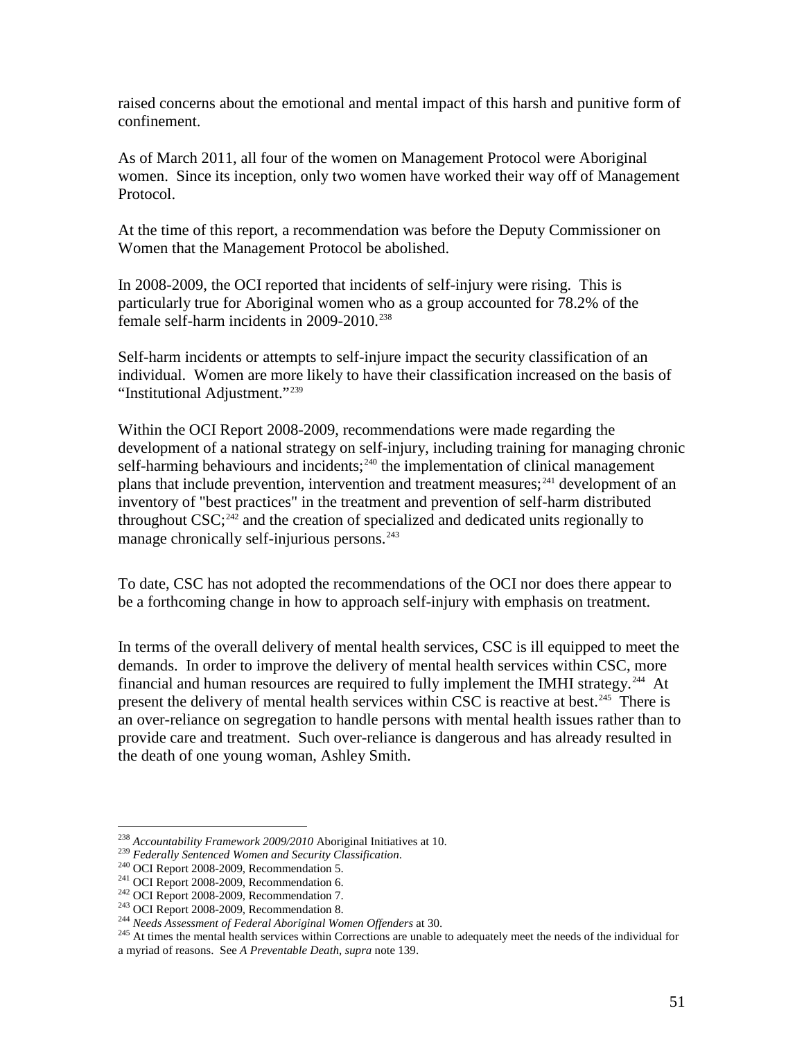raised concerns about the emotional and mental impact of this harsh and punitive form of confinement.

As of March 2011, all four of the women on Management Protocol were Aboriginal women. Since its inception, only two women have worked their way off of Management Protocol.

At the time of this report, a recommendation was before the Deputy Commissioner on Women that the Management Protocol be abolished.

In 2008-2009, the OCI reported that incidents of self-injury were rising. This is particularly true for Aboriginal women who as a group accounted for 78.2% of the female self-harm incidents in 2009-2010.[238]

Self-harm incidents or attempts to self-injure impact the security classification of an individual. Women are more likely to have their classification increased on the basis of "Institutional Adjustment."[239]

Within the OCI Report 2008-2009, recommendations were made regarding the development of a national strategy on self-injury, including training for managing chronic self-harming behaviours and incidents;[240] the implementation of clinical management plans that include prevention, intervention and treatment measures;[241] development of an inventory of "best practices" in the treatment and prevention of self-harm distributed throughout CSC;[242] and the creation of specialized and dedicated units regionally to manage chronically self-injurious persons.[243]

To date, CSC has not adopted the recommendations of the OCI nor does there appear to be a forthcoming change in how to approach self-injury with emphasis on treatment.

In terms of the overall delivery of mental health services, CSC is ill equipped to meet the demands. In order to improve the delivery of mental health services within CSC, more financial and human resources are required to fully implement the IMHI strategy.[244] At present the delivery of mental health services within CSC is reactive at best.[245] There is an over-reliance on segregation to handle persons with mental health issues rather than to provide care and treatment. Such over-reliance is dangerous and has already resulted in the death of one young woman, Ashley Smith.

---

[238] *Accountability Framework 2009/2010* Aboriginal Initiatives at 10.
[239] *Federally Sentenced Women and Security Classification*.
[240] OCI Report 2008-2009, Recommendation 5.
[241] OCI Report 2008-2009, Recommendation 6.
[242] OCI Report 2008-2009, Recommendation 7.
[243] OCI Report 2008-2009, Recommendation 8.
[244] *Needs Assessment of Federal Aboriginal Women Offenders* at 30.
[245] At times the mental health services within Corrections are unable to adequately meet the needs of the individual for a myriad of reasons. See *A Preventable Death*, *supra* note 139.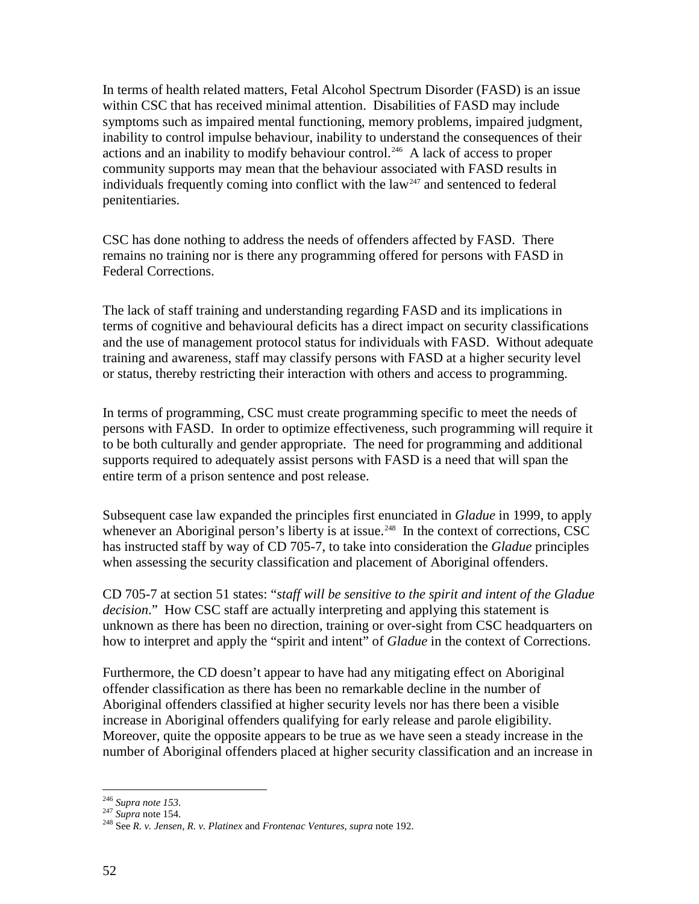In terms of health related matters, Fetal Alcohol Spectrum Disorder (FASD) is an issue within CSC that has received minimal attention. Disabilities of FASD may include symptoms such as impaired mental functioning, memory problems, impaired judgment, inability to control impulse behaviour, inability to understand the consequences of their actions and an inability to modify behaviour control.[246] A lack of access to proper community supports may mean that the behaviour associated with FASD results in individuals frequently coming into conflict with the law[247] and sentenced to federal penitentiaries.

CSC has done nothing to address the needs of offenders affected by FASD. There remains no training nor is there any programming offered for persons with FASD in Federal Corrections.

The lack of staff training and understanding regarding FASD and its implications in terms of cognitive and behavioural deficits has a direct impact on security classifications and the use of management protocol status for individuals with FASD. Without adequate training and awareness, staff may classify persons with FASD at a higher security level or status, thereby restricting their interaction with others and access to programming.

In terms of programming, CSC must create programming specific to meet the needs of persons with FASD. In order to optimize effectiveness, such programming will require it to be both culturally and gender appropriate. The need for programming and additional supports required to adequately assist persons with FASD is a need that will span the entire term of a prison sentence and post release.

Subsequent case law expanded the principles first enunciated in *Gladue* in 1999, to apply whenever an Aboriginal person's liberty is at issue.[248] In the context of corrections, CSC has instructed staff by way of CD 705-7, to take into consideration the *Gladue* principles when assessing the security classification and placement of Aboriginal offenders.

CD 705-7 at section 51 states: "*staff will be sensitive to the spirit and intent of the Gladue decision*." How CSC staff are actually interpreting and applying this statement is unknown as there has been no direction, training or over-sight from CSC headquarters on how to interpret and apply the "spirit and intent" of *Gladue* in the context of Corrections.

Furthermore, the CD doesn't appear to have had any mitigating effect on Aboriginal offender classification as there has been no remarkable decline in the number of Aboriginal offenders classified at higher security levels nor has there been a visible increase in Aboriginal offenders qualifying for early release and parole eligibility. Moreover, quite the opposite appears to be true as we have seen a steady increase in the number of Aboriginal offenders placed at higher security classification and an increase in

---

[246] *Supra note 153*.

[247] *Supra* note 154.

[248] See *R. v. Jensen*, *R. v. Platinex* and *Frontenac Ventures*, *supra* note 192.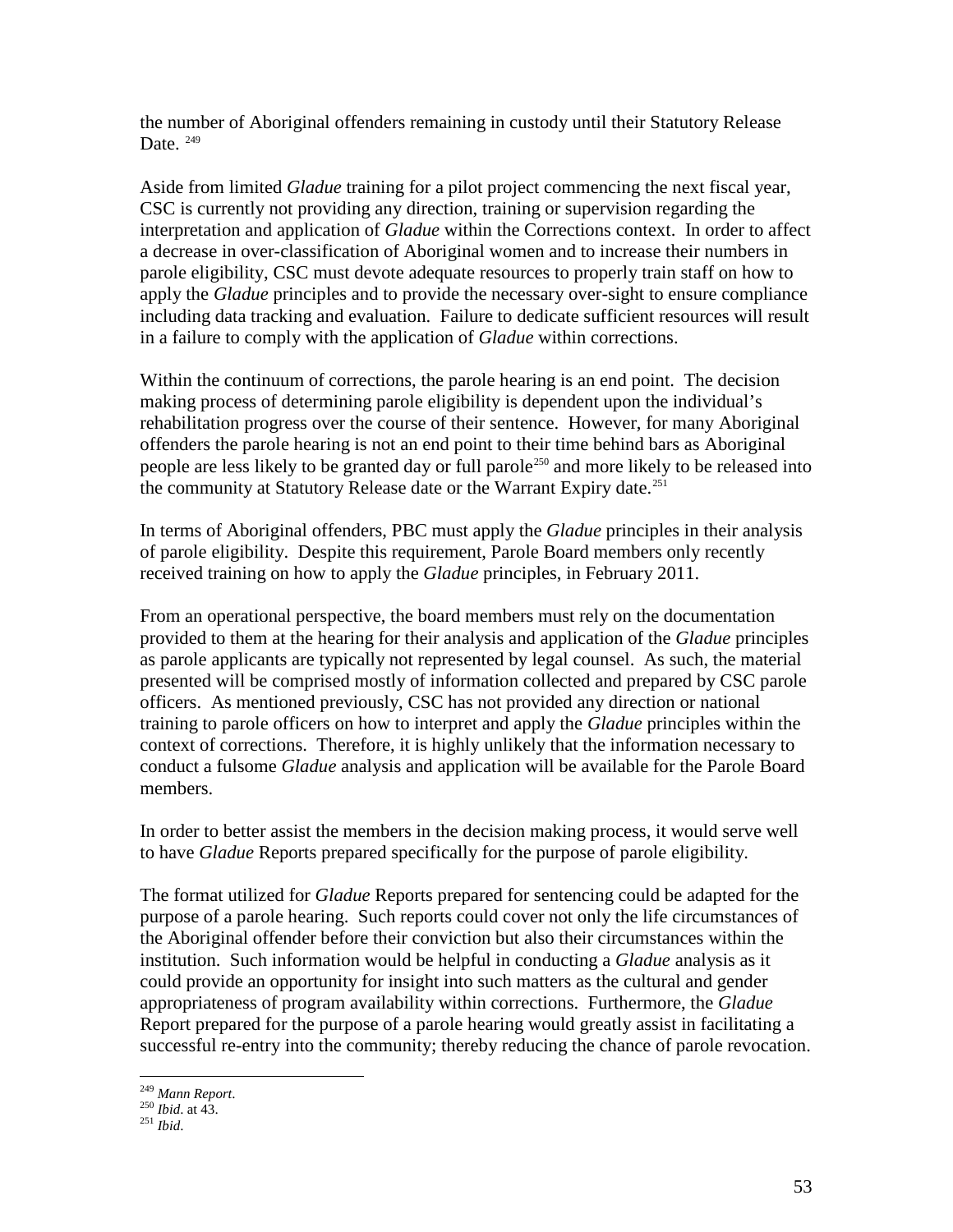the number of Aboriginal offenders remaining in custody until their Statutory Release Date. [249]

Aside from limited *Gladue* training for a pilot project commencing the next fiscal year, CSC is currently not providing any direction, training or supervision regarding the interpretation and application of *Gladue* within the Corrections context. In order to affect a decrease in over-classification of Aboriginal women and to increase their numbers in parole eligibility, CSC must devote adequate resources to properly train staff on how to apply the *Gladue* principles and to provide the necessary over-sight to ensure compliance including data tracking and evaluation. Failure to dedicate sufficient resources will result in a failure to comply with the application of *Gladue* within corrections.

Within the continuum of corrections, the parole hearing is an end point. The decision making process of determining parole eligibility is dependent upon the individual's rehabilitation progress over the course of their sentence. However, for many Aboriginal offenders the parole hearing is not an end point to their time behind bars as Aboriginal people are less likely to be granted day or full parole[250] and more likely to be released into the community at Statutory Release date or the Warrant Expiry date.[251]

In terms of Aboriginal offenders, PBC must apply the *Gladue* principles in their analysis of parole eligibility. Despite this requirement, Parole Board members only recently received training on how to apply the *Gladue* principles, in February 2011.

From an operational perspective, the board members must rely on the documentation provided to them at the hearing for their analysis and application of the *Gladue* principles as parole applicants are typically not represented by legal counsel. As such, the material presented will be comprised mostly of information collected and prepared by CSC parole officers. As mentioned previously, CSC has not provided any direction or national training to parole officers on how to interpret and apply the *Gladue* principles within the context of corrections. Therefore, it is highly unlikely that the information necessary to conduct a fulsome *Gladue* analysis and application will be available for the Parole Board members.

In order to better assist the members in the decision making process, it would serve well to have *Gladue* Reports prepared specifically for the purpose of parole eligibility.

The format utilized for *Gladue* Reports prepared for sentencing could be adapted for the purpose of a parole hearing. Such reports could cover not only the life circumstances of the Aboriginal offender before their conviction but also their circumstances within the institution. Such information would be helpful in conducting a *Gladue* analysis as it could provide an opportunity for insight into such matters as the cultural and gender appropriateness of program availability within corrections. Furthermore, the *Gladue* Report prepared for the purpose of a parole hearing would greatly assist in facilitating a successful re-entry into the community; thereby reducing the chance of parole revocation.

---

[249] *Mann Report*.
[250] *Ibid*. at 43.
[251] *Ibid*.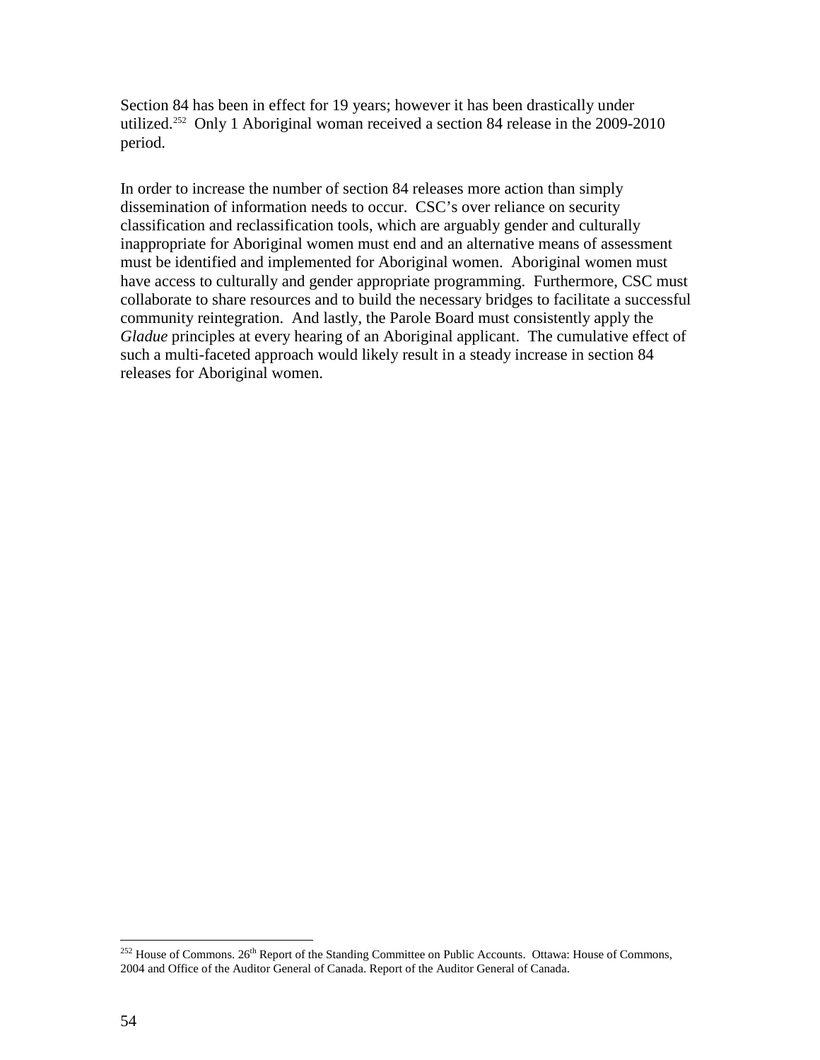Section 84 has been in effect for 19 years; however it has been drastically under utilized.[252] Only 1 Aboriginal woman received a section 84 release in the 2009-2010 period.

In order to increase the number of section 84 releases more action than simply dissemination of information needs to occur. CSC's over reliance on security classification and reclassification tools, which are arguably gender and culturally inappropriate for Aboriginal women must end and an alternative means of assessment must be identified and implemented for Aboriginal women. Aboriginal women must have access to culturally and gender appropriate programming. Furthermore, CSC must collaborate to share resources and to build the necessary bridges to facilitate a successful community reintegration. And lastly, the Parole Board must consistently apply the *Gladue* principles at every hearing of an Aboriginal applicant. The cumulative effect of such a multi-faceted approach would likely result in a steady increase in section 84 releases for Aboriginal women.

---

[252] House of Commons. 26th Report of the Standing Committee on Public Accounts. Ottawa: House of Commons, 2004 and Office of the Auditor General of Canada. Report of the Auditor General of Canada.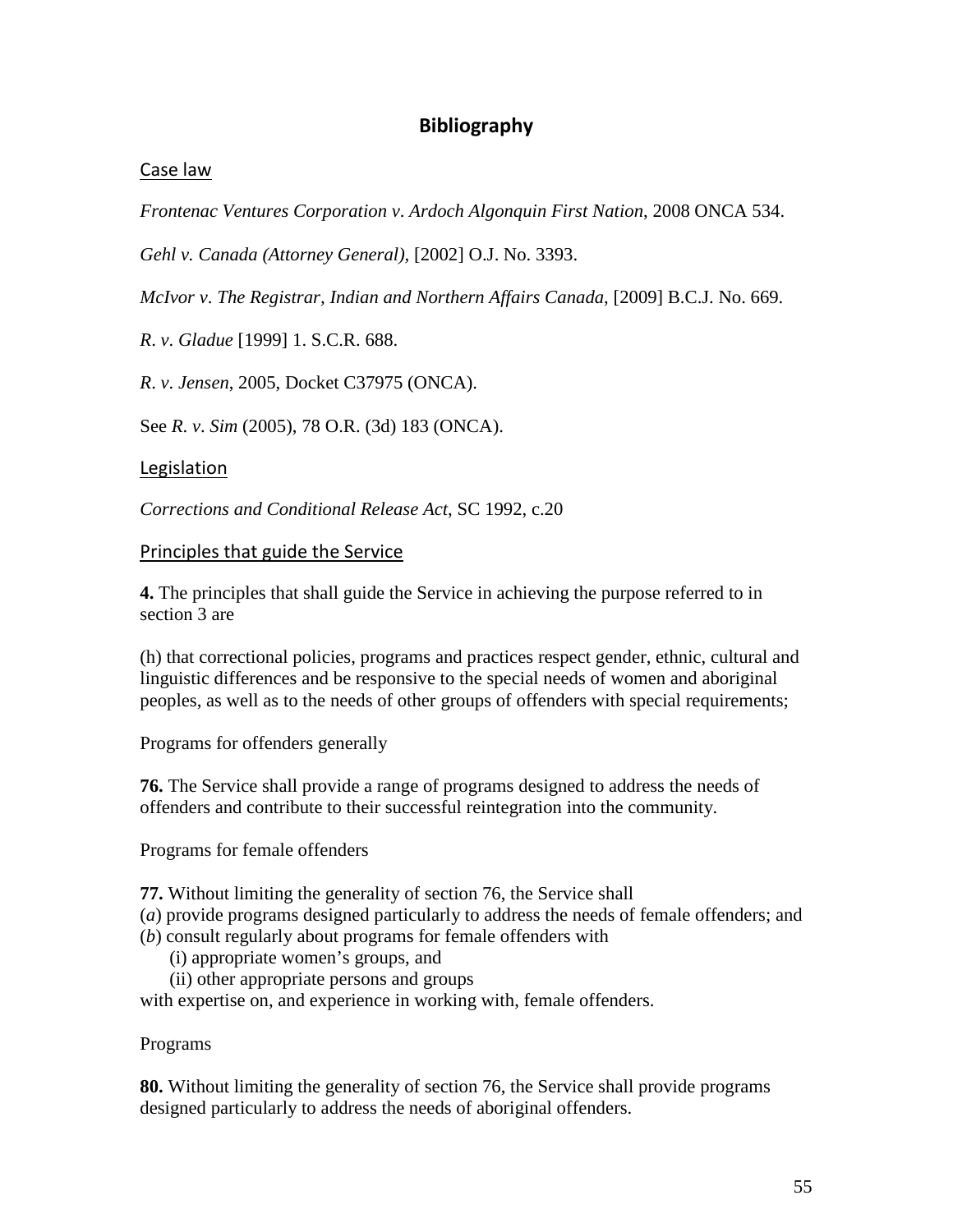# Bibliography

## Case law

*Frontenac Ventures Corporation v. Ardoch Algonquin First Nation*, 2008 ONCA 534.

*Gehl v. Canada (Attorney General)*, [2002] O.J. No. 3393.

*McIvor v. The Registrar, Indian and Northern Affairs Canada*, [2009] B.C.J. No. 669.

*R. v. Gladue* [1999] 1. S.C.R. 688.

*R. v. Jensen*, 2005, Docket C37975 (ONCA).

See *R. v. Sim* (2005), 78 O.R. (3d) 183 (ONCA).

## Legislation

*Corrections and Conditional Release Act*, SC 1992, c.20

## Principles that guide the Service

**4.** The principles that shall guide the Service in achieving the purpose referred to in section 3 are

(h) that correctional policies, programs and practices respect gender, ethnic, cultural and linguistic differences and be responsive to the special needs of women and aboriginal peoples, as well as to the needs of other groups of offenders with special requirements;

Programs for offenders generally

**76.** The Service shall provide a range of programs designed to address the needs of offenders and contribute to their successful reintegration into the community.

Programs for female offenders

**77.** Without limiting the generality of section 76, the Service shall
(*a*) provide programs designed particularly to address the needs of female offenders; and
(*b*) consult regularly about programs for female offenders with
 (i) appropriate women's groups, and
 (ii) other appropriate persons and groups
with expertise on, and experience in working with, female offenders.

Programs

**80.** Without limiting the generality of section 76, the Service shall provide programs designed particularly to address the needs of aboriginal offenders.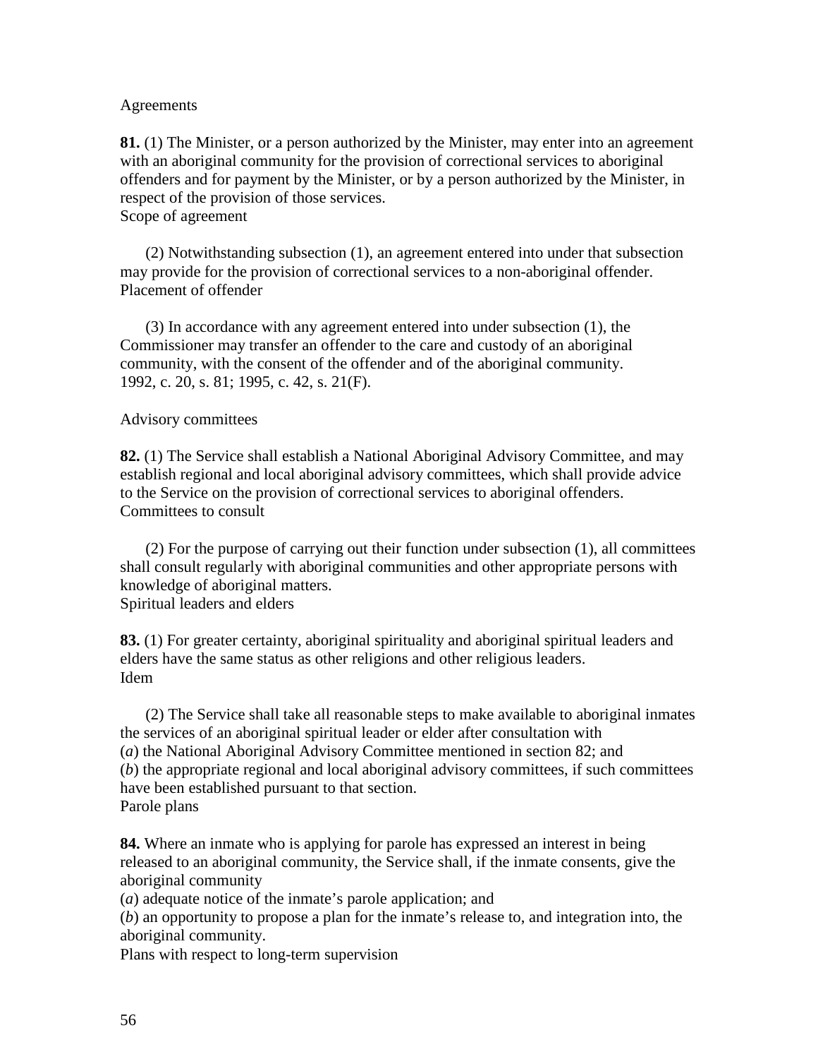Agreements

**81.** (1) The Minister, or a person authorized by the Minister, may enter into an agreement with an aboriginal community for the provision of correctional services to aboriginal offenders and for payment by the Minister, or by a person authorized by the Minister, in respect of the provision of those services.
Scope of agreement

(2) Notwithstanding subsection (1), an agreement entered into under that subsection may provide for the provision of correctional services to a non-aboriginal offender.
Placement of offender

(3) In accordance with any agreement entered into under subsection (1), the Commissioner may transfer an offender to the care and custody of an aboriginal community, with the consent of the offender and of the aboriginal community.
1992, c. 20, s. 81; 1995, c. 42, s. 21(F).

Advisory committees

**82.** (1) The Service shall establish a National Aboriginal Advisory Committee, and may establish regional and local aboriginal advisory committees, which shall provide advice to the Service on the provision of correctional services to aboriginal offenders.
Committees to consult

(2) For the purpose of carrying out their function under subsection (1), all committees shall consult regularly with aboriginal communities and other appropriate persons with knowledge of aboriginal matters.
Spiritual leaders and elders

**83.** (1) For greater certainty, aboriginal spirituality and aboriginal spiritual leaders and elders have the same status as other religions and other religious leaders.
Idem

(2) The Service shall take all reasonable steps to make available to aboriginal inmates the services of an aboriginal spiritual leader or elder after consultation with
(*a*) the National Aboriginal Advisory Committee mentioned in section 82; and
(*b*) the appropriate regional and local aboriginal advisory committees, if such committees have been established pursuant to that section.
Parole plans

**84.** Where an inmate who is applying for parole has expressed an interest in being released to an aboriginal community, the Service shall, if the inmate consents, give the aboriginal community
(*a*) adequate notice of the inmate's parole application; and
(*b*) an opportunity to propose a plan for the inmate's release to, and integration into, the aboriginal community.
Plans with respect to long-term supervision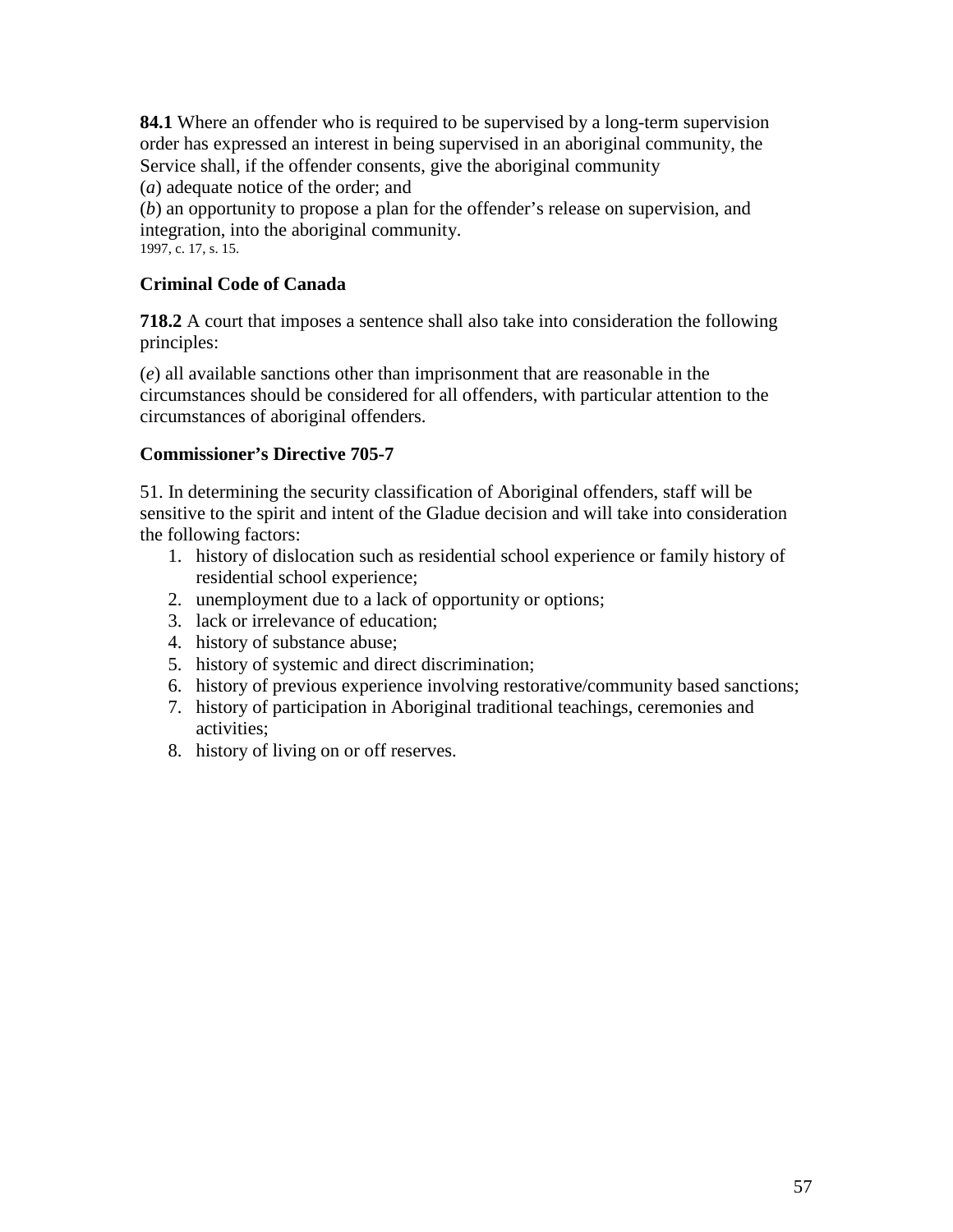**84.1** Where an offender who is required to be supervised by a long-term supervision order has expressed an interest in being supervised in an aboriginal community, the Service shall, if the offender consents, give the aboriginal community

(*a*) adequate notice of the order; and

(*b*) an opportunity to propose a plan for the offender's release on supervision, and integration, into the aboriginal community.

1997, c. 17, s. 15.

**Criminal Code of Canada**

**718.2** A court that imposes a sentence shall also take into consideration the following principles:

(*e*) all available sanctions other than imprisonment that are reasonable in the circumstances should be considered for all offenders, with particular attention to the circumstances of aboriginal offenders.

**Commissioner's Directive 705-7**

51. In determining the security classification of Aboriginal offenders, staff will be sensitive to the spirit and intent of the Gladue decision and will take into consideration the following factors:

1. history of dislocation such as residential school experience or family history of residential school experience;
2. unemployment due to a lack of opportunity or options;
3. lack or irrelevance of education;
4. history of substance abuse;
5. history of systemic and direct discrimination;
6. history of previous experience involving restorative/community based sanctions;
7. history of participation in Aboriginal traditional teachings, ceremonies and activities;
8. history of living on or off reserves.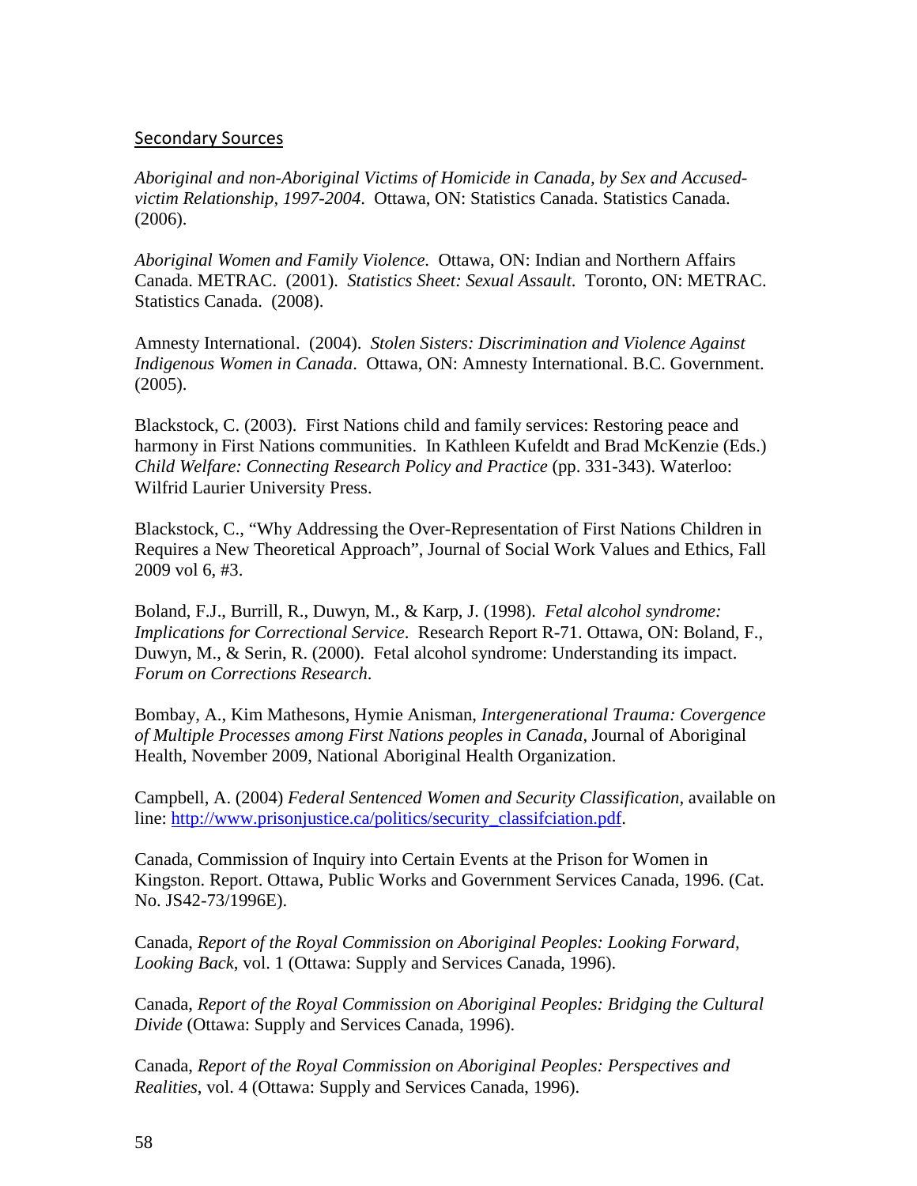## Secondary Sources

*Aboriginal and non-Aboriginal Victims of Homicide in Canada, by Sex and Accused-victim Relationship, 1997-2004*. Ottawa, ON: Statistics Canada. Statistics Canada. (2006).

*Aboriginal Women and Family Violence*. Ottawa, ON: Indian and Northern Affairs Canada. METRAC. (2001). *Statistics Sheet: Sexual Assault*. Toronto, ON: METRAC. Statistics Canada. (2008).

Amnesty International. (2004). *Stolen Sisters: Discrimination and Violence Against Indigenous Women in Canada*. Ottawa, ON: Amnesty International. B.C. Government. (2005).

Blackstock, C. (2003). First Nations child and family services: Restoring peace and harmony in First Nations communities. In Kathleen Kufeldt and Brad McKenzie (Eds.) *Child Welfare: Connecting Research Policy and Practice* (pp. 331-343). Waterloo: Wilfrid Laurier University Press.

Blackstock, C., "Why Addressing the Over-Representation of First Nations Children in Requires a New Theoretical Approach", Journal of Social Work Values and Ethics, Fall 2009 vol 6, #3.

Boland, F.J., Burrill, R., Duwyn, M., & Karp, J. (1998). *Fetal alcohol syndrome: Implications for Correctional Service*. Research Report R-71. Ottawa, ON: Boland, F., Duwyn, M., & Serin, R. (2000). Fetal alcohol syndrome: Understanding its impact. *Forum on Corrections Research*.

Bombay, A., Kim Mathesons, Hymie Anisman, *Intergenerational Trauma: Covergence of Multiple Processes among First Nations peoples in Canada*, Journal of Aboriginal Health, November 2009, National Aboriginal Health Organization.

Campbell, A. (2004) *Federal Sentenced Women and Security Classification,* available on line: http://www.prisonjustice.ca/politics/security_classifciation.pdf.

Canada, Commission of Inquiry into Certain Events at the Prison for Women in Kingston. Report. Ottawa, Public Works and Government Services Canada, 1996. (Cat. No. JS42-73/1996E).

Canada, *Report of the Royal Commission on Aboriginal Peoples: Looking Forward, Looking Back*, vol. 1 (Ottawa: Supply and Services Canada, 1996).

Canada, *Report of the Royal Commission on Aboriginal Peoples: Bridging the Cultural Divide* (Ottawa: Supply and Services Canada, 1996).

Canada, *Report of the Royal Commission on Aboriginal Peoples: Perspectives and Realities*, vol. 4 (Ottawa: Supply and Services Canada, 1996).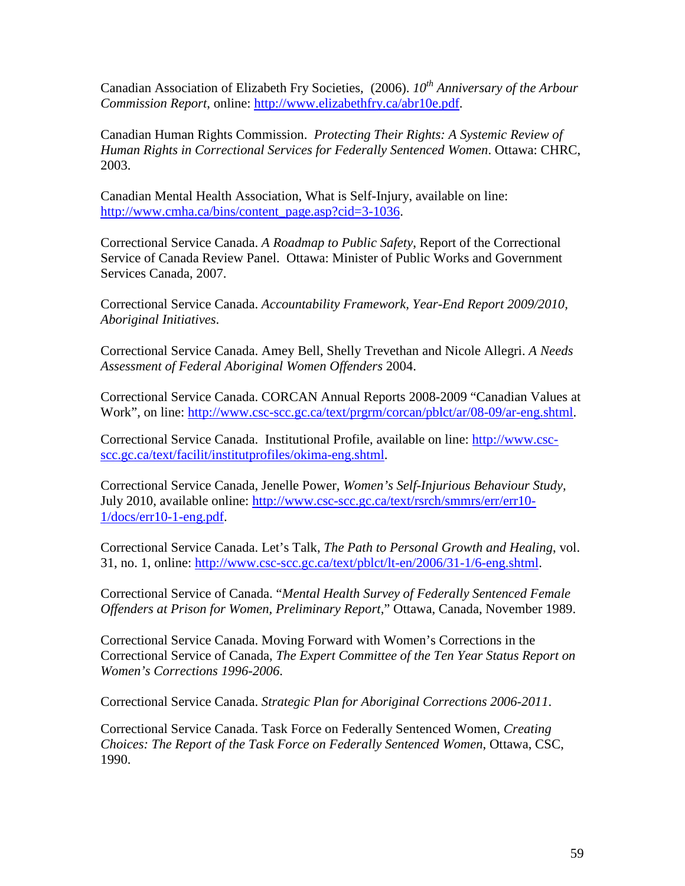Canadian Association of Elizabeth Fry Societies, (2006). *10th Anniversary of the Arbour Commission Report*, online: http://www.elizabethfry.ca/abr10e.pdf.

Canadian Human Rights Commission. *Protecting Their Rights: A Systemic Review of Human Rights in Correctional Services for Federally Sentenced Women*. Ottawa: CHRC, 2003.

Canadian Mental Health Association, What is Self-Injury, available on line: http://www.cmha.ca/bins/content_page.asp?cid=3-1036.

Correctional Service Canada. *A Roadmap to Public Safety*, Report of the Correctional Service of Canada Review Panel. Ottawa: Minister of Public Works and Government Services Canada, 2007.

Correctional Service Canada. *Accountability Framework, Year-End Report 2009/2010, Aboriginal Initiatives*.

Correctional Service Canada. Amey Bell, Shelly Trevethan and Nicole Allegri. *A Needs Assessment of Federal Aboriginal Women Offenders* 2004.

Correctional Service Canada. CORCAN Annual Reports 2008-2009 "Canadian Values at Work", on line: http://www.csc-scc.gc.ca/text/prgrm/corcan/pblct/ar/08-09/ar-eng.shtml.

Correctional Service Canada. Institutional Profile, available on line: http://www.csc-scc.gc.ca/text/facilit/institutprofiles/okima-eng.shtml.

Correctional Service Canada, Jenelle Power, *Women's Self-Injurious Behaviour Study*, July 2010, available online: http://www.csc-scc.gc.ca/text/rsrch/smmrs/err/err10-1/docs/err10-1-eng.pdf.

Correctional Service Canada. Let's Talk, *The Path to Personal Growth and Healing*, vol. 31, no. 1, online: http://www.csc-scc.gc.ca/text/pblct/lt-en/2006/31-1/6-eng.shtml.

Correctional Service of Canada. "*Mental Health Survey of Federally Sentenced Female Offenders at Prison for Women, Preliminary Report*," Ottawa, Canada, November 1989.

Correctional Service Canada. Moving Forward with Women's Corrections in the Correctional Service of Canada, *The Expert Committee of the Ten Year Status Report on Women's Corrections 1996-2006*.

Correctional Service Canada. *Strategic Plan for Aboriginal Corrections 2006-2011*.

Correctional Service Canada. Task Force on Federally Sentenced Women, *Creating Choices: The Report of the Task Force on Federally Sentenced Women*, Ottawa, CSC, 1990.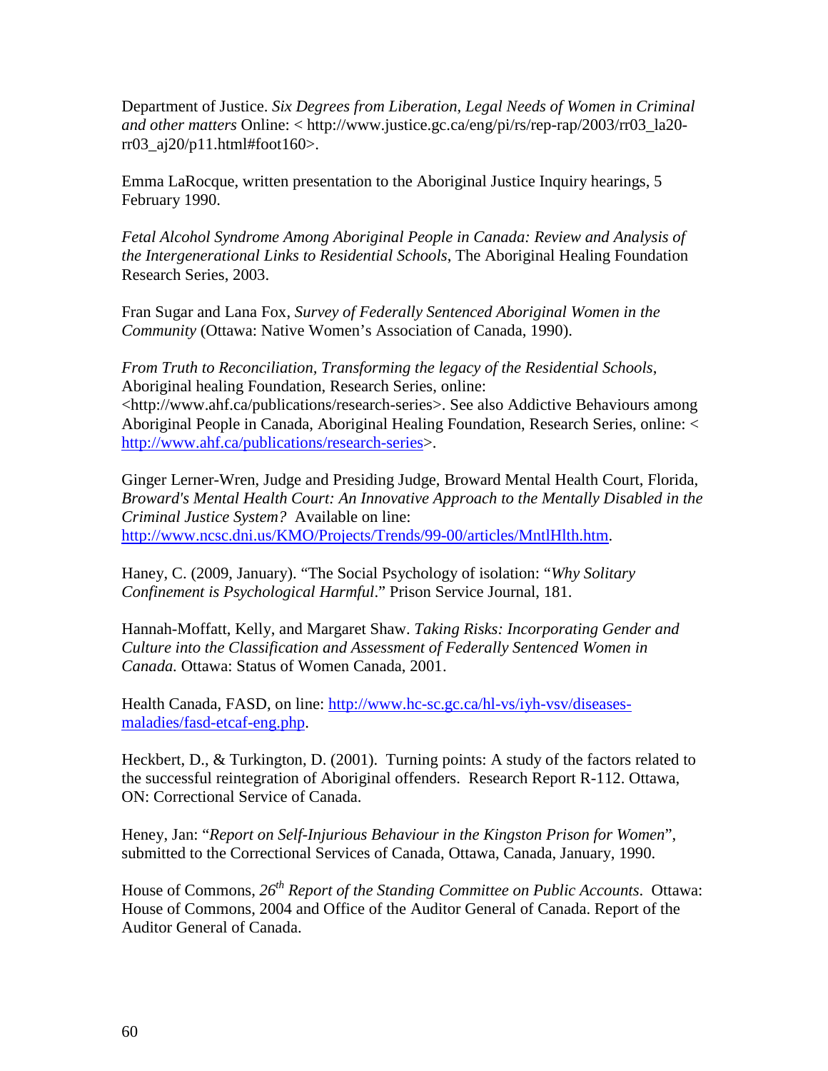Department of Justice. *Six Degrees from Liberation, Legal Needs of Women in Criminal and other matters* Online: < http://www.justice.gc.ca/eng/pi/rs/rep-rap/2003/rr03_la20-rr03_aj20/p11.html#foot160>.

Emma LaRocque, written presentation to the Aboriginal Justice Inquiry hearings, 5 February 1990.

*Fetal Alcohol Syndrome Among Aboriginal People in Canada: Review and Analysis of the Intergenerational Links to Residential Schools*, The Aboriginal Healing Foundation Research Series, 2003.

Fran Sugar and Lana Fox, *Survey of Federally Sentenced Aboriginal Women in the Community* (Ottawa: Native Women's Association of Canada, 1990).

*From Truth to Reconciliation, Transforming the legacy of the Residential Schools*, Aboriginal healing Foundation, Research Series, online: <http://www.ahf.ca/publications/research-series>. See also Addictive Behaviours among Aboriginal People in Canada, Aboriginal Healing Foundation, Research Series, online: < http://www.ahf.ca/publications/research-series>.

Ginger Lerner-Wren, Judge and Presiding Judge, Broward Mental Health Court, Florida, *Broward's Mental Health Court: An Innovative Approach to the Mentally Disabled in the Criminal Justice System?* Available on line: http://www.ncsc.dni.us/KMO/Projects/Trends/99-00/articles/MntlHlth.htm.

Haney, C. (2009, January). "The Social Psychology of isolation: "*Why Solitary Confinement is Psychological Harmful*." Prison Service Journal, 181.

Hannah-Moffatt, Kelly, and Margaret Shaw. *Taking Risks: Incorporating Gender and Culture into the Classification and Assessment of Federally Sentenced Women in Canada.* Ottawa: Status of Women Canada, 2001.

Health Canada, FASD, on line: http://www.hc-sc.gc.ca/hl-vs/iyh-vsv/diseases-maladies/fasd-etcaf-eng.php.

Heckbert, D., & Turkington, D. (2001). Turning points: A study of the factors related to the successful reintegration of Aboriginal offenders. Research Report R-112. Ottawa, ON: Correctional Service of Canada.

Heney, Jan: "*Report on Self-Injurious Behaviour in the Kingston Prison for Women*", submitted to the Correctional Services of Canada, Ottawa, Canada, January, 1990.

House of Commons, *26th Report of the Standing Committee on Public Accounts*. Ottawa: House of Commons, 2004 and Office of the Auditor General of Canada. Report of the Auditor General of Canada.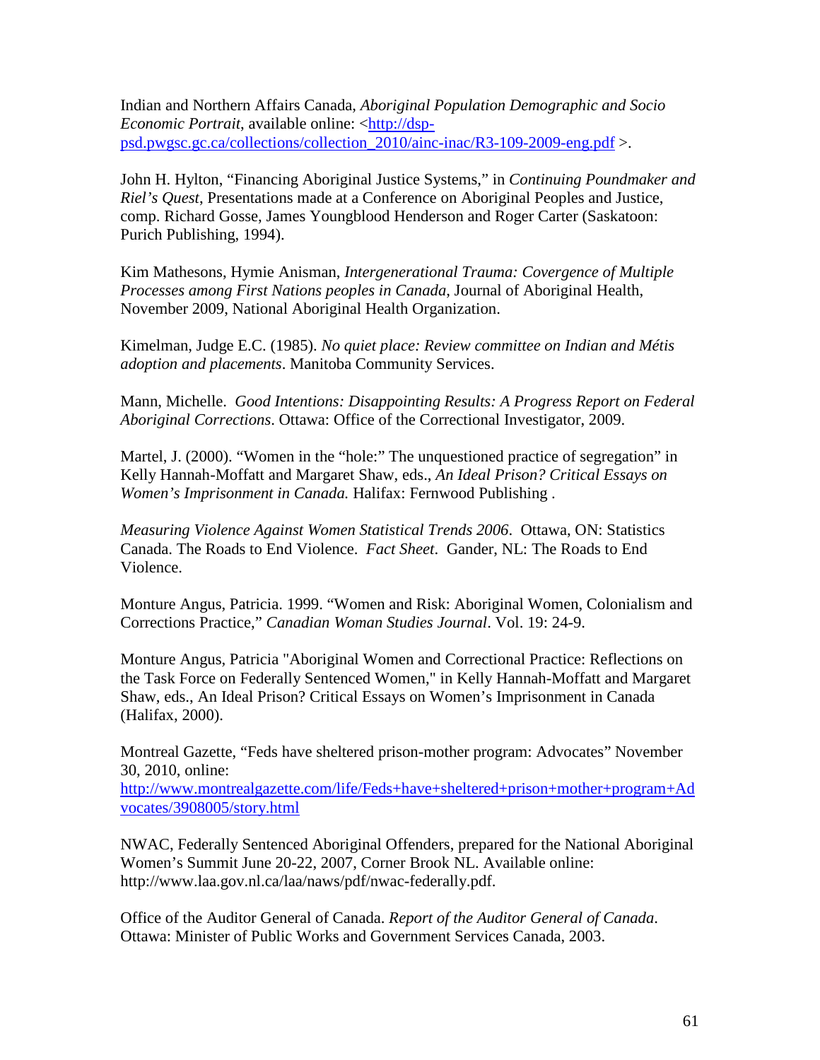Indian and Northern Affairs Canada, *Aboriginal Population Demographic and Socio Economic Portrait*, available online: <http://dsp-psd.pwgsc.gc.ca/collections/collection_2010/ainc-inac/R3-109-2009-eng.pdf >.

John H. Hylton, "Financing Aboriginal Justice Systems," in *Continuing Poundmaker and Riel's Quest*, Presentations made at a Conference on Aboriginal Peoples and Justice, comp. Richard Gosse, James Youngblood Henderson and Roger Carter (Saskatoon: Purich Publishing, 1994).

Kim Mathesons, Hymie Anisman, *Intergenerational Trauma: Covergence of Multiple Processes among First Nations peoples in Canada*, Journal of Aboriginal Health, November 2009, National Aboriginal Health Organization.

Kimelman, Judge E.C. (1985). *No quiet place: Review committee on Indian and Métis adoption and placements*. Manitoba Community Services.

Mann, Michelle. *Good Intentions: Disappointing Results: A Progress Report on Federal Aboriginal Corrections*. Ottawa: Office of the Correctional Investigator, 2009.

Martel, J. (2000). "Women in the "hole:" The unquestioned practice of segregation" in Kelly Hannah-Moffatt and Margaret Shaw, eds., *An Ideal Prison? Critical Essays on Women's Imprisonment in Canada.* Halifax: Fernwood Publishing .

*Measuring Violence Against Women Statistical Trends 2006*. Ottawa, ON: Statistics Canada. The Roads to End Violence. *Fact Sheet*. Gander, NL: The Roads to End Violence.

Monture Angus, Patricia. 1999. "Women and Risk: Aboriginal Women, Colonialism and Corrections Practice," *Canadian Woman Studies Journal*. Vol. 19: 24-9.

Monture Angus, Patricia "Aboriginal Women and Correctional Practice: Reflections on the Task Force on Federally Sentenced Women," in Kelly Hannah-Moffatt and Margaret Shaw, eds., An Ideal Prison? Critical Essays on Women's Imprisonment in Canada (Halifax, 2000).

Montreal Gazette, "Feds have sheltered prison-mother program: Advocates" November 30, 2010, online: http://www.montrealgazette.com/life/Feds+have+sheltered+prison+mother+program+Advocates/3908005/story.html

NWAC, Federally Sentenced Aboriginal Offenders, prepared for the National Aboriginal Women's Summit June 20-22, 2007, Corner Brook NL. Available online: http://www.laa.gov.nl.ca/laa/naws/pdf/nwac-federally.pdf.

Office of the Auditor General of Canada. *Report of the Auditor General of Canada*. Ottawa: Minister of Public Works and Government Services Canada, 2003.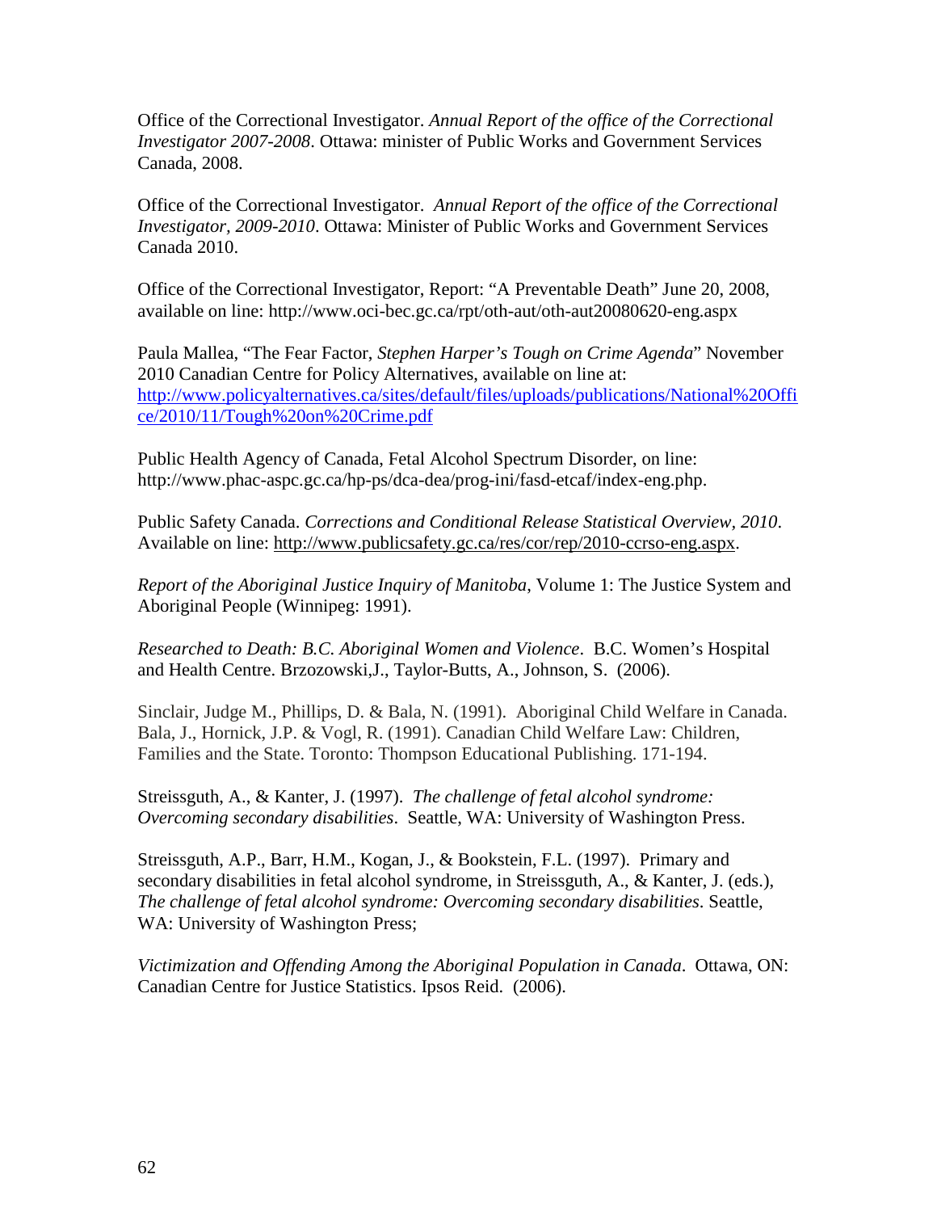Office of the Correctional Investigator. *Annual Report of the office of the Correctional Investigator 2007-2008*. Ottawa: minister of Public Works and Government Services Canada, 2008.

Office of the Correctional Investigator. *Annual Report of the office of the Correctional Investigator, 2009-2010*. Ottawa: Minister of Public Works and Government Services Canada 2010.

Office of the Correctional Investigator, Report: "A Preventable Death" June 20, 2008, available on line: http://www.oci-bec.gc.ca/rpt/oth-aut/oth-aut20080620-eng.aspx

Paula Mallea, "The Fear Factor, *Stephen Harper's Tough on Crime Agenda*" November 2010 Canadian Centre for Policy Alternatives, available on line at: http://www.policyalternatives.ca/sites/default/files/uploads/publications/National%20Office/2010/11/Tough%20on%20Crime.pdf

Public Health Agency of Canada, Fetal Alcohol Spectrum Disorder, on line: http://www.phac-aspc.gc.ca/hp-ps/dca-dea/prog-ini/fasd-etcaf/index-eng.php.

Public Safety Canada. *Corrections and Conditional Release Statistical Overview, 2010*. Available on line: http://www.publicsafety.gc.ca/res/cor/rep/2010-ccrso-eng.aspx.

*Report of the Aboriginal Justice Inquiry of Manitoba*, Volume 1: The Justice System and Aboriginal People (Winnipeg: 1991).

*Researched to Death: B.C. Aboriginal Women and Violence*. B.C. Women's Hospital and Health Centre. Brzozowski,J., Taylor-Butts, A., Johnson, S. (2006).

Sinclair, Judge M., Phillips, D. & Bala, N. (1991). Aboriginal Child Welfare in Canada. Bala, J., Hornick, J.P. & Vogl, R. (1991). Canadian Child Welfare Law: Children, Families and the State. Toronto: Thompson Educational Publishing. 171-194.

Streissguth, A., & Kanter, J. (1997). *The challenge of fetal alcohol syndrome: Overcoming secondary disabilities*. Seattle, WA: University of Washington Press.

Streissguth, A.P., Barr, H.M., Kogan, J., & Bookstein, F.L. (1997). Primary and secondary disabilities in fetal alcohol syndrome, in Streissguth, A., & Kanter, J. (eds.), *The challenge of fetal alcohol syndrome: Overcoming secondary disabilities*. Seattle, WA: University of Washington Press;

*Victimization and Offending Among the Aboriginal Population in Canada*. Ottawa, ON: Canadian Centre for Justice Statistics. Ipsos Reid. (2006).